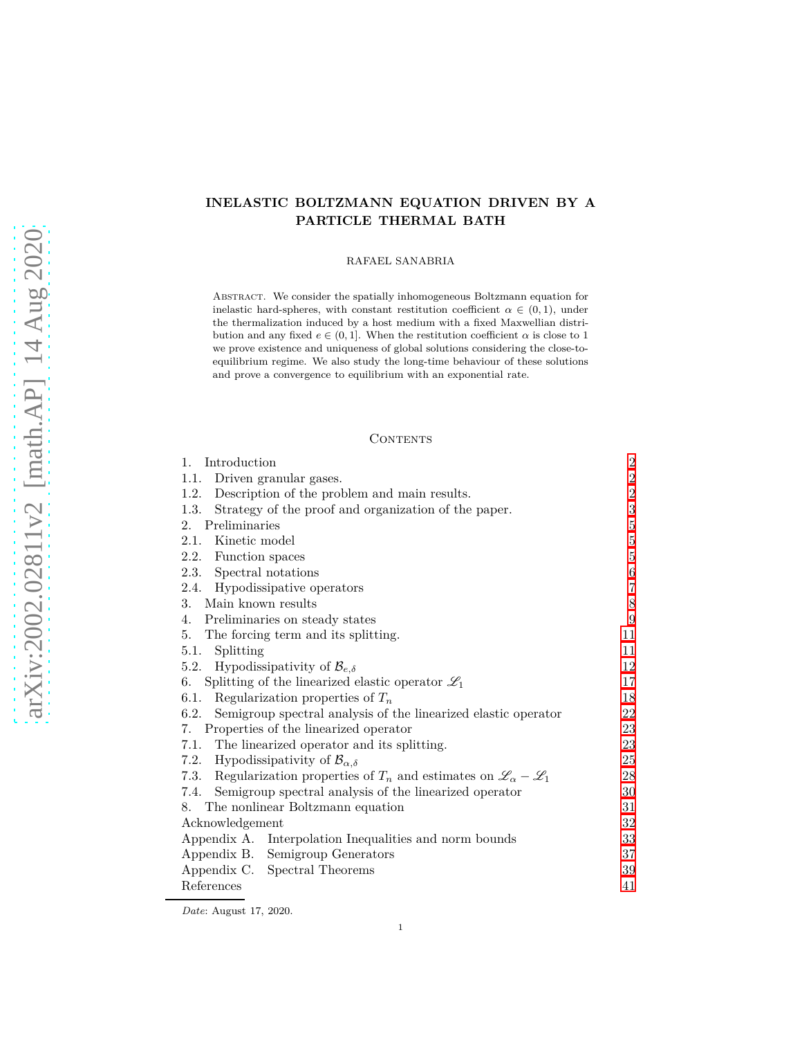# INELASTIC BOLTZMANN EQUATION DRIVEN BY A PARTICLE THERMAL BATH

RAFAEL SANABRIA

Abstract. We consider the spatially inhomogeneous Boltzmann equation for inelastic hard-spheres, with constant restitution coefficient $\alpha \in (0,1)$, under the thermalization induced by a host medium with a fixed Maxwellian distribution and any fixed $e \in (0,1]$. When the restitution coefficient $\alpha$ is close to 1 we prove existence and uniqueness of global solutions considering the close-to-equilibrium regime. We also study the long-time behaviour of these solutions and prove a convergence to equilibrium with an exponential rate.

Contents

| | |
|---|---|
| 1. Introduction | 2 |
| 1.1. Driven granular gases. | 2 |
| 1.2. Description of the problem and main results. | 2 |
| 1.3. Strategy of the proof and organization of the paper. | 3 |
| 2. Preliminaries | 5 |
| 2.1. Kinetic model | 5 |
| 2.2. Function spaces | 5 |
| 2.3. Spectral notations | 6 |
| 2.4. Hypodissipative operators | 7 |
| 3. Main known results | 8 |
| 4. Preliminaries on steady states | 9 |
| 5. The forcing term and its splitting. | 11 |
| 5.1. Splitting | 11 |
| 5.2. Hypodissipativity of $\mathcal{B}_{e,\delta}$ | 12 |
| 6. Splitting of the linearized elastic operator $\mathscr{L}_1$ | 17 |
| 6.1. Regularization properties of $T_n$ | 18 |
| 6.2. Semigroup spectral analysis of the linearized elastic operator | 22 |
| 7. Properties of the linearized operator | 23 |
| 7.1. The linearized operator and its splitting. | 23 |
| 7.2. Hypodissipativity of $\mathcal{B}_{\alpha,\delta}$ | 25 |
| 7.3. Regularization properties of $T_n$ and estimates on $\mathscr{L}_\alpha - \mathscr{L}_1$ | 28 |
| 7.4. Semigroup spectral analysis of the linearized operator | 30 |
| 8. The nonlinear Boltzmann equation | 31 |
| Acknowledgement | 32 |
| Appendix A. Interpolation Inequalities and norm bounds | 33 |
| Appendix B. Semigroup Generators | 37 |
| Appendix C. Spectral Theorems | 39 |
| References | 41 |

*Date*: August 17, 2020.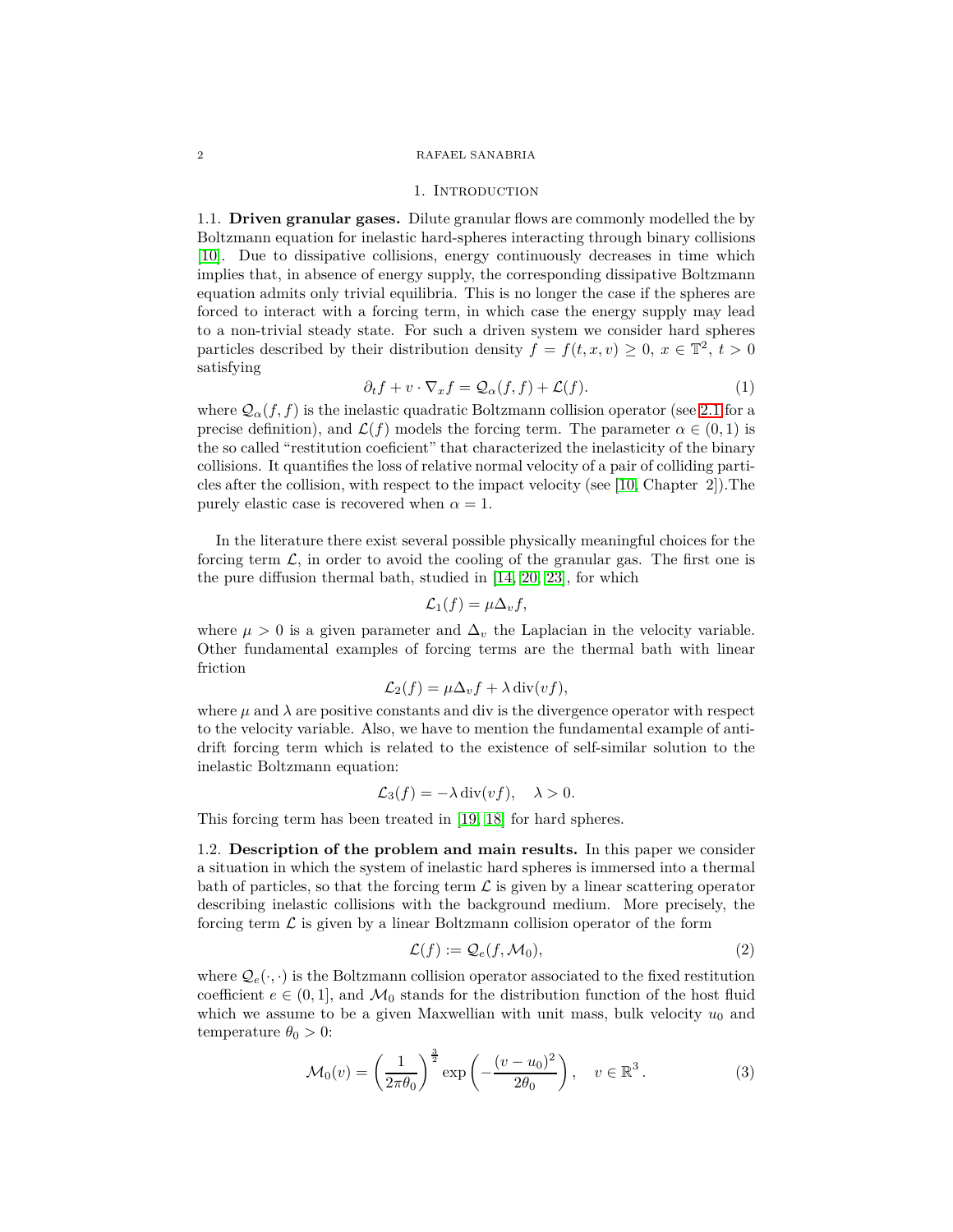## 1. Introduction

### 1.1. **Driven granular gases.**

Dilute granular flows are commonly modelled the by Boltzmann equation for inelastic hard-spheres interacting through binary collisions [10]. Due to dissipative collisions, energy continuously decreases in time which implies that, in absence of energy supply, the corresponding dissipative Boltzmann equation admits only trivial equilibria. This is no longer the case if the spheres are forced to interact with a forcing term, in which case the energy supply may lead to a non-trivial steady state. For such a driven system we consider hard spheres particles described by their distribution density $f = f(t, x, v) \geq 0$, $x \in \mathbb{T}^2$, $t > 0$ satisfying

$$\partial_t f + v \cdot \nabla_x f = \mathcal{Q}_\alpha(f, f) + \mathcal{L}(f). \tag{1}$$

where $\mathcal{Q}_\alpha(f, f)$ is the inelastic quadratic Boltzmann collision operator (see 2.1 for a precise definition), and $\mathcal{L}(f)$ models the forcing term. The parameter $\alpha \in (0, 1)$ is the so called "restitution coeficient" that characterized the inelasticity of the binary collisions. It quantifies the loss of relative normal velocity of a pair of colliding particles after the collision, with respect to the impact velocity (see [10, Chapter 2]).The purely elastic case is recovered when $\alpha = 1$.

In the literature there exist several possible physically meaningful choices for the forcing term $\mathcal{L}$, in order to avoid the cooling of the granular gas. The first one is the pure diffusion thermal bath, studied in [14, 20, 23], for which

$$\mathcal{L}_1(f) = \mu \Delta_v f,$$

where $\mu > 0$ is a given parameter and $\Delta_v$ the Laplacian in the velocity variable. Other fundamental examples of forcing terms are the thermal bath with linear friction

$$\mathcal{L}_2(f) = \mu \Delta_v f + \lambda \operatorname{div}(v f),$$

where $\mu$ and $\lambda$ are positive constants and div is the divergence operator with respect to the velocity variable. Also, we have to mention the fundamental example of anti-drift forcing term which is related to the existence of self-similar solution to the inelastic Boltzmann equation:

$$\mathcal{L}_3(f) = -\lambda \operatorname{div}(v f), \quad \lambda > 0.$$

This forcing term has been treated in [19, 18] for hard spheres.

### 1.2. **Description of the problem and main results.**

In this paper we consider a situation in which the system of inelastic hard spheres is immersed into a thermal bath of particles, so that the forcing term $\mathcal{L}$ is given by a linear scattering operator describing inelastic collisions with the background medium. More precisely, the forcing term $\mathcal{L}$ is given by a linear Boltzmann collision operator of the form

$$\mathcal{L}(f) := \mathcal{Q}_e(f, \mathcal{M}_0), \tag{2}$$

where $\mathcal{Q}_e(\cdot, \cdot)$ is the Boltzmann collision operator associated to the fixed restitution coefficient $e \in (0, 1]$, and $\mathcal{M}_0$ stands for the distribution function of the host fluid which we assume to be a given Maxwellian with unit mass, bulk velocity $u_0$ and temperature $\theta_0 > 0$:

$$\mathcal{M}_0(v) = \left( \frac{1}{2\pi\theta_0} \right)^{\frac{3}{2}} \exp\left( -\frac{(v - u_0)^2}{2\theta_0} \right), \quad v \in \mathbb{R}^3. \tag{3}$$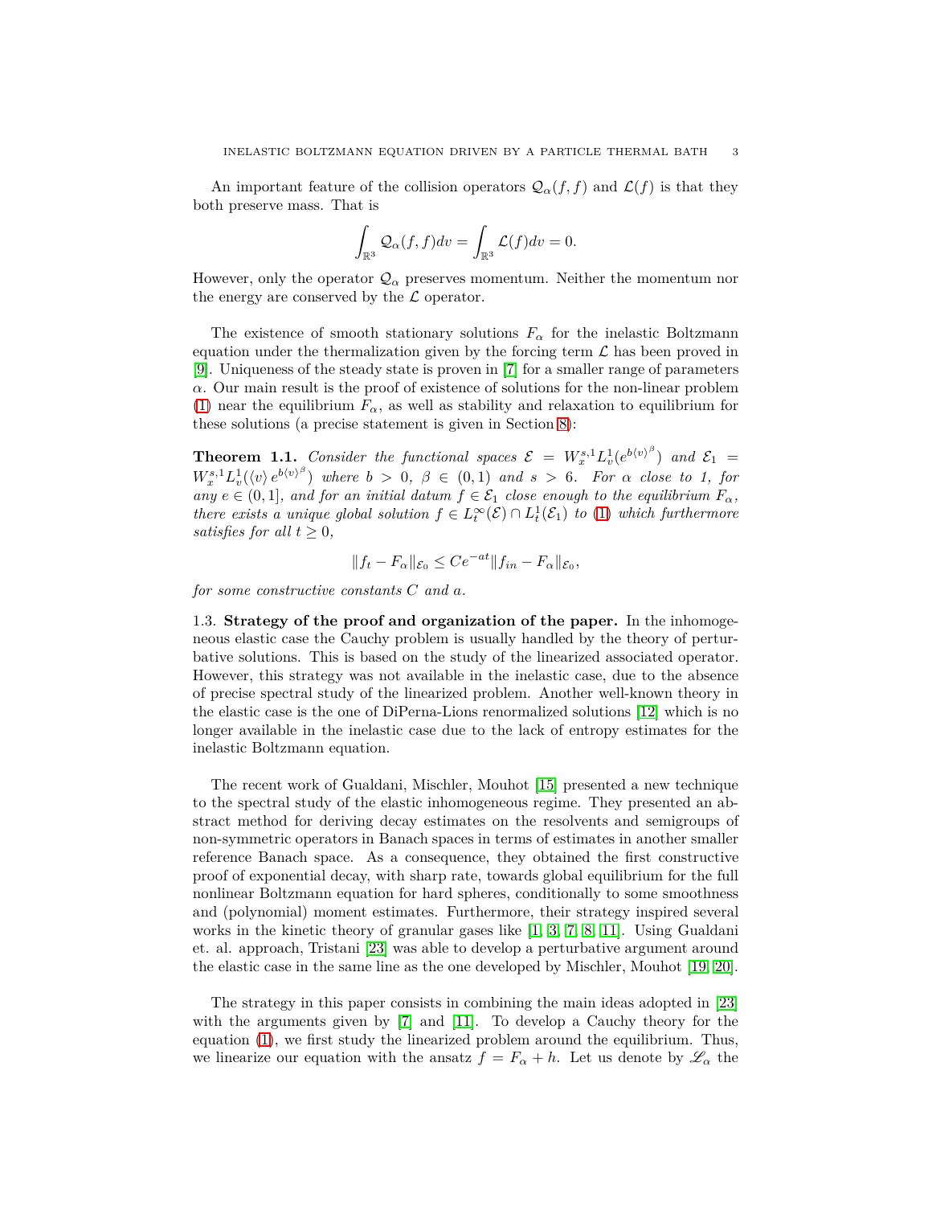An important feature of the collision operators $\mathcal{Q}_\alpha(f,f)$ and $\mathcal{L}(f)$ is that they both preserve mass. That is

$$\int_{\mathbb{R}^3} \mathcal{Q}_\alpha(f,f)dv = \int_{\mathbb{R}^3} \mathcal{L}(f)dv = 0.$$

However, only the operator $\mathcal{Q}_\alpha$ preserves momentum. Neither the momentum nor the energy are conserved by the $\mathcal{L}$ operator.

The existence of smooth stationary solutions $F_\alpha$ for the inelastic Boltzmann equation under the thermalization given by the forcing term $\mathcal{L}$ has been proved in [9]. Uniqueness of the steady state is proven in [7] for a smaller range of parameters $\alpha$. Our main result is the proof of existence of solutions for the non-linear problem (1) near the equilibrium $F_\alpha$, as well as stability and relaxation to equilibrium for these solutions (a precise statement is given in Section 8):

**Theorem 1.1.** *Consider the functional spaces $\mathcal{E} = W^{s,1}_x L^1_v(e^{b\langle v\rangle^\beta})$ and $\mathcal{E}_1 = W^{s,1}_x L^1_v(\langle v\rangle\, e^{b\langle v\rangle^\beta})$ where $b > 0$, $\beta \in (0,1)$ and $s > 6$. For $\alpha$ close to 1, for any $e \in (0,1]$, and for an initial datum $f \in \mathcal{E}_1$ close enough to the equilibrium $F_\alpha$, there exists a unique global solution $f \in L^\infty_t(\mathcal{E}) \cap L^1_t(\mathcal{E}_1)$ to (1) which furthermore satisfies for all $t \geq 0$,*

$$\|f_t - F_\alpha\|_{\mathcal{E}_0} \leq C e^{-at} \|f_{in} - F_\alpha\|_{\mathcal{E}_0},$$

*for some constructive constants $C$ and $a$.*

1.3. **Strategy of the proof and organization of the paper.** In the inhomogeneous elastic case the Cauchy problem is usually handled by the theory of perturbative solutions. This is based on the study of the linearized associated operator. However, this strategy was not available in the inelastic case, due to the absence of precise spectral study of the linearized problem. Another well-known theory in the elastic case is the one of DiPerna-Lions renormalized solutions [12] which is no longer available in the inelastic case due to the lack of entropy estimates for the inelastic Boltzmann equation.

The recent work of Gualdani, Mischler, Mouhot [15] presented a new technique to the spectral study of the elastic inhomogeneous regime. They presented an abstract method for deriving decay estimates on the resolvents and semigroups of non-symmetric operators in Banach spaces in terms of estimates in another smaller reference Banach space. As a consequence, they obtained the first constructive proof of exponential decay, with sharp rate, towards global equilibrium for the full nonlinear Boltzmann equation for hard spheres, conditionally to some smoothness and (polynomial) moment estimates. Furthermore, their strategy inspired several works in the kinetic theory of granular gases like [1, 3, 7, 8, 11]. Using Gualdani et. al. approach, Tristani [23] was able to develop a perturbative argument around the elastic case in the same line as the one developed by Mischler, Mouhot [19, 20].

The strategy in this paper consists in combining the main ideas adopted in [23] with the arguments given by [7] and [11]. To develop a Cauchy theory for the equation (1), we first study the linearized problem around the equilibrium. Thus, we linearize our equation with the ansatz $f = F_\alpha + h$. Let us denote by $\mathscr{L}_\alpha$ the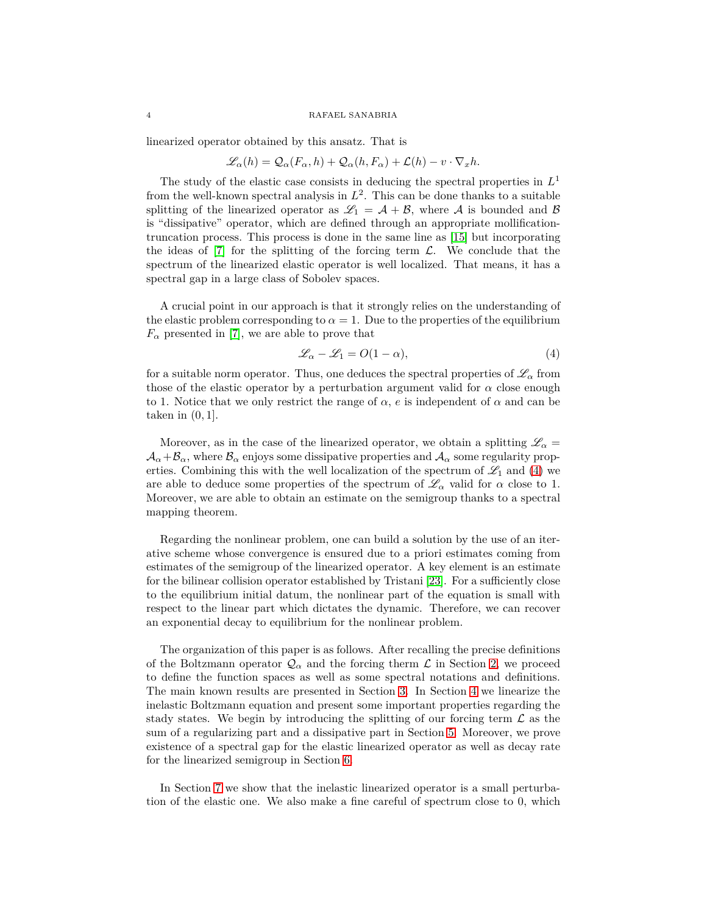linearized operator obtained by this ansatz. That is

$$\mathscr{L}_\alpha(h) = \mathcal{Q}_\alpha(F_\alpha, h) + \mathcal{Q}_\alpha(h, F_\alpha) + \mathcal{L}(h) - v \cdot \nabla_x h.$$

The study of the elastic case consists in deducing the spectral properties in $L^1$ from the well-known spectral analysis in $L^2$. This can be done thanks to a suitable splitting of the linearized operator as $\mathscr{L}_1 = \mathcal{A} + \mathcal{B}$, where $\mathcal{A}$ is bounded and $\mathcal{B}$ is "dissipative" operator, which are defined through an appropriate mollification-truncation process. This process is done in the same line as [15] but incorporating the ideas of [7] for the splitting of the forcing term $\mathcal{L}$. We conclude that the spectrum of the linearized elastic operator is well localized. That means, it has a spectral gap in a large class of Sobolev spaces.

A crucial point in our approach is that it strongly relies on the understanding of the elastic problem corresponding to $\alpha = 1$. Due to the properties of the equilibrium $F_\alpha$ presented in [7], we are able to prove that

$$\mathscr{L}_\alpha - \mathscr{L}_1 = O(1 - \alpha), \tag{4}$$

for a suitable norm operator. Thus, one deduces the spectral properties of $\mathscr{L}_\alpha$ from those of the elastic operator by a perturbation argument valid for $\alpha$ close enough to 1. Notice that we only restrict the range of $\alpha$, $e$ is independent of $\alpha$ and can be taken in $(0, 1]$.

Moreover, as in the case of the linearized operator, we obtain a splitting $\mathscr{L}_\alpha = \mathcal{A}_\alpha + \mathcal{B}_\alpha$, where $\mathcal{B}_\alpha$ enjoys some dissipative properties and $\mathcal{A}_\alpha$ some regularity properties. Combining this with the well localization of the spectrum of $\mathscr{L}_1$ and (4) we are able to deduce some properties of the spectrum of $\mathscr{L}_\alpha$ valid for $\alpha$ close to 1. Moreover, we are able to obtain an estimate on the semigroup thanks to a spectral mapping theorem.

Regarding the nonlinear problem, one can build a solution by the use of an iterative scheme whose convergence is ensured due to a priori estimates coming from estimates of the semigroup of the linearized operator. A key element is an estimate for the bilinear collision operator established by Tristani [23]. For a sufficiently close to the equilibrium initial datum, the nonlinear part of the equation is small with respect to the linear part which dictates the dynamic. Therefore, we can recover an exponential decay to equilibrium for the nonlinear problem.

The organization of this paper is as follows. After recalling the precise definitions of the Boltzmann operator $\mathcal{Q}_\alpha$ and the forcing therm $\mathcal{L}$ in Section 2, we proceed to define the function spaces as well as some spectral notations and definitions. The main known results are presented in Section 3. In Section 4 we linearize the inelastic Boltzmann equation and present some important properties regarding the stady states. We begin by introducing the splitting of our forcing term $\mathcal{L}$ as the sum of a regularizing part and a dissipative part in Section 5. Moreover, we prove existence of a spectral gap for the elastic linearized operator as well as decay rate for the linearized semigroup in Section 6.

In Section 7 we show that the inelastic linearized operator is a small perturbation of the elastic one. We also make a fine careful of spectrum close to 0, which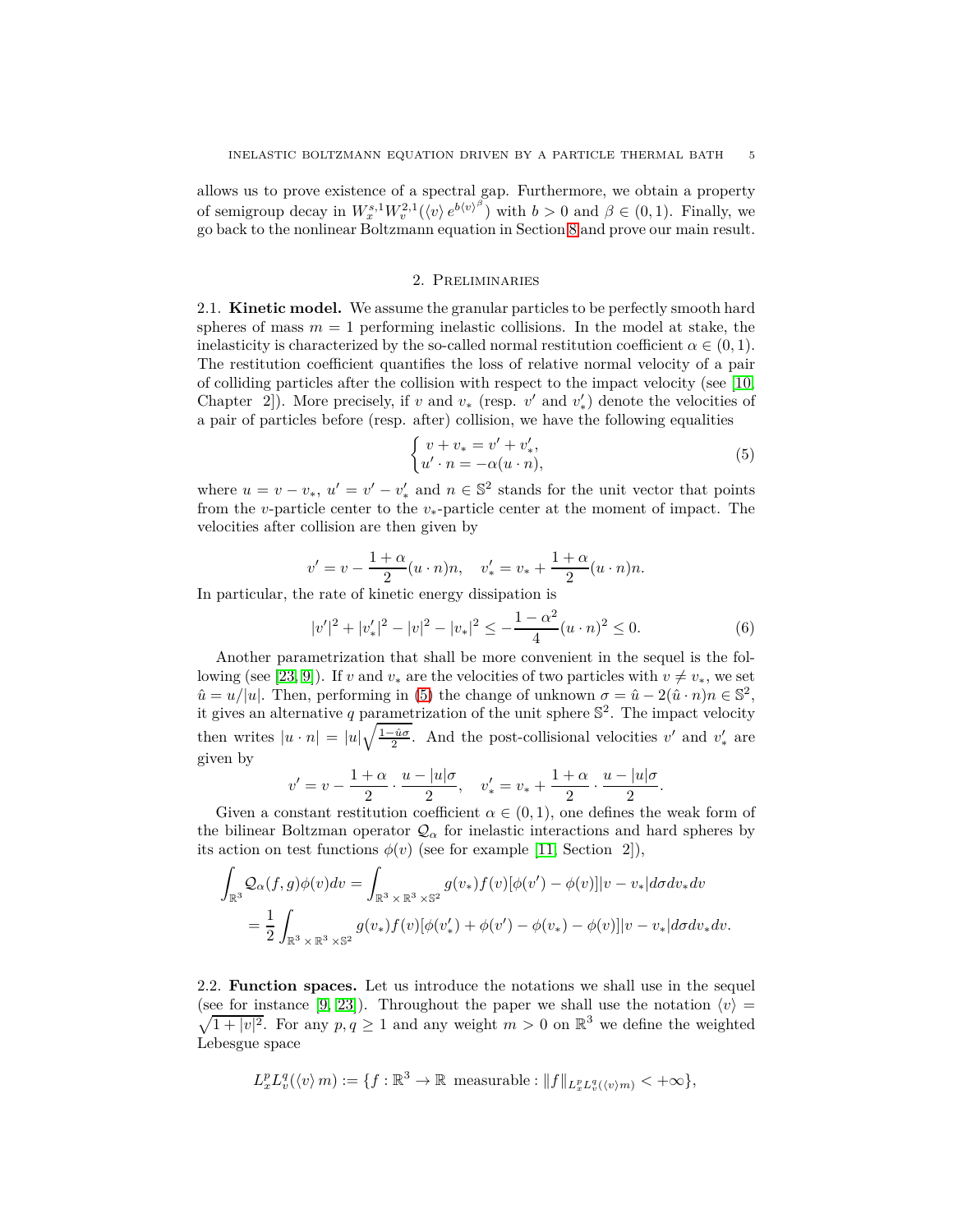allows us to prove existence of a spectral gap. Furthermore, we obtain a property of semigroup decay in $W^{s,1}_x W^{2,1}_v(\langle v\rangle e^{b\langle v\rangle^\beta})$ with $b>0$ and $\beta\in(0,1)$. Finally, we go back to the nonlinear Boltzmann equation in Section 8 and prove our main result.

## 2. Preliminaries

**2.1. Kinetic model.** We assume the granular particles to be perfectly smooth hard spheres of mass $m=1$ performing inelastic collisions. In the model at stake, the inelasticity is characterized by the so-called normal restitution coefficient $\alpha\in(0,1)$. The restitution coefficient quantifies the loss of relative normal velocity of a pair of colliding particles after the collision with respect to the impact velocity (see [10, Chapter 2]). More precisely, if $v$ and $v_*$ (resp. $v'$ and $v'_*$) denote the velocities of a pair of particles before (resp. after) collision, we have the following equalities

$$
\begin{cases} v+v_* = v'+v'_*, \\ u'\cdot n = -\alpha(u\cdot n), \end{cases} \tag{5}
$$

where $u=v-v_*$, $u'=v'-v'_*$ and $n\in\mathbb{S}^2$ stands for the unit vector that points from the $v$-particle center to the $v_*$-particle center at the moment of impact. The velocities after collision are then given by

$$
v' = v - \frac{1+\alpha}{2}(u\cdot n)n, \quad v'_* = v_* + \frac{1+\alpha}{2}(u\cdot n)n.
$$

In particular, the rate of kinetic energy dissipation is

$$
|v'|^2+|v'_*|^2-|v|^2-|v_*|^2 \le -\frac{1-\alpha^2}{4}(u\cdot n)^2 \le 0. \tag{6}
$$

Another parametrization that shall be more convenient in the sequel is the following (see [23, 9]). If $v$ and $v_*$ are the velocities of two particles with $v\neq v_*$, we set $\hat u = u/|u|$. Then, performing in (5) the change of unknown $\sigma = \hat u - 2(\hat u\cdot n)n\in\mathbb{S}^2$, it gives an alternative $q$ parametrization of the unit sphere $\mathbb{S}^2$. The impact velocity then writes $|u\cdot n| = |u|\sqrt{\frac{1-\hat u\sigma}{2}}$. And the post-collisional velocities $v'$ and $v'_*$ are given by

$$
v' = v - \frac{1+\alpha}{2}\cdot\frac{u-|u|\sigma}{2}, \quad v'_* = v_* + \frac{1+\alpha}{2}\cdot\frac{u-|u|\sigma}{2}.
$$

Given a constant restitution coefficient $\alpha\in(0,1)$, one defines the weak form of the bilinear Boltzman operator $\mathcal{Q}_\alpha$ for inelastic interactions and hard spheres by its action on test functions $\phi(v)$ (see for example [11, Section 2]),

$$
\begin{aligned}
\int_{\mathbb{R}^3}\mathcal{Q}_\alpha(f,g)\phi(v)dv &= \int_{\mathbb{R}^3\times\mathbb{R}^3\times\mathbb{S}^2} g(v_*)f(v)[\phi(v')-\phi(v)]|v-v_*|d\sigma dv_* dv \\
&= \frac{1}{2}\int_{\mathbb{R}^3\times\mathbb{R}^3\times\mathbb{S}^2} g(v_*)f(v)[\phi(v'_*)+\phi(v')-\phi(v_*)-\phi(v)]|v-v_*|d\sigma dv_* dv.
\end{aligned}
$$

**2.2. Function spaces.** Let us introduce the notations we shall use in the sequel (see for instance [9, 23]). Throughout the paper we shall use the notation $\langle v\rangle = \sqrt{1+|v|^2}$. For any $p,q\geq 1$ and any weight $m>0$ on $\mathbb{R}^3$ we define the weighted Lebesgue space

$$
L^p_x L^q_v(\langle v\rangle\, m) := \{f:\mathbb{R}^3\to\mathbb{R} \text{ measurable} : \|f\|_{L^p_x L^q_v(\langle v\rangle m)} < +\infty\},
$$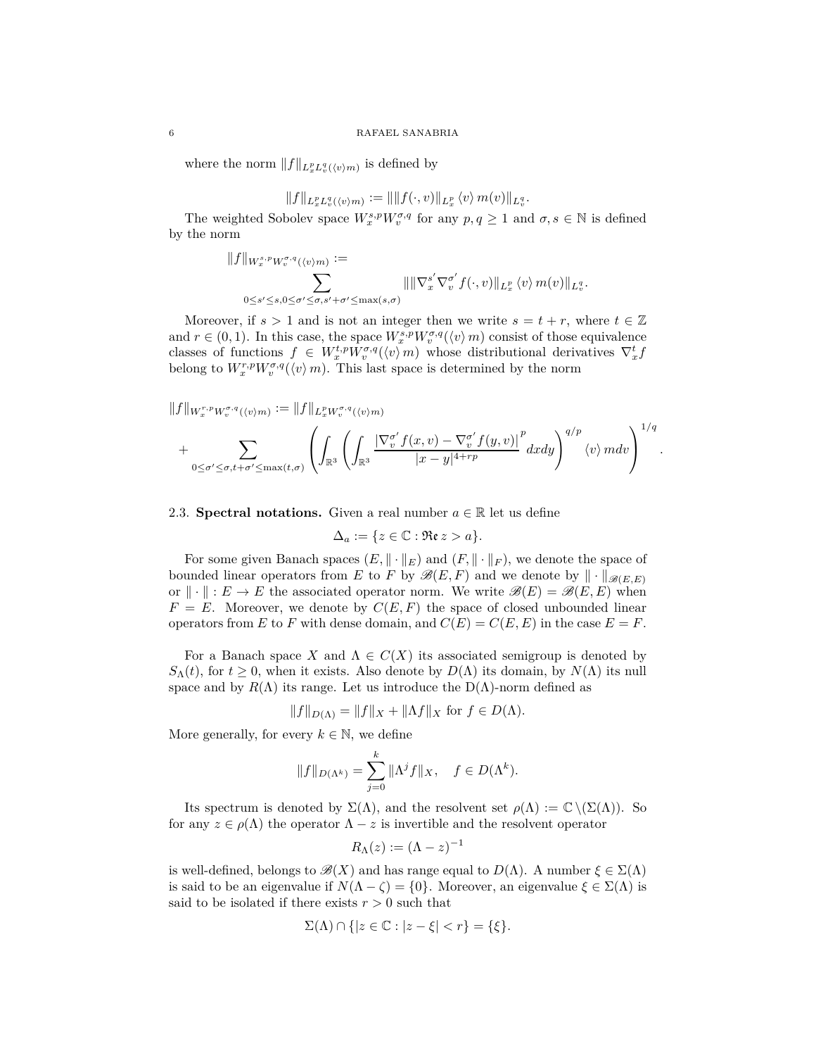where the norm $\|f\|_{L^p_x L^q_v(\langle v \rangle m)}$ is defined by

$$\|f\|_{L^p_x L^q_v(\langle v \rangle m)} := \| \|f(\cdot, v)\|_{L^p_x} \langle v \rangle m(v) \|_{L^q_v}.$$

The weighted Sobolev space $W^{s,p}_x W^{\sigma,q}_v$ for any $p, q \geq 1$ and $\sigma, s \in \mathbb{N}$ is defined by the norm

$$\|f\|_{W^{s,p}_x W^{\sigma,q}_v(\langle v \rangle m)} := \sum_{0 \leq s' \leq s, 0 \leq \sigma' \leq \sigma, s' + \sigma' \leq \max(s,\sigma)} \| \|\nabla^{s'}_x \nabla^{\sigma'}_v f(\cdot, v)\|_{L^p_x} \langle v \rangle m(v) \|_{L^q_v}.$$

Moreover, if $s > 1$ and is not an integer then we write $s = t + r$, where $t \in \mathbb{Z}$ and $r \in (0,1)$. In this case, the space $W^{s,p}_x W^{\sigma,q}_v(\langle v \rangle m)$ consist of those equivalence classes of functions $f \in W^{t,p}_x W^{\sigma,q}_v(\langle v \rangle m)$ whose distributional derivatives $\nabla^t_x f$ belong to $W^{r,p}_x W^{\sigma,q}_v(\langle v \rangle m)$. This last space is determined by the norm

$$\|f\|_{W^{r,p}_x W^{\sigma,q}_v(\langle v \rangle m)} := \|f\|_{L^p_x W^{\sigma,q}_v(\langle v \rangle m)} + \sum_{0 \leq \sigma' \leq \sigma, t + \sigma' \leq \max(t,\sigma)} \left( \int_{\mathbb{R}^3} \left( \int_{\mathbb{R}^3} \frac{\left| \nabla^{\sigma'}_v f(x,v) - \nabla^{\sigma'}_v f(y,v) \right|^p}{|x-y|^{4+rp}} dx dy \right)^{q/p} \langle v \rangle m dv \right)^{1/q}.$$

## 2.3. Spectral notations.

Given a real number $a \in \mathbb{R}$ let us define

$$\Delta_a := \{z \in \mathbb{C} : \mathfrak{Re}\, z > a\}.$$

For some given Banach spaces $(E, \|\cdot\|_E)$ and $(F, \|\cdot\|_F)$, we denote the space of bounded linear operators from $E$ to $F$ by $\mathscr{B}(E,F)$ and we denote by $\|\cdot\|_{\mathscr{B}(E,E)}$ or $\|\cdot\| : E \to E$ the associated operator norm. We write $\mathscr{B}(E) = \mathscr{B}(E,E)$ when $F = E$. Moreover, we denote by $C(E,F)$ the space of closed unbounded linear operators from $E$ to $F$ with dense domain, and $C(E) = C(E,E)$ in the case $E = F$.

For a Banach space $X$ and $\Lambda \in C(X)$ its associated semigroup is denoted by $S_\Lambda(t)$, for $t \geq 0$, when it exists. Also denote by $D(\Lambda)$ its domain, by $N(\Lambda)$ its null space and by $R(\Lambda)$ its range. Let us introduce the D($\Lambda$)-norm defined as

$$\|f\|_{D(\Lambda)} = \|f\|_X + \|\Lambda f\|_X \text{ for } f \in D(\Lambda).$$

More generally, for every $k \in \mathbb{N}$, we define

$$\|f\|_{D(\Lambda^k)} = \sum_{j=0}^{k} \|\Lambda^j f\|_X, \quad f \in D(\Lambda^k).$$

Its spectrum is denoted by $\Sigma(\Lambda)$, and the resolvent set $\rho(\Lambda) := \mathbb{C} \setminus (\Sigma(\Lambda))$. So for any $z \in \rho(\Lambda)$ the operator $\Lambda - z$ is invertible and the resolvent operator

$$R_\Lambda(z) := (\Lambda - z)^{-1}$$

is well-defined, belongs to $\mathscr{B}(X)$ and has range equal to $D(\Lambda)$. A number $\xi \in \Sigma(\Lambda)$ is said to be an eigenvalue if $N(\Lambda - \zeta) = \{0\}$. Moreover, an eigenvalue $\xi \in \Sigma(\Lambda)$ is said to be isolated if there exists $r > 0$ such that

$$\Sigma(\Lambda) \cap \{|z \in \mathbb{C} : |z - \xi| < r\} = \{\xi\}.$$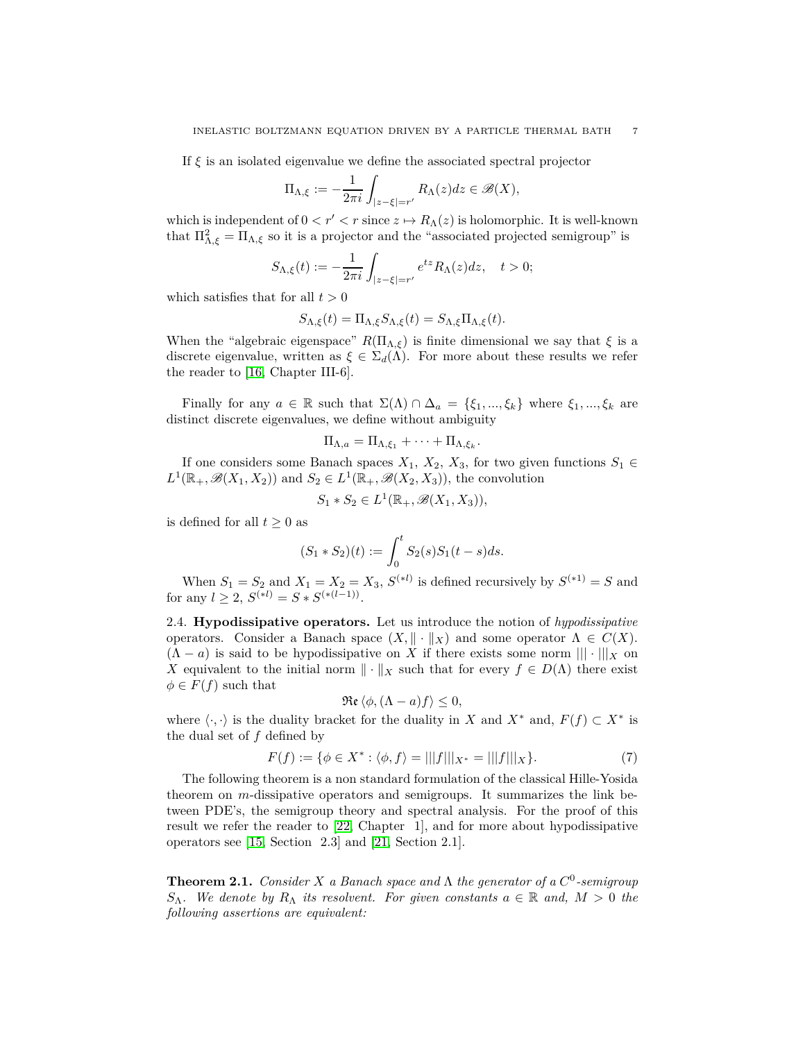If $\xi$ is an isolated eigenvalue we define the associated spectral projector

$$\Pi_{\Lambda,\xi} := -\frac{1}{2\pi i}\int_{|z-\xi|=r'} R_\Lambda(z)dz \in \mathscr{B}(X),$$

which is independent of $0 < r' < r$ since $z \mapsto R_\Lambda(z)$ is holomorphic. It is well-known that $\Pi_{\Lambda,\xi}^2 = \Pi_{\Lambda,\xi}$ so it is a projector and the "associated projected semigroup" is

$$S_{\Lambda,\xi}(t) := -\frac{1}{2\pi i}\int_{|z-\xi|=r'} e^{tz} R_\Lambda(z)dz, \quad t > 0;$$

which satisfies that for all $t > 0$

$$S_{\Lambda,\xi}(t) = \Pi_{\Lambda,\xi} S_{\Lambda,\xi}(t) = S_{\Lambda,\xi}\Pi_{\Lambda,\xi}(t).$$

When the "algebraic eigenspace" $R(\Pi_{\Lambda,\xi})$ is finite dimensional we say that $\xi$ is a discrete eigenvalue, written as $\xi \in \Sigma_d(\Lambda)$. For more about these results we refer the reader to [16, Chapter III-6].

Finally for any $a \in \mathbb{R}$ such that $\Sigma(\Lambda) \cap \Delta_a = \{\xi_1, ..., \xi_k\}$ where $\xi_1, ..., \xi_k$ are distinct discrete eigenvalues, we define without ambiguity

$$\Pi_{\Lambda,a} = \Pi_{\Lambda,\xi_1} + \cdots + \Pi_{\Lambda,\xi_k}.$$

If one considers some Banach spaces $X_1$, $X_2$, $X_3$, for two given functions $S_1 \in L^1(\mathbb{R}_+, \mathscr{B}(X_1, X_2))$ and $S_2 \in L^1(\mathbb{R}_+, \mathscr{B}(X_2, X_3))$, the convolution

$$S_1 * S_2 \in L^1(\mathbb{R}_+, \mathscr{B}(X_1, X_3)),$$

is defined for all $t \geq 0$ as

$$(S_1 * S_2)(t) := \int_0^t S_2(s)S_1(t-s)ds.$$

When $S_1 = S_2$ and $X_1 = X_2 = X_3$, $S^{(*l)}$ is defined recursively by $S^{(*1)} = S$ and for any $l \geq 2$, $S^{(*l)} = S * S^{(*(l-1))}$.

## 2.4. Hypodissipative operators.

Let us introduce the notion of *hypodissipative* operators. Consider a Banach space $(X, \|\cdot\|_X)$ and some operator $\Lambda \in C(X)$. $(\Lambda - a)$ is said to be hypodissipative on $X$ if there exists some norm $|||\cdot|||_X$ on $X$ equivalent to the initial norm $\|\cdot\|_X$ such that for every $f \in D(\Lambda)$ there exist $\phi \in F(f)$ such that

$$\mathfrak{Re}\,\langle \phi, (\Lambda - a)f\rangle \leq 0,$$

where $\langle\cdot,\cdot\rangle$ is the duality bracket for the duality in $X$ and $X^*$ and, $F(f) \subset X^*$ is the dual set of $f$ defined by

$$F(f) := \{\phi \in X^* : \langle \phi, f\rangle = |||f|||_{X^*} = |||f|||_X\}. \tag{7}$$

The following theorem is a non standard formulation of the classical Hille-Yosida theorem on $m$-dissipative operators and semigroups. It summarizes the link between PDE's, the semigroup theory and spectral analysis. For the proof of this result we refer the reader to [22, Chapter 1], and for more about hypodissipative operators see [15, Section 2.3] and [21, Section 2.1].

**Theorem 2.1.** *Consider $X$ a Banach space and $\Lambda$ the generator of a $C^0$-semigroup $S_\Lambda$. We denote by $R_\Lambda$ its resolvent. For given constants $a \in \mathbb{R}$ and, $M > 0$ the following assertions are equivalent:*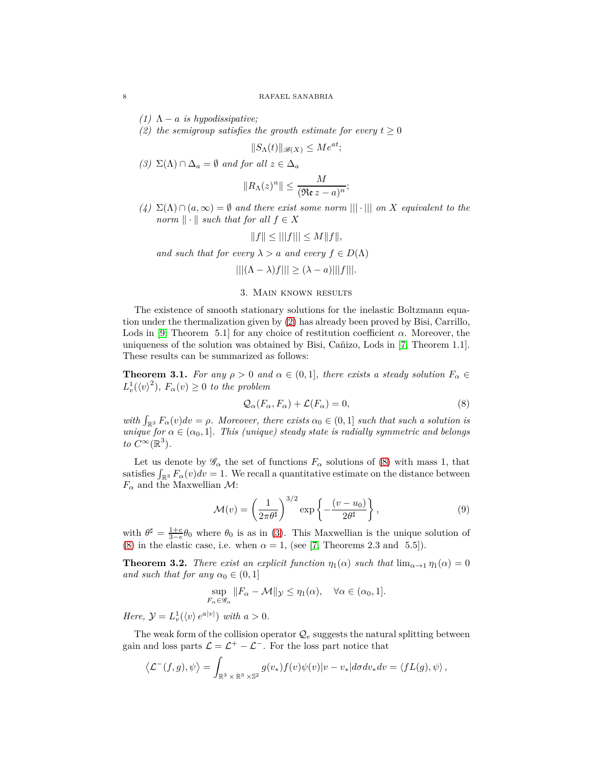(1) $\Lambda - a$ *is hypodissipative;*

(2) *the semigroup satisfies the growth estimate for every* $t \geq 0$

$$\|S_\Lambda(t)\|_{\mathscr{B}(X)} \leq M e^{at};$$

(3) $\Sigma(\Lambda) \cap \Delta_a = \emptyset$ *and for all* $z \in \Delta_a$

$$\|R_\Lambda(z)^n\| \leq \frac{M}{(\mathfrak{Re}\, z - a)^n};$$

(4) $\Sigma(\Lambda) \cap (a, \infty) = \emptyset$ *and there exist some norm* $|||\cdot|||$ *on* $X$ *equivalent to the norm* $\|\cdot\|$ *such that for all* $f \in X$

$$\|f\| \leq |||f||| \leq M\|f\|,$$

*and such that for every* $\lambda > a$ *and every* $f \in D(\Lambda)$

$$|||(\Lambda - \lambda)f||| \geq (\lambda - a)|||f|||.$$

## 3. Main known results

The existence of smooth stationary solutions for the inelastic Boltzmann equation under the thermalization given by (2) has already been proved by Bisi, Carrillo, Lods in [9, Theorem 5.1] for any choice of restitution coefficient $\alpha$. Moreover, the uniqueness of the solution was obtained by Bisi, Cañizo, Lods in [7, Theorem 1.1]. These results can be summarized as follows:

**Theorem 3.1.** *For any* $\rho > 0$ *and* $\alpha \in (0, 1]$*, there exists a steady solution* $F_\alpha \in L^1_v(\langle v\rangle^2)$*,* $F_\alpha(v) \geq 0$ *to the problem*

$$\mathcal{Q}_\alpha(F_\alpha, F_\alpha) + \mathcal{L}(F_\alpha) = 0, \tag{8}$$

*with* $\int_{\mathbb{R}^3} F_\alpha(v)dv = \rho$*. Moreover, there exists* $\alpha_0 \in (0, 1]$ *such that such a solution is unique for* $\alpha \in (\alpha_0, 1]$*. This (unique) steady state is radially symmetric and belongs to* $C^\infty(\mathbb{R}^3)$*.*

Let us denote by $\mathscr{G}_\alpha$ the set of functions $F_\alpha$ solutions of (8) with mass 1, that satisfies $\int_{\mathbb{R}^3} F_\alpha(v)dv = 1$. We recall a quantitative estimate on the distance between $F_\alpha$ and the Maxwellian $\mathcal{M}$:

$$\mathcal{M}(v) = \left(\frac{1}{2\pi\theta^\sharp}\right)^{3/2} \exp\left\{-\frac{(v - u_0)}{2\theta^\sharp}\right\}, \tag{9}$$

with $\theta^\sharp = \frac{1+e}{3-e}\theta_0$ where $\theta_0$ is as in (3). This Maxwellian is the unique solution of (8) in the elastic case, i.e. when $\alpha = 1$, (see [7, Theorems 2.3 and 5.5]).

**Theorem 3.2.** *There exist an explicit function* $\eta_1(\alpha)$ *such that* $\lim_{\alpha\to 1} \eta_1(\alpha) = 0$ *and such that for any* $\alpha_0 \in (0, 1]$

$$\sup_{F_\alpha \in \mathscr{G}_\alpha} \|F_\alpha - \mathcal{M}\|_{\mathcal{Y}} \leq \eta_1(\alpha), \quad \forall \alpha \in (\alpha_0, 1].$$

*Here,* $\mathcal{Y} = L^1_v(\langle v\rangle\, e^{a|v|})$ *with* $a > 0$*.*

The weak form of the collision operator $\mathcal{Q}_e$ suggests the natural splitting between gain and loss parts $\mathcal{L} = \mathcal{L}^+ - \mathcal{L}^-$. For the loss part notice that

$$\left\langle \mathcal{L}^-(f, g), \psi \right\rangle = \int_{\mathbb{R}^3 \times \mathbb{R}^3 \times \mathbb{S}^2} g(v_*)f(v)\psi(v)|v - v_*|d\sigma dv_* dv = \left\langle fL(g), \psi \right\rangle,$$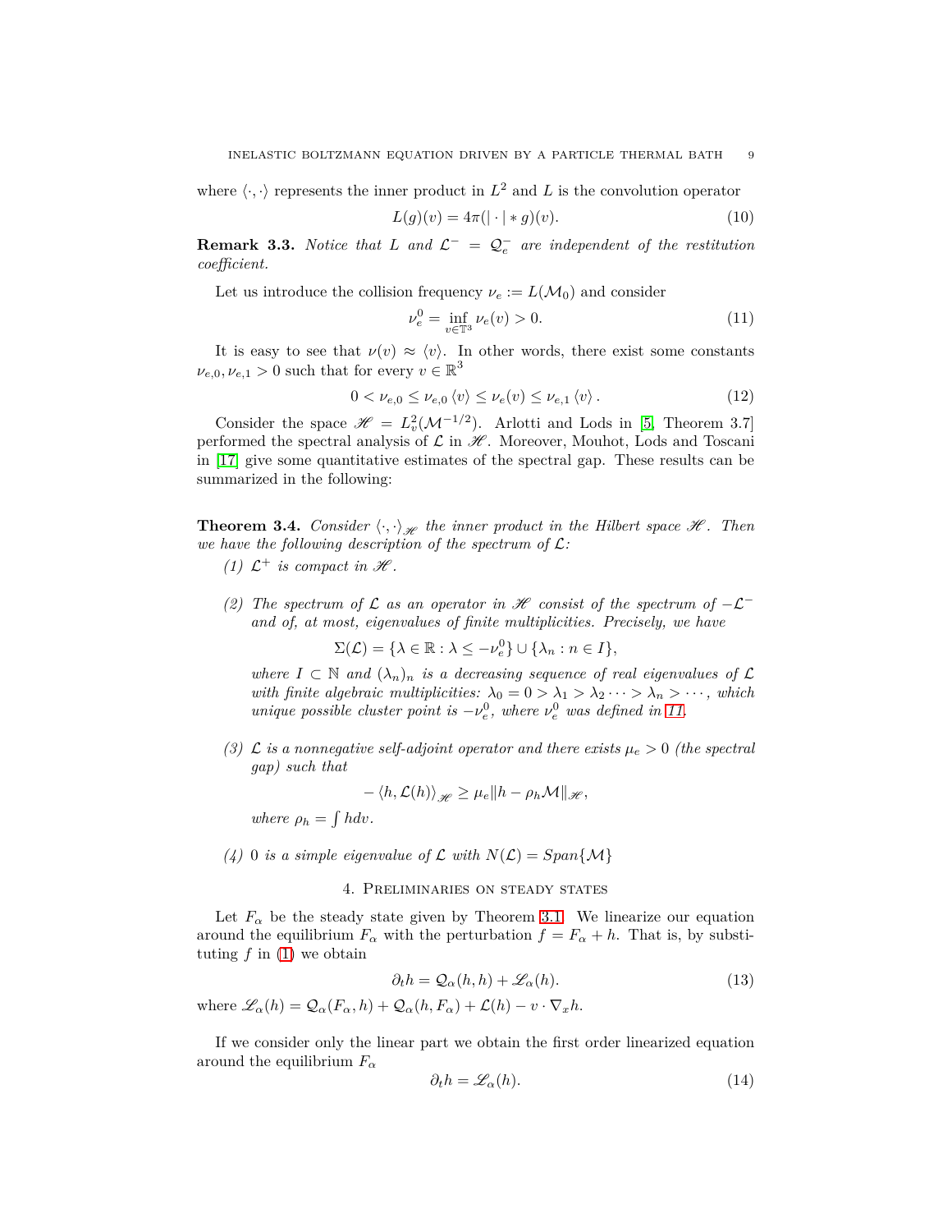where $\langle \cdot, \cdot \rangle$ represents the inner product in $L^2$ and $L$ is the convolution operator

$$L(g)(v) = 4\pi(|\cdot| * g)(v). \tag{10}$$

**Remark 3.3.** *Notice that $L$ and $\mathcal{L}^- = \mathcal{Q}_e^-$ are independent of the restitution coefficient.*

Let us introduce the collision frequency $\nu_e := L(\mathcal{M}_0)$ and consider

$$\nu_e^0 = \inf_{v \in \mathbb{T}^3} \nu_e(v) > 0. \tag{11}$$

It is easy to see that $\nu(v) \approx \langle v \rangle$. In other words, there exist some constants $\nu_{e,0}, \nu_{e,1} > 0$ such that for every $v \in \mathbb{R}^3$

$$0 < \nu_{e,0} \leq \nu_{e,0} \langle v \rangle \leq \nu_e(v) \leq \nu_{e,1} \langle v \rangle. \tag{12}$$

Consider the space $\mathscr{H} = L^2_v(\mathcal{M}^{-1/2})$. Arlotti and Lods in [5, Theorem 3.7] performed the spectral analysis of $\mathcal{L}$ in $\mathscr{H}$. Moreover, Mouhot, Lods and Toscani in [17] give some quantitative estimates of the spectral gap. These results can be summarized in the following:

**Theorem 3.4.** *Consider $\langle \cdot, \cdot \rangle_{\mathscr{H}}$ the inner product in the Hilbert space $\mathscr{H}$. Then we have the following description of the spectrum of $\mathcal{L}$:*

1. *$\mathcal{L}^+$ is compact in $\mathscr{H}$.*
2. *The spectrum of $\mathcal{L}$ as an operator in $\mathscr{H}$ consist of the spectrum of $-\mathcal{L}^-$ and of, at most, eigenvalues of finite multiplicities. Precisely, we have*
$$\Sigma(\mathcal{L}) = \{\lambda \in \mathbb{R} : \lambda \leq -\nu_e^0\} \cup \{\lambda_n : n \in I\},$$
*where $I \subset \mathbb{N}$ and $(\lambda_n)_n$ is a decreasing sequence of real eigenvalues of $\mathcal{L}$ with finite algebraic multiplicities: $\lambda_0 = 0 > \lambda_1 > \lambda_2 \cdots > \lambda_n > \cdots$, which unique possible cluster point is $-\nu_e^0$, where $\nu_e^0$ was defined in 11.*
3. *$\mathcal{L}$ is a nonnegative self-adjoint operator and there exists $\mu_e > 0$ (the spectral gap) such that*
$$-\langle h, \mathcal{L}(h) \rangle_{\mathscr{H}} \geq \mu_e \|h - \rho_h \mathcal{M}\|_{\mathscr{H}},$$
*where $\rho_h = \int h dv$.*
4. *$0$ is a simple eigenvalue of $\mathcal{L}$ with $N(\mathcal{L}) = Span\{\mathcal{M}\}$*

## 4. Preliminaries on steady states

Let $F_\alpha$ be the steady state given by Theorem 3.1. We linearize our equation around the equilibrium $F_\alpha$ with the perturbation $f = F_\alpha + h$. That is, by substituting $f$ in (1) we obtain

$$\partial_t h = \mathcal{Q}_\alpha(h, h) + \mathscr{L}_\alpha(h). \tag{13}$$

where $\mathscr{L}_\alpha(h) = \mathcal{Q}_\alpha(F_\alpha, h) + \mathcal{Q}_\alpha(h, F_\alpha) + \mathcal{L}(h) - v \cdot \nabla_x h$.

If we consider only the linear part we obtain the first order linearized equation around the equilibrium $F_\alpha$

$$\partial_t h = \mathscr{L}_\alpha(h). \tag{14}$$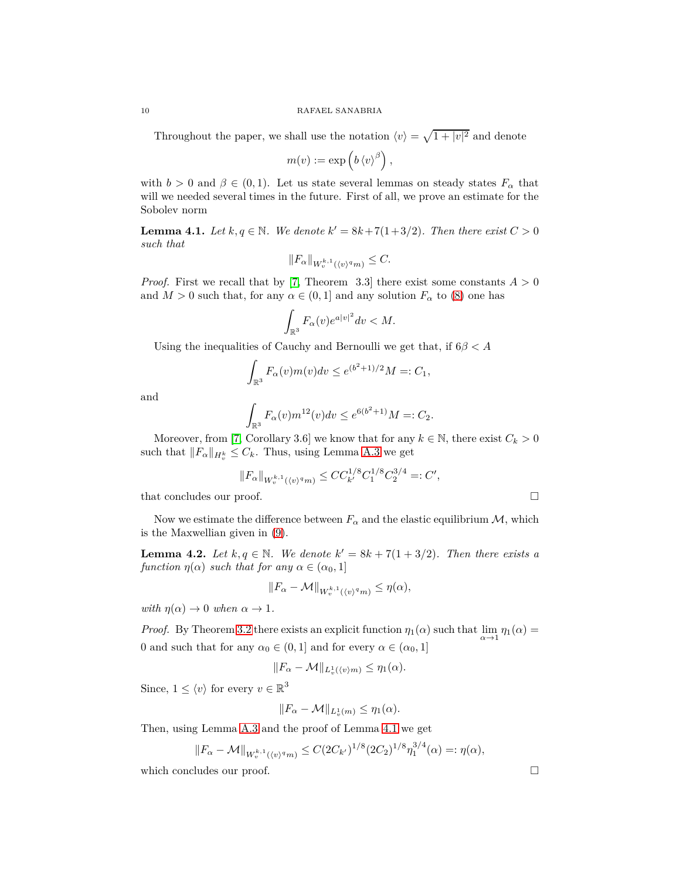Throughout the paper, we shall use the notation $\langle v\rangle = \sqrt{1+|v|^2}$ and denote

$$m(v) := \exp\left(b\,\langle v\rangle^{\beta}\right),$$

with $b>0$ and $\beta\in(0,1)$. Let us state several lemmas on steady states $F_\alpha$ that will we needed several times in the future. First of all, we prove an estimate for the Sobolev norm

**Lemma 4.1.** *Let $k,q\in\mathbb{N}$. We denote $k' = 8k+7(1+3/2)$. Then there exist $C>0$ such that*

$$\|F_\alpha\|_{W_v^{k,1}(\langle v\rangle^q m)} \le C.$$

*Proof.* First we recall that by [7, Theorem 3.3] there exist some constants $A>0$ and $M>0$ such that, for any $\alpha\in(0,1]$ and any solution $F_\alpha$ to (8) one has

$$\int_{\mathbb{R}^3} F_\alpha(v) e^{a|v|^2} dv < M.$$

Using the inequalities of Cauchy and Bernoulli we get that, if $6\beta < A$

$$\int_{\mathbb{R}^3} F_\alpha(v) m(v) dv \le e^{(b^2+1)/2} M =: C_1,$$

and

$$\int_{\mathbb{R}^3} F_\alpha(v) m^{12}(v) dv \le e^{6(b^2+1)} M =: C_2.$$

Moreover, from [7, Corollary 3.6] we know that for any $k\in\mathbb{N}$, there exist $C_k>0$ such that $\|F_\alpha\|_{H_v^k}\le C_k$. Thus, using Lemma A.3 we get

$$\|F_\alpha\|_{W_v^{k,1}(\langle v\rangle^q m)} \le C C_{k'}^{1/8} C_1^{1/8} C_2^{3/4} =: C',$$

that concludes our proof. $\square$

Now we estimate the difference between $F_\alpha$ and the elastic equilibrium $\mathcal{M}$, which is the Maxwellian given in (9).

**Lemma 4.2.** *Let $k,q\in\mathbb{N}$. We denote $k' = 8k+7(1+3/2)$. Then there exists a function $\eta(\alpha)$ such that for any $\alpha\in(\alpha_0,1]$*

$$\|F_\alpha - \mathcal{M}\|_{W_v^{k,1}(\langle v\rangle^q m)} \le \eta(\alpha),$$

*with $\eta(\alpha)\to 0$ when $\alpha\to 1$.*

*Proof.* By Theorem 3.2 there exists an explicit function $\eta_1(\alpha)$ such that $\lim_{\alpha\to 1}\eta_1(\alpha) = 0$ and such that for any $\alpha_0\in(0,1]$ and for every $\alpha\in(\alpha_0,1]$

$$\|F_\alpha - \mathcal{M}\|_{L_v^1(\langle v\rangle m)} \le \eta_1(\alpha).$$

Since, $1\le\langle v\rangle$ for every $v\in\mathbb{R}^3$

$$\|F_\alpha - \mathcal{M}\|_{L_v^1(m)} \le \eta_1(\alpha).$$

Then, using Lemma A.3 and the proof of Lemma 4.1 we get

$$\|F_\alpha - \mathcal{M}\|_{W_v^{k,1}(\langle v\rangle^q m)} \le C(2C_{k'})^{1/8}(2C_2)^{1/8}\eta_1^{3/4}(\alpha) =: \eta(\alpha),$$

which concludes our proof. $\square$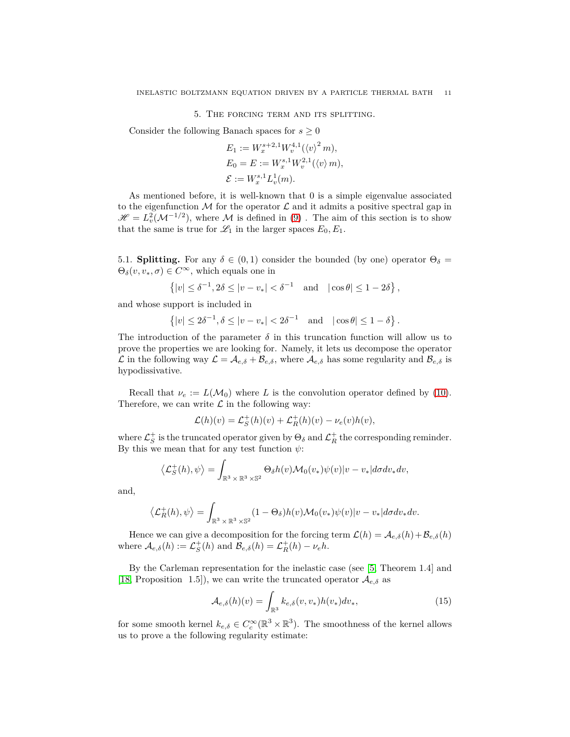## 5. The forcing term and its splitting.

Consider the following Banach spaces for $s \geq 0$

$$
\begin{aligned}
E_1 &:= W_x^{s+2,1} W_v^{4,1}(\langle v \rangle^2 m), \\
E_0 = E &:= W_x^{s,1} W_v^{2,1}(\langle v \rangle m), \\
\mathcal{E} &:= W_x^{s,1} L_v^1(m).
\end{aligned}
$$

As mentioned before, it is well-known that 0 is a simple eigenvalue associated to the eigenfunction $\mathcal{M}$ for the operator $\mathcal{L}$ and it admits a positive spectral gap in $\mathscr{H} = L_v^2(\mathcal{M}^{-1/2})$, where $\mathcal{M}$ is defined in (9) . The aim of this section is to show that the same is true for $\mathscr{L}_1$ in the larger spaces $E_0, E_1$.

5.1. **Splitting.** For any $\delta \in (0,1)$ consider the bounded (by one) operator $\Theta_\delta = \Theta_\delta(v, v_*, \sigma) \in C^\infty$, which equals one in

$$
\left\{ |v| \leq \delta^{-1}, 2\delta \leq |v - v_*| < \delta^{-1} \quad \text{and} \quad |\cos\theta| \leq 1 - 2\delta \right\},
$$

and whose support is included in

$$
\left\{ |v| \leq 2\delta^{-1}, \delta \leq |v - v_*| < 2\delta^{-1} \quad \text{and} \quad |\cos\theta| \leq 1 - \delta \right\}.
$$

The introduction of the parameter $\delta$ in this truncation function will allow us to prove the properties we are looking for. Namely, it lets us decompose the operator $\mathcal{L}$ in the following way $\mathcal{L} = \mathcal{A}_{e,\delta} + \mathcal{B}_{e,\delta}$, where $\mathcal{A}_{e,\delta}$ has some regularity and $\mathcal{B}_{e,\delta}$ is hypodissivative.

Recall that $\nu_e := L(\mathcal{M}_0)$ where $L$ is the convolution operator defined by (10). Therefore, we can write $\mathcal{L}$ in the following way:

$$
\mathcal{L}(h)(v) = \mathcal{L}_S^+(h)(v) + \mathcal{L}_R^+(h)(v) - \nu_e(v)h(v),
$$

where $\mathcal{L}_S^+$ is the truncated operator given by $\Theta_\delta$ and $\mathcal{L}_R^+$ the corresponding reminder. By this we mean that for any test function $\psi$:

$$
\left\langle \mathcal{L}_S^+(h), \psi \right\rangle = \int_{\mathbb{R}^3 \times \mathbb{R}^3 \times \mathbb{S}^2} \Theta_\delta h(v) \mathcal{M}_0(v_*) \psi(v) |v - v_*| d\sigma dv_* dv,
$$

and,

$$
\left\langle \mathcal{L}_R^+(h), \psi \right\rangle = \int_{\mathbb{R}^3 \times \mathbb{R}^3 \times \mathbb{S}^2} (1 - \Theta_\delta) h(v) \mathcal{M}_0(v_*) \psi(v) |v - v_*| d\sigma dv_* dv.
$$

Hence we can give a decomposition for the forcing term $\mathcal{L}(h) = \mathcal{A}_{e,\delta}(h) + \mathcal{B}_{e,\delta}(h)$ where $\mathcal{A}_{e,\delta}(h) := \mathcal{L}_S^+(h)$ and $\mathcal{B}_{e,\delta}(h) = \mathcal{L}_R^+(h) - \nu_e h$.

By the Carleman representation for the inelastic case (see [5, Theorem 1.4] and [18, Proposition 1.5]), we can write the truncated operator $\mathcal{A}_{e,\delta}$ as

$$
\mathcal{A}_{e,\delta}(h)(v) = \int_{\mathbb{R}^3} k_{e,\delta}(v, v_*) h(v_*) dv_*, \tag{15}
$$

for some smooth kernel $k_{e,\delta} \in C_c^\infty(\mathbb{R}^3 \times \mathbb{R}^3)$. The smoothness of the kernel allows us to prove a the following regularity estimate: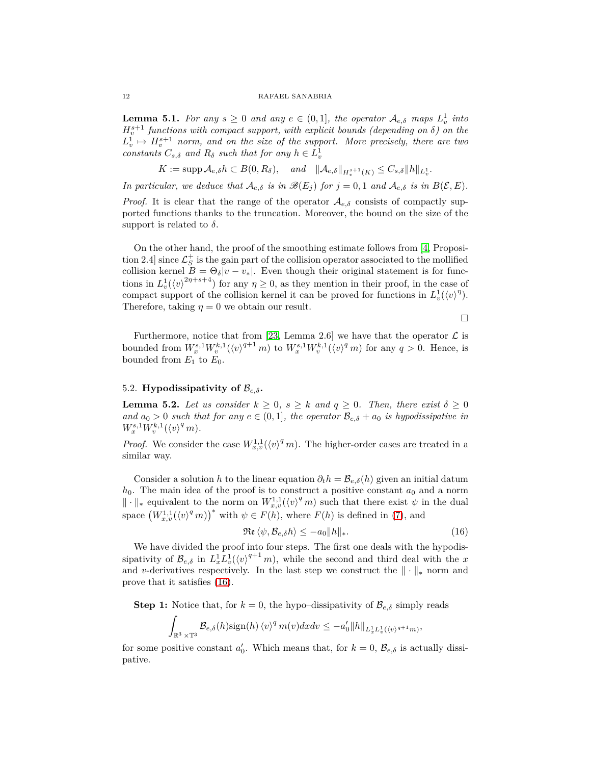**Lemma 5.1.** *For any $s \geq 0$ and any $e \in (0,1]$, the operator $\mathcal{A}_{e,\delta}$ maps $L^1_v$ into $H^{s+1}_v$ functions with compact support, with explicit bounds (depending on $\delta$) on the $L^1_v \mapsto H^{s+1}_v$ norm, and on the size of the support. More precisely, there are two constants $C_{s,\delta}$ and $R_\delta$ such that for any $h \in L^1_v$*

$$K := \operatorname{supp} \mathcal{A}_{e,\delta} h \subset B(0, R_\delta), \quad \text{and} \quad \|\mathcal{A}_{e,\delta}\|_{H^{s+1}_v(K)} \leq C_{s,\delta} \|h\|_{L^1_v}.$$

*In particular, we deduce that $\mathcal{A}_{e,\delta}$ is in $\mathscr{B}(E_j)$ for $j = 0, 1$ and $\mathcal{A}_{e,\delta}$ is in $B(\mathcal{E}, E)$.*

*Proof.* It is clear that the range of the operator $\mathcal{A}_{e,\delta}$ consists of compactly supported functions thanks to the truncation. Moreover, the bound on the size of the support is related to $\delta$.

On the other hand, the proof of the smoothing estimate follows from [4, Proposition 2.4] since $\mathcal{L}^+_S$ is the gain part of the collision operator associated to the mollified collision kernel $B = \Theta_\delta |v - v_*|$. Even though their original statement is for functions in $L^1_v(\langle v \rangle^{2\eta + s + 4})$ for any $\eta \geq 0$, as they mention in their proof, in the case of compact support of the collision kernel it can be proved for functions in $L^1_v(\langle v \rangle^{\eta})$. Therefore, taking $\eta = 0$ we obtain our result.

$\square$

Furthermore, notice that from [23, Lemma 2.6] we have that the operator $\mathcal{L}$ is bounded from $W^{s,1}_x W^{k,1}_v(\langle v \rangle^{q+1} m)$ to $W^{s,1}_x W^{k,1}_v(\langle v \rangle^{q} m)$ for any $q > 0$. Hence, is bounded from $E_1$ to $E_0$.

### 5.2. Hypodissipativity of $\mathcal{B}_{e,\delta}$.

**Lemma 5.2.** *Let us consider $k \geq 0$, $s \geq k$ and $q \geq 0$. Then, there exist $\delta \geq 0$ and $a_0 > 0$ such that for any $e \in (0,1]$, the operator $\mathcal{B}_{e,\delta} + a_0$ is hypodissipative in $W^{s,1}_x W^{k,1}_v(\langle v \rangle^q m)$.*

*Proof.* We consider the case $W^{1,1}_{x,v}(\langle v \rangle^q m)$. The higher-order cases are treated in a similar way.

Consider a solution $h$ to the linear equation $\partial_t h = \mathcal{B}_{e,\delta}(h)$ given an initial datum $h_0$. The main idea of the proof is to construct a positive constant $a_0$ and a norm $\|\cdot\|_*$ equivalent to the norm on $W^{1,1}_{x,v}(\langle v \rangle^q m)$ such that there exist $\psi$ in the dual space $\left(W^{1,1}_{x,v}(\langle v \rangle^q m)\right)^*$ with $\psi \in F(h)$, where $F(h)$ is defined in (7), and

$$\mathfrak{Re}\, \langle \psi, \mathcal{B}_{e,\delta} h \rangle \leq -a_0 \|h\|_*. \tag{16}$$

We have divided the proof into four steps. The first one deals with the hypodissipativity of $\mathcal{B}_{e,\delta}$ in $L^1_x L^1_v(\langle v \rangle^{q+1} m)$, while the second and third deal with the $x$ and $v$-derivatives respectively. In the last step we construct the $\|\cdot\|_*$ norm and prove that it satisfies (16).

**Step 1:** Notice that, for $k = 0$, the hypo–dissipativity of $\mathcal{B}_{e,\delta}$ simply reads

$$\int_{\mathbb{R}^3 \times \mathbb{T}^3} \mathcal{B}_{e,\delta}(h) \mathrm{sign}(h) \langle v \rangle^q m(v) dx dv \leq -a'_0 \|h\|_{L^1_x L^1_v(\langle v \rangle^{q+1} m)},$$

for some positive constant $a'_0$. Which means that, for $k = 0$, $\mathcal{B}_{e,\delta}$ is actually dissipative.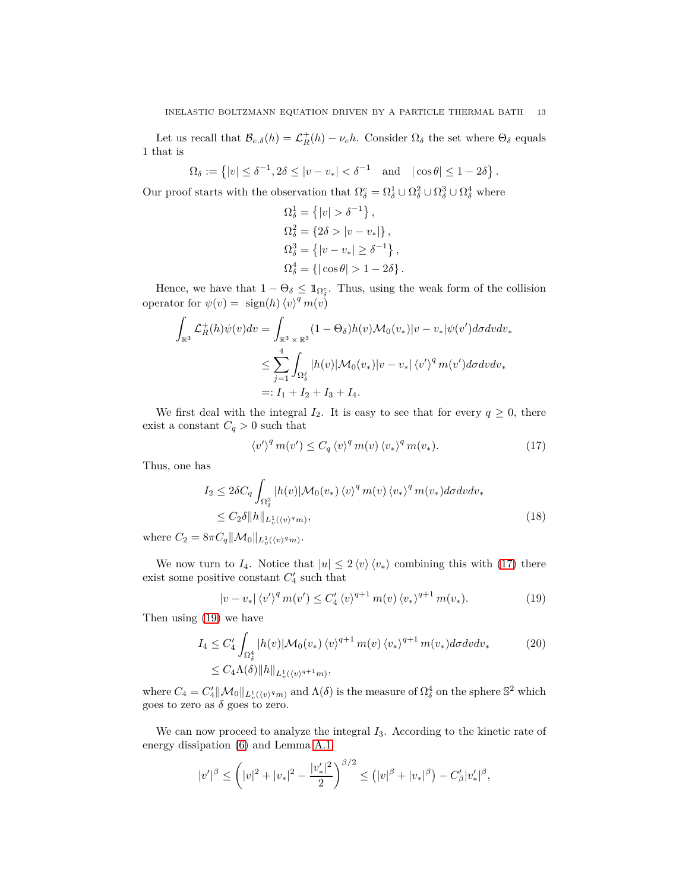Let us recall that $\mathcal{B}_{e,\delta}(h) = \mathcal{L}_R^+(h) - \nu_e h$. Consider $\Omega_\delta$ the set where $\Theta_\delta$ equals 1 that is

$$\Omega_\delta := \left\{ |v| \leq \delta^{-1}, 2\delta \leq |v - v_*| < \delta^{-1} \quad \text{and} \quad |\cos\theta| \leq 1 - 2\delta \right\}.$$

Our proof starts with the observation that $\Omega_\delta^c = \Omega_\delta^1 \cup \Omega_\delta^2 \cup \Omega_\delta^3 \cup \Omega_\delta^4$ where

$$\Omega_\delta^1 = \left\{ |v| > \delta^{-1} \right\},$$
$$\Omega_\delta^2 = \left\{ 2\delta > |v - v_*| \right\},$$
$$\Omega_\delta^3 = \left\{ |v - v_*| \geq \delta^{-1} \right\},$$
$$\Omega_\delta^4 = \left\{ |\cos\theta| > 1 - 2\delta \right\}.$$

Hence, we have that $1 - \Theta_\delta \leq \mathbb{1}_{\Omega_\delta^c}$. Thus, using the weak form of the collision operator for $\psi(v) = \operatorname{sign}(h) \langle v \rangle^q m(v)$

$$\begin{aligned}
\int_{\mathbb{R}^3} \mathcal{L}_R^+(h)\psi(v)dv &= \int_{\mathbb{R}^3 \times \mathbb{R}^3} (1 - \Theta_\delta) h(v) \mathcal{M}_0(v_*) |v - v_*| \psi(v') d\sigma dv dv_* \\
&\leq \sum_{j=1}^{4} \int_{\Omega_\delta^j} |h(v)| \mathcal{M}_0(v_*) |v - v_*| \langle v' \rangle^q m(v') d\sigma dv dv_* \\
&=: I_1 + I_2 + I_3 + I_4.
\end{aligned}$$

We first deal with the integral $I_2$. It is easy to see that for every $q \geq 0$, there exist a constant $C_q > 0$ such that

$$\langle v' \rangle^q m(v') \leq C_q \langle v \rangle^q m(v) \langle v_* \rangle^q m(v_*). \tag{17}$$

Thus, one has

$$\begin{aligned}
I_2 &\leq 2\delta C_q \int_{\Omega_\delta^2} |h(v)| \mathcal{M}_0(v_*) \langle v \rangle^q m(v) \langle v_* \rangle^q m(v_*) d\sigma dv dv_* \\
&\leq C_2 \delta \|h\|_{L_v^1(\langle v \rangle^q m)},
\end{aligned} \tag{18}$$

where $C_2 = 8\pi C_q \|\mathcal{M}_0\|_{L_v^1(\langle v \rangle^q m)}$.

We now turn to $I_4$. Notice that $|u| \leq 2 \langle v \rangle \langle v_* \rangle$ combining this with (17) there exist some positive constant $C_4'$ such that

$$|v - v_*| \langle v' \rangle^q m(v') \leq C_4' \langle v \rangle^{q+1} m(v) \langle v_* \rangle^{q+1} m(v_*). \tag{19}$$

Then using (19) we have

$$\begin{aligned}
I_4 &\leq C_4' \int_{\Omega_\delta^4} |h(v)| \mathcal{M}_0(v_*) \langle v \rangle^{q+1} m(v) \langle v_* \rangle^{q+1} m(v_*) d\sigma dv dv_* \\
&\leq C_4 \Lambda(\delta) \|h\|_{L_v^1(\langle v \rangle^{q+1} m)},
\end{aligned} \tag{20}$$

where $C_4 = C_4' \|\mathcal{M}_0\|_{L_v^1(\langle v \rangle^q m)}$ and $\Lambda(\delta)$ is the measure of $\Omega_\delta^4$ on the sphere $\mathbb{S}^2$ which goes to zero as $\delta$ goes to zero.

We can now proceed to analyze the integral $I_3$. According to the kinetic rate of energy dissipation (6) and Lemma A.1

$$|v'|^\beta \leq \left( |v|^2 + |v_*|^2 - \frac{|v_*'|^2}{2} \right)^{\beta/2} \leq \left( |v|^\beta + |v_*|^\beta \right) - C_\beta' |v_*'|^\beta,$$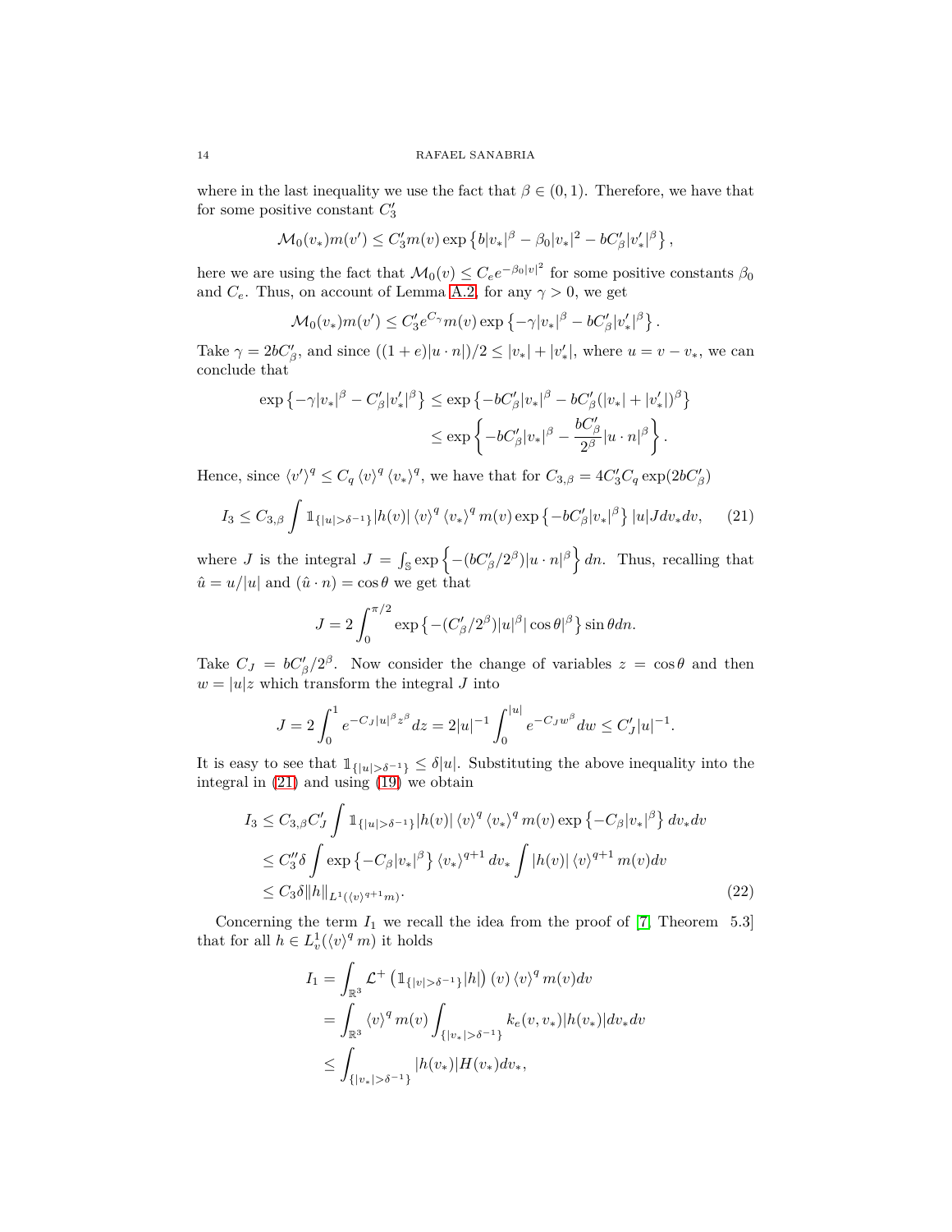where in the last inequality we use the fact that $\beta \in (0,1)$. Therefore, we have that for some positive constant $C_3'$

$$\mathcal{M}_0(v_*)m(v') \leq C_3' m(v) \exp\left\{b|v_*|^\beta - \beta_0|v_*|^2 - bC_\beta'|v_*'|^\beta\right\},$$

here we are using the fact that $\mathcal{M}_0(v) \leq C_e e^{-\beta_0|v|^2}$ for some positive constants $\beta_0$ and $C_e$. Thus, on account of Lemma A.2, for any $\gamma > 0$, we get

$$\mathcal{M}_0(v_*)m(v') \leq C_3' e^{C_\gamma} m(v) \exp\left\{-\gamma|v_*|^\beta - bC_\beta'|v_*'|^\beta\right\}.$$

Take $\gamma = 2bC_\beta'$, and since $((1+e)|u\cdot n|)/2 \leq |v_*| + |v_*'|$, where $u = v - v_*$, we can conclude that

$$\begin{aligned}
\exp\left\{-\gamma|v_*|^\beta - C_\beta'|v_*'|^\beta\right\} &\leq \exp\left\{-bC_\beta'|v_*|^\beta - bC_\beta'(|v_*| + |v_*'|)^\beta\right\} \\
&\leq \exp\left\{-bC_\beta'|v_*|^\beta - \frac{bC_\beta'}{2^\beta}|u\cdot n|^\beta\right\}.
\end{aligned}$$

Hence, since $\langle v'\rangle^q \leq C_q \langle v\rangle^q \langle v_*\rangle^q$, we have that for $C_{3,\beta} = 4C_3' C_q \exp(2bC_\beta')$

$$I_3 \leq C_{3,\beta} \int \mathbb{1}_{\{|u|>\delta^{-1}\}} |h(v)| \langle v\rangle^q \langle v_*\rangle^q m(v) \exp\left\{-bC_\beta'|v_*|^\beta\right\} |u| J dv_* dv, \tag{21}$$

where $J$ is the integral $J = \int_{\mathbb{S}} \exp\left\{-(bC_\beta'/2^\beta)|u\cdot n|^\beta\right\} dn$. Thus, recalling that $\hat{u} = u/|u|$ and $(\hat{u}\cdot n) = \cos\theta$ we get that

$$J = 2\int_0^{\pi/2} \exp\left\{-(C_\beta'/2^\beta)|u|^\beta|\cos\theta|^\beta\right\} \sin\theta dn.$$

Take $C_J = bC_\beta'/2^\beta$. Now consider the change of variables $z = \cos\theta$ and then $w = |u|z$ which transform the integral $J$ into

$$J = 2\int_0^1 e^{-C_J|u|^\beta z^\beta} dz = 2|u|^{-1} \int_0^{|u|} e^{-C_J w^\beta} dw \leq C_J'|u|^{-1}.$$

It is easy to see that $\mathbb{1}_{\{|u|>\delta^{-1}\}} \leq \delta|u|$. Substituting the above inequality into the integral in (21) and using (19) we obtain

$$\begin{aligned}
I_3 &\leq C_{3,\beta} C_J' \int \mathbb{1}_{\{|u|>\delta^{-1}\}} |h(v)| \langle v\rangle^q \langle v_*\rangle^q m(v) \exp\left\{-C_\beta|v_*|^\beta\right\} dv_* dv \\
&\leq C_3''\delta \int \exp\left\{-C_\beta|v_*|^\beta\right\} \langle v_*\rangle^{q+1} dv_* \int |h(v)| \langle v\rangle^{q+1} m(v) dv \\
&\leq C_3\delta \|h\|_{L^1(\langle v\rangle^{q+1} m)}.
\end{aligned} \tag{22}$$

Concerning the term $I_1$ we recall the idea from the proof of [7, Theorem 5.3] that for all $h \in L^1_v(\langle v\rangle^q m)$ it holds

$$\begin{aligned}
I_1 &= \int_{\mathbb{R}^3} \mathcal{L}^+\left(\mathbb{1}_{\{|v|>\delta^{-1}\}}|h|\right)(v) \langle v\rangle^q m(v) dv \\
&= \int_{\mathbb{R}^3} \langle v\rangle^q m(v) \int_{\{|v_*|>\delta^{-1}\}} k_e(v,v_*)|h(v_*)| dv_* dv \\
&\leq \int_{\{|v_*|>\delta^{-1}\}} |h(v_*)| H(v_*) dv_*,
\end{aligned}$$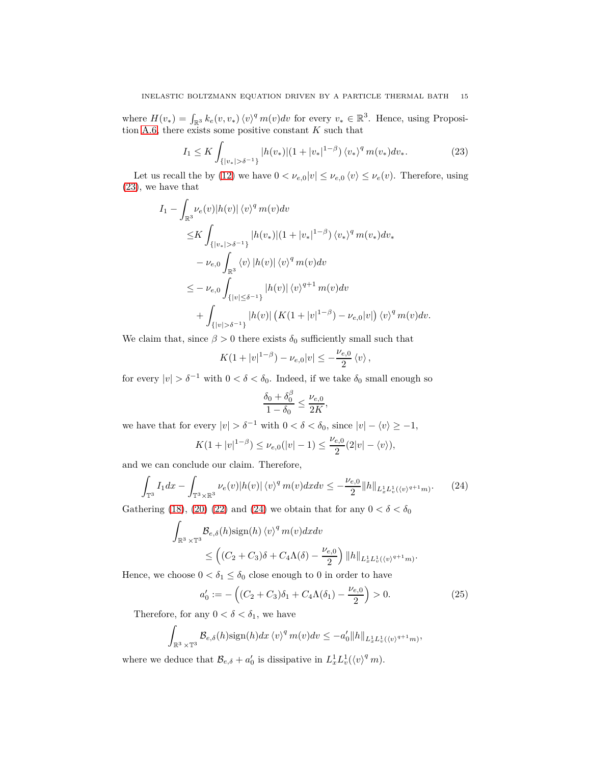where $H(v_*) = \int_{\mathbb{R}^3} k_e(v,v_*) \langle v \rangle^q m(v) dv$ for every $v_* \in \mathbb{R}^3$. Hence, using Proposition A.6, there exists some positive constant $K$ such that

$$
I_1 \leq K \int_{\{|v_*|>\delta^{-1}\}} |h(v_*)|(1+|v_*|^{1-\beta}) \langle v_* \rangle^q m(v_*) dv_*. \tag{23}
$$

Let us recall the by (12) we have $0 < \nu_{e,0}|v| \leq \nu_{e,0} \langle v \rangle \leq \nu_e(v)$. Therefore, using (23), we have that

$$
\begin{aligned}
I_1 - \int_{\mathbb{R}^3} & \nu_e(v)|h(v)| \langle v \rangle^q m(v) dv \\
&\leq K \int_{\{|v_*|>\delta^{-1}\}} |h(v_*)|(1+|v_*|^{1-\beta}) \langle v_* \rangle^q m(v_*) dv_* \\
&\quad - \nu_{e,0} \int_{\mathbb{R}^3} \langle v \rangle |h(v)| \langle v \rangle^q m(v) dv \\
&\leq - \nu_{e,0} \int_{\{|v|\leq\delta^{-1}\}} |h(v)| \langle v \rangle^{q+1} m(v) dv \\
&\quad + \int_{\{|v|>\delta^{-1}\}} |h(v)| \left( K(1+|v|^{1-\beta}) - \nu_{e,0}|v| \right) \langle v \rangle^q m(v) dv.
\end{aligned}
$$

We claim that, since $\beta > 0$ there exists $\delta_0$ sufficiently small such that

$$
K(1+|v|^{1-\beta}) - \nu_{e,0}|v| \leq -\frac{\nu_{e,0}}{2} \langle v \rangle,
$$

for every $|v| > \delta^{-1}$ with $0 < \delta < \delta_0$. Indeed, if we take $\delta_0$ small enough so

$$
\frac{\delta_0 + \delta_0^\beta}{1-\delta_0} \leq \frac{\nu_{e,0}}{2K},
$$

we have that for every $|v| > \delta^{-1}$ with $0 < \delta < \delta_0$, since $|v| - \langle v \rangle \geq -1$,

$$
K(1+|v|^{1-\beta}) \leq \nu_{e,0}(|v|-1) \leq \frac{\nu_{e,0}}{2}(2|v| - \langle v \rangle),
$$

and we can conclude our claim. Therefore,

$$
\int_{\mathbb{T}^3} I_1 dx - \int_{\mathbb{T}^3\times\mathbb{R}^3} \nu_e(v)|h(v)| \langle v \rangle^q m(v) dx dv \leq -\frac{\nu_{e,0}}{2} \|h\|_{L^1_x L^1_v(\langle v \rangle^{q+1} m)}. \tag{24}
$$

Gathering (18), (20) (22) and (24) we obtain that for any $0 < \delta < \delta_0$

$$
\begin{aligned}
\int_{\mathbb{R}^3\times\mathbb{T}^3} & \mathcal{B}_{e,\delta}(h) \mathrm{sign}(h) \langle v \rangle^q m(v) dx dv \\
&\leq \left( (C_2 + C_3)\delta + C_4 \Lambda(\delta) - \frac{\nu_{e,0}}{2} \right) \|h\|_{L^1_x L^1_v(\langle v \rangle^{q+1} m)}.
\end{aligned}
$$

Hence, we choose $0 < \delta_1 \leq \delta_0$ close enough to 0 in order to have

$$
a_0' := -\left( (C_2 + C_3)\delta_1 + C_4 \Lambda(\delta_1) - \frac{\nu_{e,0}}{2} \right) > 0. \tag{25}
$$

Therefore, for any $0 < \delta < \delta_1$, we have

$$
\int_{\mathbb{R}^3\times\mathbb{T}^3} \mathcal{B}_{e,\delta}(h) \mathrm{sign}(h) dx \langle v \rangle^q m(v) dv \leq -a_0' \|h\|_{L^1_x L^1_v(\langle v \rangle^{q+1} m)},
$$

where we deduce that $\mathcal{B}_{e,\delta} + a_0'$ is dissipative in $L^1_x L^1_v(\langle v \rangle^q m)$.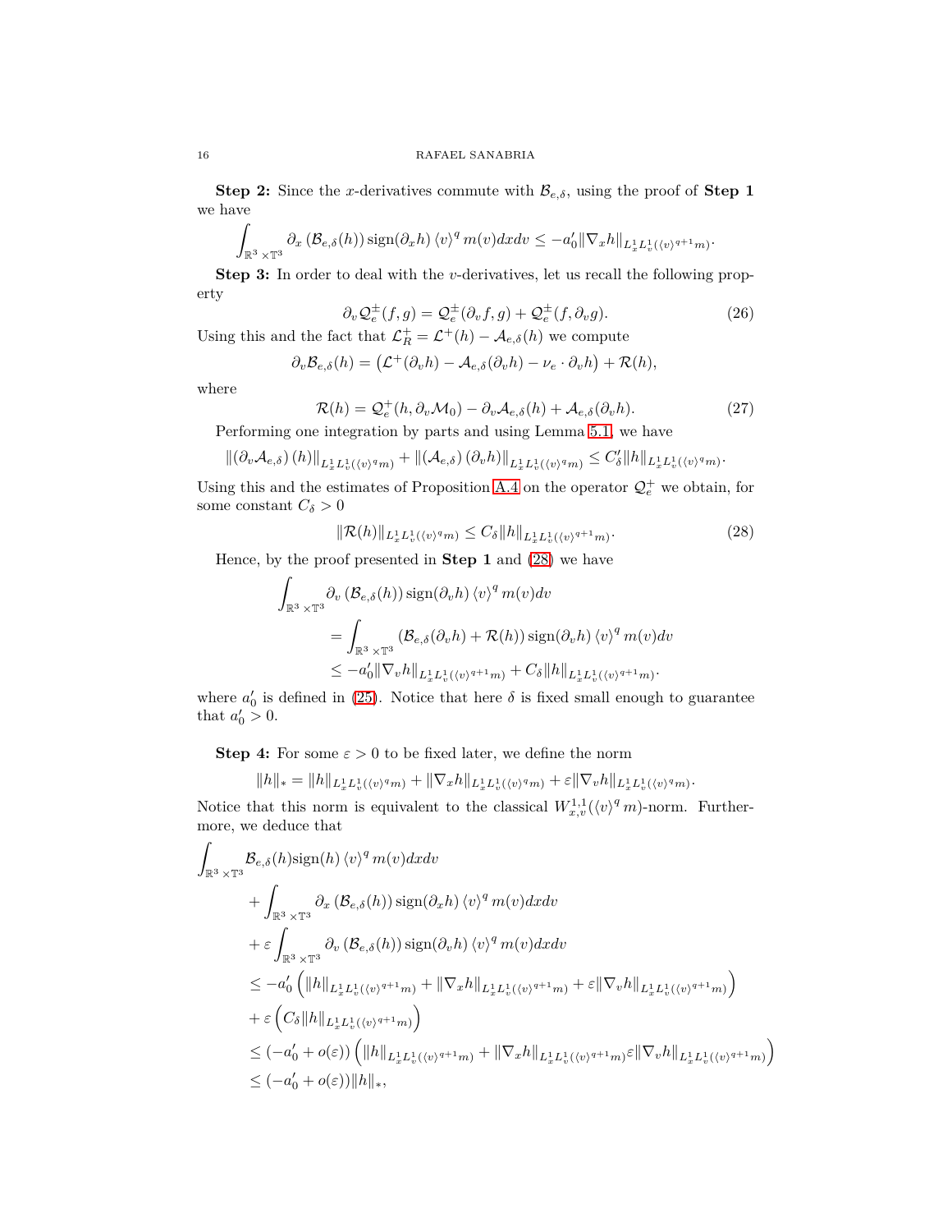**Step 2:** Since the $x$-derivatives commute with $\mathcal{B}_{e,\delta}$, using the proof of **Step 1** we have

$$\int_{\mathbb{R}^3\times\mathbb{T}^3} \partial_x\left(\mathcal{B}_{e,\delta}(h)\right)\operatorname{sign}(\partial_x h)\langle v\rangle^q m(v)dxdv \leq -a_0'\|\nabla_x h\|_{L^1_xL^1_v(\langle v\rangle^{q+1}m)}.$$

**Step 3:** In order to deal with the $v$-derivatives, let us recall the following property

$$\partial_v \mathcal{Q}_e^{\pm}(f,g) = \mathcal{Q}_e^{\pm}(\partial_v f, g) + \mathcal{Q}_e^{\pm}(f,\partial_v g). \tag{26}$$

Using this and the fact that $\mathcal{L}_R^+ = \mathcal{L}^+(h) - \mathcal{A}_{e,\delta}(h)$ we compute

$$\partial_v \mathcal{B}_{e,\delta}(h) = \left(\mathcal{L}^+(\partial_v h) - \mathcal{A}_{e,\delta}(\partial_v h) - \nu_e\cdot\partial_v h\right) + \mathcal{R}(h),$$

where

$$\mathcal{R}(h) = \mathcal{Q}_e^+(h,\partial_v\mathcal{M}_0) - \partial_v\mathcal{A}_{e,\delta}(h) + \mathcal{A}_{e,\delta}(\partial_v h). \tag{27}$$

Performing one integration by parts and using Lemma 5.1, we have

$$\|\left(\partial_v\mathcal{A}_{e,\delta}\right)(h)\|_{L^1_xL^1_v(\langle v\rangle^q m)} + \|\left(\mathcal{A}_{e,\delta}\right)(\partial_v h)\|_{L^1_xL^1_v(\langle v\rangle^q m)} \leq C_\delta'\|h\|_{L^1_xL^1_v(\langle v\rangle^q m)}.$$

Using this and the estimates of Proposition A.4 on the operator $\mathcal{Q}_e^+$ we obtain, for some constant $C_\delta > 0$

$$\|\mathcal{R}(h)\|_{L^1_xL^1_v(\langle v\rangle^q m)} \leq C_\delta\|h\|_{L^1_xL^1_v(\langle v\rangle^{q+1}m)}. \tag{28}$$

Hence, by the proof presented in **Step 1** and (28) we have

$$\begin{aligned}
\int_{\mathbb{R}^3\times\mathbb{T}^3} &\partial_v\left(\mathcal{B}_{e,\delta}(h)\right)\operatorname{sign}(\partial_v h)\langle v\rangle^q m(v)dv \\
&= \int_{\mathbb{R}^3\times\mathbb{T}^3}\left(\mathcal{B}_{e,\delta}(\partial_v h) + \mathcal{R}(h)\right)\operatorname{sign}(\partial_v h)\langle v\rangle^q m(v)dv \\
&\leq -a_0'\|\nabla_v h\|_{L^1_xL^1_v(\langle v\rangle^{q+1}m)} + C_\delta\|h\|_{L^1_xL^1_v(\langle v\rangle^{q+1}m)}.
\end{aligned}$$

where $a_0'$ is defined in (25). Notice that here $\delta$ is fixed small enough to guarantee that $a_0' > 0$.

**Step 4:** For some $\varepsilon > 0$ to be fixed later, we define the norm

$$\|h\|_* = \|h\|_{L^1_xL^1_v(\langle v\rangle^q m)} + \|\nabla_x h\|_{L^1_xL^1_v(\langle v\rangle^q m)} + \varepsilon\|\nabla_v h\|_{L^1_xL^1_v(\langle v\rangle^q m)}.$$

Notice that this norm is equivalent to the classical $W^{1,1}_{x,v}(\langle v\rangle^q m)$-norm. Furthermore, we deduce that

$$\begin{aligned}
\int_{\mathbb{R}^3\times\mathbb{T}^3} &\mathcal{B}_{e,\delta}(h)\operatorname{sign}(h)\langle v\rangle^q m(v)dxdv \\
&+ \int_{\mathbb{R}^3\times\mathbb{T}^3}\partial_x\left(\mathcal{B}_{e,\delta}(h)\right)\operatorname{sign}(\partial_x h)\langle v\rangle^q m(v)dxdv \\
&+ \varepsilon\int_{\mathbb{R}^3\times\mathbb{T}^3}\partial_v\left(\mathcal{B}_{e,\delta}(h)\right)\operatorname{sign}(\partial_v h)\langle v\rangle^q m(v)dxdv \\
&\leq -a_0'\left(\|h\|_{L^1_xL^1_v(\langle v\rangle^{q+1}m)} + \|\nabla_x h\|_{L^1_xL^1_v(\langle v\rangle^{q+1}m)} + \varepsilon\|\nabla_v h\|_{L^1_xL^1_v(\langle v\rangle^{q+1}m)}\right) \\
&+ \varepsilon\left(C_\delta\|h\|_{L^1_xL^1_v(\langle v\rangle^{q+1}m)}\right) \\
&\leq (-a_0' + o(\varepsilon))\left(\|h\|_{L^1_xL^1_v(\langle v\rangle^{q+1}m)} + \|\nabla_x h\|_{L^1_xL^1_v(\langle v\rangle^{q+1}m)}\varepsilon\|\nabla_v h\|_{L^1_xL^1_v(\langle v\rangle^{q+1}m)}\right) \\
&\leq (-a_0' + o(\varepsilon))\|h\|_*,
\end{aligned}$$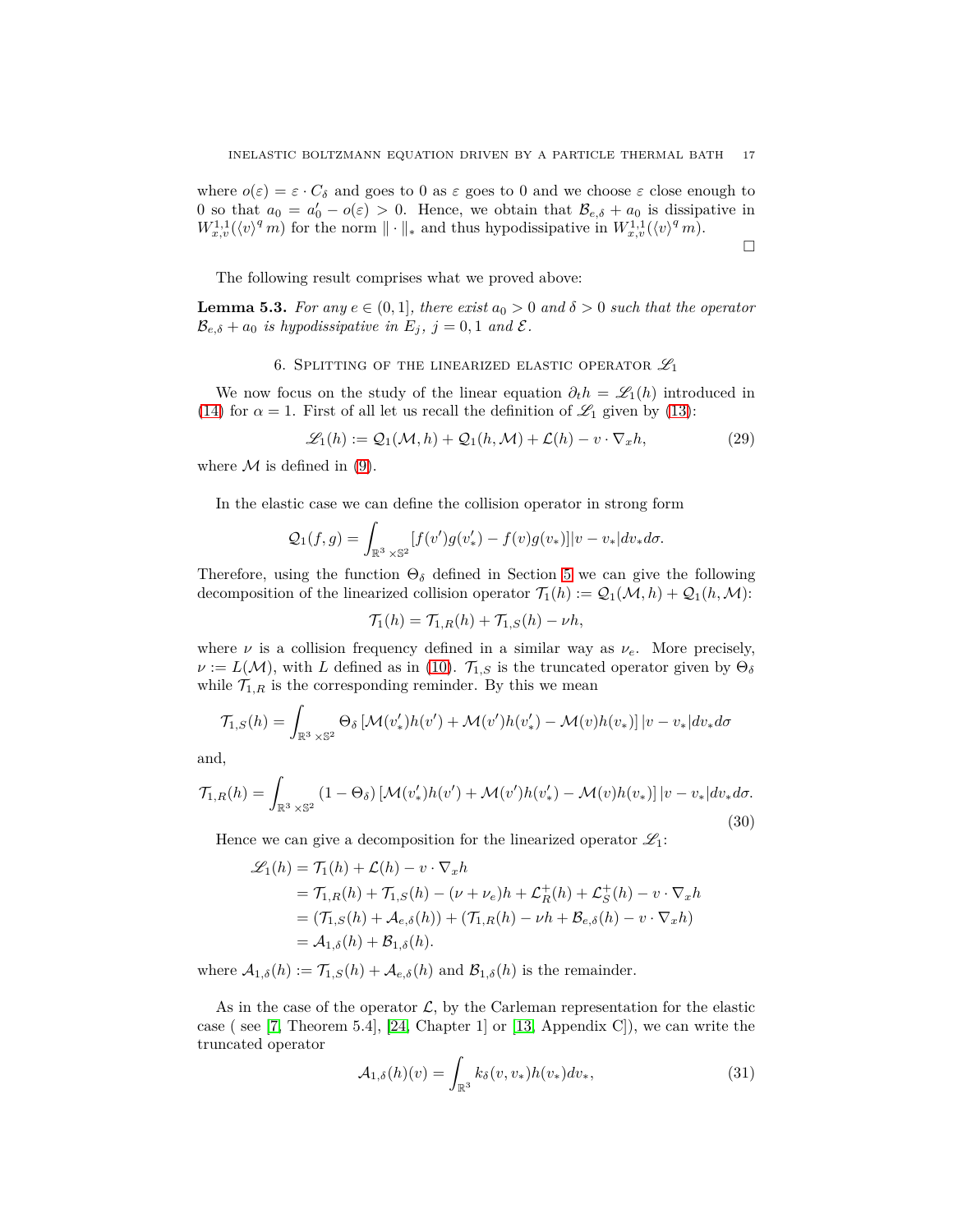where $o(\varepsilon) = \varepsilon \cdot C_\delta$ and goes to 0 as $\varepsilon$ goes to 0 and we choose $\varepsilon$ close enough to 0 so that $a_0 = a_0' - o(\varepsilon) > 0$. Hence, we obtain that $\mathcal{B}_{e,\delta} + a_0$ is dissipative in $W^{1,1}_{x,v}(\langle v\rangle^q\, m)$ for the norm $\|\cdot\|_*$ and thus hypodissipative in $W^{1,1}_{x,v}(\langle v\rangle^q\, m)$.

□

The following result comprises what we proved above:

**Lemma 5.3.** *For any $e \in (0,1]$, there exist $a_0 > 0$ and $\delta > 0$ such that the operator $\mathcal{B}_{e,\delta} + a_0$ is hypodissipative in $E_j$, $j = 0, 1$ and $\mathcal{E}$.*

## 6. Splitting of the linearized elastic operator $\mathscr{L}_1$

We now focus on the study of the linear equation $\partial_t h = \mathscr{L}_1(h)$ introduced in (14) for $\alpha = 1$. First of all let us recall the definition of $\mathscr{L}_1$ given by (13):

$$\mathscr{L}_1(h) := \mathcal{Q}_1(\mathcal{M}, h) + \mathcal{Q}_1(h, \mathcal{M}) + \mathcal{L}(h) - v\cdot\nabla_x h, \tag{29}$$

where $\mathcal{M}$ is defined in (9).

In the elastic case we can define the collision operator in strong form

$$\mathcal{Q}_1(f,g) = \int_{\mathbb{R}^3\times\mathbb{S}^2} [f(v')g(v_*') - f(v)g(v_*)]|v - v_*| dv_* d\sigma.$$

Therefore, using the function $\Theta_\delta$ defined in Section 5 we can give the following decomposition of the linearized collision operator $\mathcal{T}_1(h) := \mathcal{Q}_1(\mathcal{M}, h) + \mathcal{Q}_1(h, \mathcal{M})$:

$$\mathcal{T}_1(h) = \mathcal{T}_{1,R}(h) + \mathcal{T}_{1,S}(h) - \nu h,$$

where $\nu$ is a collision frequency defined in a similar way as $\nu_e$. More precisely, $\nu := L(\mathcal{M})$, with $L$ defined as in (10). $\mathcal{T}_{1,S}$ is the truncated operator given by $\Theta_\delta$ while $\mathcal{T}_{1,R}$ is the corresponding reminder. By this we mean

$$\mathcal{T}_{1,S}(h) = \int_{\mathbb{R}^3\times\mathbb{S}^2} \Theta_\delta \left[\mathcal{M}(v_*')h(v') + \mathcal{M}(v')h(v_*') - \mathcal{M}(v)h(v_*)\right]|v - v_*| dv_* d\sigma$$

and,

$$\mathcal{T}_{1,R}(h) = \int_{\mathbb{R}^3\times\mathbb{S}^2} (1 - \Theta_\delta) \left[\mathcal{M}(v_*')h(v') + \mathcal{M}(v')h(v_*') - \mathcal{M}(v)h(v_*)\right]|v - v_*| dv_* d\sigma. \tag{30}$$

Hence we can give a decomposition for the linearized operator $\mathscr{L}_1$:

$$\begin{aligned}
\mathscr{L}_1(h) &= \mathcal{T}_1(h) + \mathcal{L}(h) - v\cdot\nabla_x h\\
&= \mathcal{T}_{1,R}(h) + \mathcal{T}_{1,S}(h) - (\nu + \nu_e)h + \mathcal{L}^+_R(h) + \mathcal{L}^+_S(h) - v\cdot\nabla_x h\\
&= (\mathcal{T}_{1,S}(h) + \mathcal{A}_{e,\delta}(h)) + (\mathcal{T}_{1,R}(h) - \nu h + \mathcal{B}_{e,\delta}(h) - v\cdot\nabla_x h)\\
&= \mathcal{A}_{1,\delta}(h) + \mathcal{B}_{1,\delta}(h).
\end{aligned}$$

where $\mathcal{A}_{1,\delta}(h) := \mathcal{T}_{1,S}(h) + \mathcal{A}_{e,\delta}(h)$ and $\mathcal{B}_{1,\delta}(h)$ is the remainder.

As in the case of the operator $\mathcal{L}$, by the Carleman representation for the elastic case ( see [7, Theorem 5.4], [24, Chapter 1] or [13, Appendix C]), we can write the truncated operator

$$\mathcal{A}_{1,\delta}(h)(v) = \int_{\mathbb{R}^3} k_\delta(v, v_*)h(v_*) dv_*, \tag{31}$$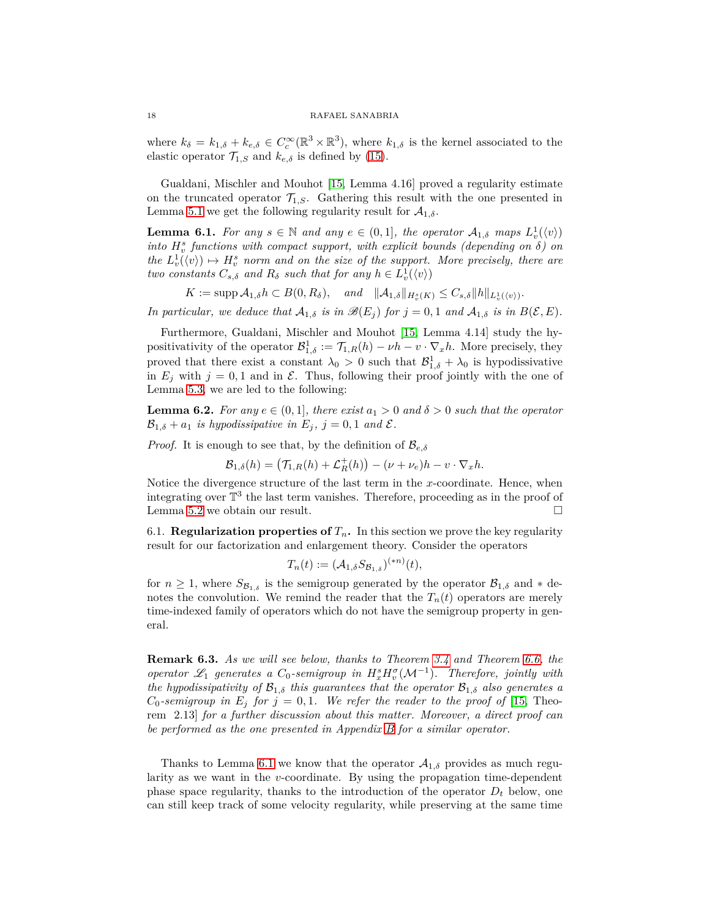where $k_\delta = k_{1,\delta} + k_{e,\delta} \in C_c^\infty(\mathbb{R}^3 \times \mathbb{R}^3)$, where $k_{1,\delta}$ is the kernel associated to the elastic operator $\mathcal{T}_{1,S}$ and $k_{e,\delta}$ is defined by (15).

Gualdani, Mischler and Mouhot [15, Lemma 4.16] proved a regularity estimate on the truncated operator $\mathcal{T}_{1,S}$. Gathering this result with the one presented in Lemma 5.1 we get the following regularity result for $\mathcal{A}_{1,\delta}$.

**Lemma 6.1.** *For any $s \in \mathbb{N}$ and any $e \in (0,1]$, the operator $\mathcal{A}_{1,\delta}$ maps $L^1_v(\langle v \rangle)$ into $H^s_v$ functions with compact support, with explicit bounds (depending on $\delta$) on the $L^1_v(\langle v \rangle) \mapsto H^s_v$ norm and on the size of the support. More precisely, there are two constants $C_{s,\delta}$ and $R_\delta$ such that for any $h \in L^1_v(\langle v \rangle)$*

$$K := \operatorname{supp} \mathcal{A}_{1,\delta} h \subset B(0, R_\delta), \quad \text{and} \quad \|\mathcal{A}_{1,\delta}\|_{H^s_v(K)} \le C_{s,\delta} \|h\|_{L^1_v(\langle v \rangle)}.$$

*In particular, we deduce that $\mathcal{A}_{1,\delta}$ is in $\mathscr{B}(E_j)$ for $j = 0,1$ and $\mathcal{A}_{1,\delta}$ is in $B(\mathcal{E}, E)$.*

Furthermore, Gualdani, Mischler and Mouhot [15, Lemma 4.14] study the hypositivativity of the operator $\mathcal{B}^1_{1,\delta} := \mathcal{T}_{1,R}(h) - \nu h - v \cdot \nabla_x h$. More precisely, they proved that there exist a constant $\lambda_0 > 0$ such that $\mathcal{B}^1_{1,\delta} + \lambda_0$ is hypodissivative in $E_j$ with $j = 0,1$ and in $\mathcal{E}$. Thus, following their proof jointly with the one of Lemma 5.3, we are led to the following:

**Lemma 6.2.** *For any $e \in (0,1]$, there exist $a_1 > 0$ and $\delta > 0$ such that the operator $\mathcal{B}_{1,\delta} + a_1$ is hypodissipative in $E_j$, $j = 0,1$ and $\mathcal{E}$.*

*Proof.* It is enough to see that, by the definition of $\mathcal{B}_{e,\delta}$

$$\mathcal{B}_{1,\delta}(h) = \big(\mathcal{T}_{1,R}(h) + \mathcal{L}^+_R(h)\big) - (\nu + \nu_e)h - v \cdot \nabla_x h.$$

Notice the divergence structure of the last term in the $x$-coordinate. Hence, when integrating over $\mathbb{T}^3$ the last term vanishes. Therefore, proceeding as in the proof of Lemma 5.2 we obtain our result. □

### 6.1. Regularization properties of $T_n$.

In this section we prove the key regularity result for our factorization and enlargement theory. Consider the operators

$$T_n(t) := (\mathcal{A}_{1,\delta} S_{\mathcal{B}_{1,\delta}})^{(*n)}(t),$$

for $n \ge 1$, where $S_{\mathcal{B}_{1,\delta}}$ is the semigroup generated by the operator $\mathcal{B}_{1,\delta}$ and $*$ denotes the convolution. We remind the reader that the $T_n(t)$ operators are merely time-indexed family of operators which do not have the semigroup property in general.

**Remark 6.3.** *As we will see below, thanks to Theorem 3.4 and Theorem 6.6, the operator $\mathscr{L}_1$ generates a $C_0$-semigroup in $H^s_x H^\sigma_v(\mathcal{M}^{-1})$. Therefore, jointly with the hypodissipativity of $\mathcal{B}_{1,\delta}$ this guarantees that the operator $\mathcal{B}_{1,\delta}$ also generates a $C_0$-semigroup in $E_j$ for $j = 0,1$. We refer the reader to the proof of [15, Theorem 2.13] for a further discussion about this matter. Moreover, a direct proof can be performed as the one presented in Appendix B for a similar operator.*

Thanks to Lemma 6.1 we know that the operator $\mathcal{A}_{1,\delta}$ provides as much regularity as we want in the $v$-coordinate. By using the propagation time-dependent phase space regularity, thanks to the introduction of the operator $D_t$ below, one can still keep track of some velocity regularity, while preserving at the same time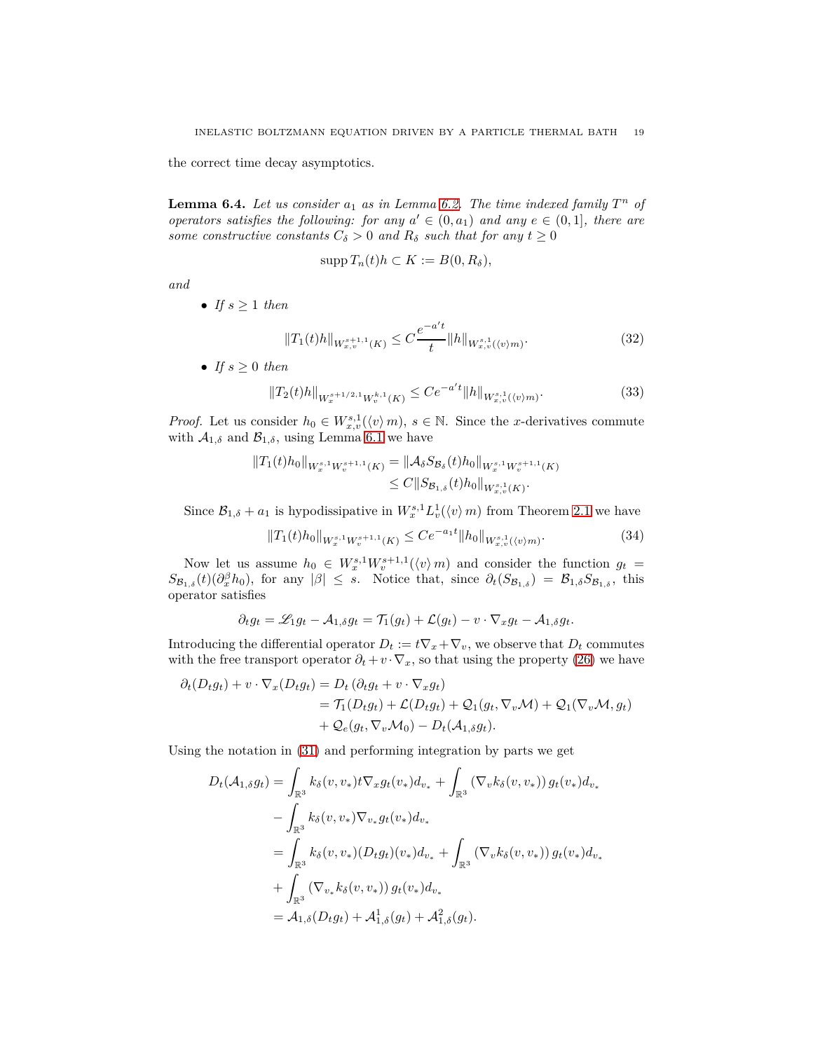the correct time decay asymptotics.

**Lemma 6.4.** *Let us consider $a_1$ as in Lemma 6.2. The time indexed family $T^n$ of operators satisfies the following: for any $a' \in (0, a_1)$ and any $e \in (0,1]$, there are some constructive constants $C_\delta > 0$ and $R_\delta$ such that for any $t \geq 0$*

$$\operatorname{supp} T_n(t)h \subset K := B(0, R_\delta),$$

*and*

- *If $s \geq 1$ then*

$$\|T_1(t)h\|_{W^{s+1,1}_{x,v}(K)} \leq C \frac{e^{-a't}}{t} \|h\|_{W^{s,1}_{x,v}(\langle v \rangle m)}. \tag{32}$$

- *If $s \geq 0$ then*

$$\|T_2(t)h\|_{W^{s+1/2,1}_x W^{k,1}_v(K)} \leq C e^{-a't} \|h\|_{W^{s,1}_{x,v}(\langle v \rangle m)}. \tag{33}$$

*Proof.* Let us consider $h_0 \in W^{s,1}_{x,v}(\langle v \rangle\, m)$, $s \in \mathbb{N}$. Since the $x$-derivatives commute with $\mathcal{A}_{1,\delta}$ and $\mathcal{B}_{1,\delta}$, using Lemma 6.1 we have

$$\begin{aligned}
\|T_1(t)h_0\|_{W^{s,1}_x W^{s+1,1}_v(K)} &= \|\mathcal{A}_\delta S_{\mathcal{B}_\delta}(t) h_0\|_{W^{s,1}_x W^{s+1,1}_v(K)} \\
&\leq C \|S_{\mathcal{B}_{1,\delta}}(t) h_0\|_{W^{s,1}_{x,v}(K)}.
\end{aligned}$$

Since $\mathcal{B}_{1,\delta} + a_1$ is hypodissipative in $W^{s,1}_x L^1_v(\langle v \rangle\, m)$ from Theorem 2.1 we have

$$\|T_1(t)h_0\|_{W^{s,1}_x W^{s+1,1}_v(K)} \leq C e^{-a_1 t} \|h_0\|_{W^{s,1}_{x,v}(\langle v \rangle m)}. \tag{34}$$

Now let us assume $h_0 \in W^{s,1}_x W^{s+1,1}_v(\langle v \rangle\, m)$ and consider the function $g_t = S_{\mathcal{B}_{1,\delta}}(t)(\partial^\beta_x h_0)$, for any $|\beta| \leq s$. Notice that, since $\partial_t(S_{\mathcal{B}_{1,\delta}}) = \mathcal{B}_{1,\delta} S_{\mathcal{B}_{1,\delta}}$, this operator satisfies

$$\partial_t g_t = \mathscr{L}_1 g_t - \mathcal{A}_{1,\delta} g_t = \mathcal{T}_1(g_t) + \mathcal{L}(g_t) - v \cdot \nabla_x g_t - \mathcal{A}_{1,\delta} g_t.$$

Introducing the differential operator $D_t := t\nabla_x + \nabla_v$, we observe that $D_t$ commutes with the free transport operator $\partial_t + v \cdot \nabla_x$, so that using the property (26) we have

$$\begin{aligned}
\partial_t(D_t g_t) + v \cdot \nabla_x (D_t g_t) &= D_t\left(\partial_t g_t + v \cdot \nabla_x g_t\right) \\
&= \mathcal{T}_1(D_t g_t) + \mathcal{L}(D_t g_t) + \mathcal{Q}_1(g_t, \nabla_v \mathcal{M}) + \mathcal{Q}_1(\nabla_v \mathcal{M}, g_t) \\
&\quad + \mathcal{Q}_e(g_t, \nabla_v \mathcal{M}_0) - D_t(\mathcal{A}_{1,\delta} g_t).
\end{aligned}$$

Using the notation in (31) and performing integration by parts we get

$$\begin{aligned}
D_t(\mathcal{A}_{1,\delta} g_t) &= \int_{\mathbb{R}^3} k_\delta(v, v_*) t \nabla_x g_t(v_*) d_{v_*} + \int_{\mathbb{R}^3} \left(\nabla_v k_\delta(v, v_*)\right) g_t(v_*) d_{v_*} \\
&\quad - \int_{\mathbb{R}^3} k_\delta(v, v_*) \nabla_{v_*} g_t(v_*) d_{v_*} \\
&= \int_{\mathbb{R}^3} k_\delta(v, v_*) (D_t g_t)(v_*) d_{v_*} + \int_{\mathbb{R}^3} \left(\nabla_v k_\delta(v, v_*)\right) g_t(v_*) d_{v_*} \\
&\quad + \int_{\mathbb{R}^3} \left(\nabla_{v_*} k_\delta(v, v_*)\right) g_t(v_*) d_{v_*} \\
&= \mathcal{A}_{1,\delta}(D_t g_t) + \mathcal{A}^1_{1,\delta}(g_t) + \mathcal{A}^2_{1,\delta}(g_t).
\end{aligned}$$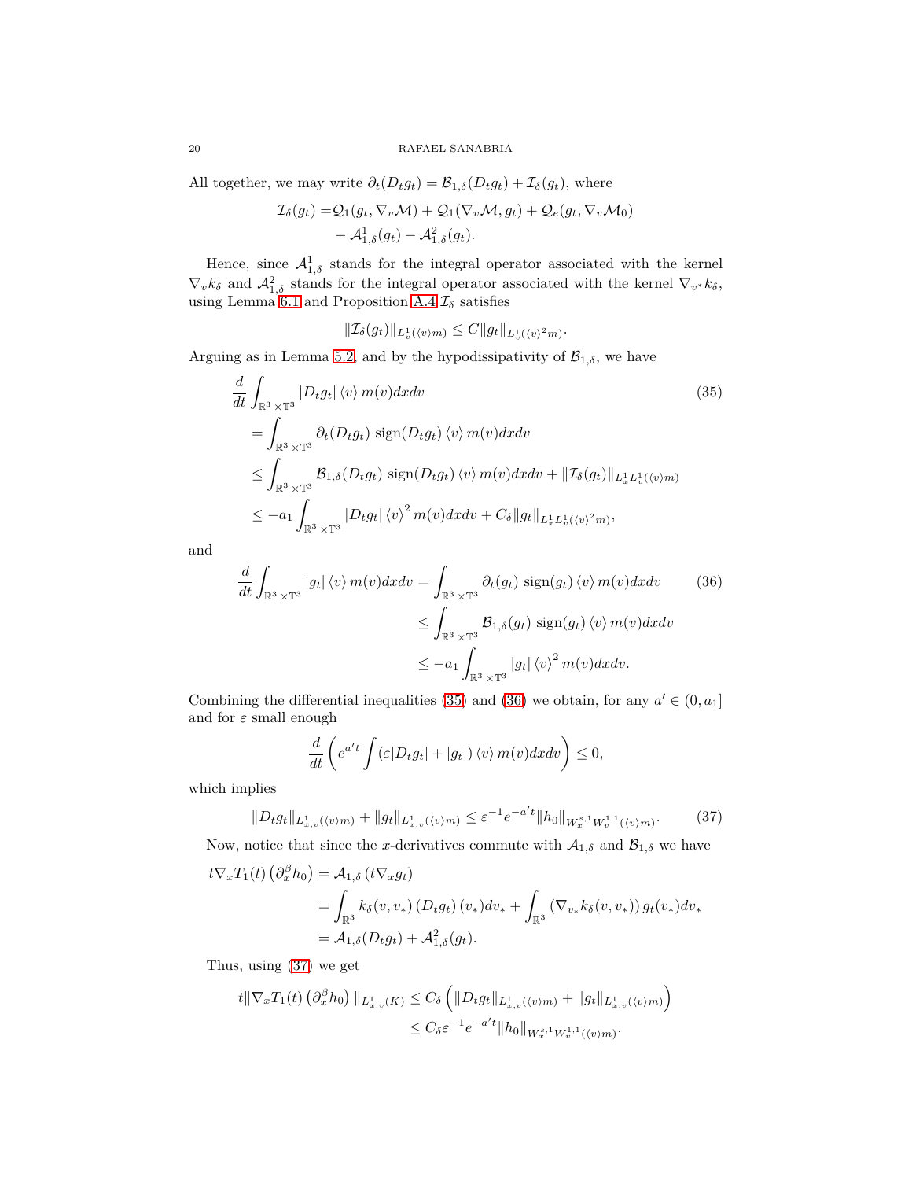All together, we may write $\partial_t(D_t g_t) = \mathcal{B}_{1,\delta}(D_t g_t) + \mathcal{I}_\delta(g_t)$, where

$$\begin{aligned}\mathcal{I}_\delta(g_t) =& \mathcal{Q}_1(g_t, \nabla_v \mathcal{M}) + \mathcal{Q}_1(\nabla_v \mathcal{M}, g_t) + \mathcal{Q}_e(g_t, \nabla_v \mathcal{M}_0)\\ &- \mathcal{A}^1_{1,\delta}(g_t) - \mathcal{A}^2_{1,\delta}(g_t).\end{aligned}$$

Hence, since $\mathcal{A}^1_{1,\delta}$ stands for the integral operator associated with the kernel $\nabla_v k_\delta$ and $\mathcal{A}^2_{1,\delta}$ stands for the integral operator associated with the kernel $\nabla_{v^*} k_\delta$, using Lemma 6.1 and Proposition A.4 $\mathcal{I}_\delta$ satisfies

$$\|\mathcal{I}_\delta(g_t)\|_{L^1_v(\langle v\rangle m)} \leq C\|g_t\|_{L^1_v(\langle v\rangle^2 m)}.$$

Arguing as in Lemma 5.2, and by the hypodissipativity of $\mathcal{B}_{1,\delta}$, we have

$$\begin{aligned}&\frac{d}{dt}\int_{\mathbb{R}^3\times\mathbb{T}^3} |D_t g_t|\,\langle v\rangle\, m(v)dxdv \\ &= \int_{\mathbb{R}^3\times\mathbb{T}^3} \partial_t(D_t g_t)\ \mathrm{sign}(D_t g_t)\,\langle v\rangle\, m(v)dxdv \\ &\leq \int_{\mathbb{R}^3\times\mathbb{T}^3} \mathcal{B}_{1,\delta}(D_t g_t)\ \mathrm{sign}(D_t g_t)\,\langle v\rangle\, m(v)dxdv + \|\mathcal{I}_\delta(g_t)\|_{L^1_x L^1_v(\langle v\rangle m)} \\ &\leq -a_1\int_{\mathbb{R}^3\times\mathbb{T}^3} |D_t g_t|\,\langle v\rangle^2 m(v)dxdv + C_\delta\|g_t\|_{L^1_x L^1_v(\langle v\rangle^2 m)},\end{aligned} \tag{35}$$

and

$$\begin{aligned}\frac{d}{dt}\int_{\mathbb{R}^3\times\mathbb{T}^3} |g_t|\,\langle v\rangle\, m(v)dxdv &= \int_{\mathbb{R}^3\times\mathbb{T}^3} \partial_t(g_t)\ \mathrm{sign}(g_t)\,\langle v\rangle\, m(v)dxdv \\ &\leq \int_{\mathbb{R}^3\times\mathbb{T}^3} \mathcal{B}_{1,\delta}(g_t)\ \mathrm{sign}(g_t)\,\langle v\rangle\, m(v)dxdv \\ &\leq -a_1\int_{\mathbb{R}^3\times\mathbb{T}^3} |g_t|\,\langle v\rangle^2 m(v)dxdv.\end{aligned} \tag{36}$$

Combining the differential inequalities (35) and (36) we obtain, for any $a' \in (0, a_1]$ and for $\varepsilon$ small enough

$$\frac{d}{dt}\left(e^{a't}\int \left(\varepsilon|D_t g_t| + |g_t|\right)\langle v\rangle\, m(v)dxdv\right) \leq 0,$$

which implies

$$\|D_t g_t\|_{L^1_{x,v}(\langle v\rangle m)} + \|g_t\|_{L^1_{x,v}(\langle v\rangle m)} \leq \varepsilon^{-1} e^{-a't}\|h_0\|_{W^{s,1}_x W^{1,1}_v(\langle v\rangle m)}. \tag{37}$$

Now, notice that since the $x$-derivatives commute with $\mathcal{A}_{1,\delta}$ and $\mathcal{B}_{1,\delta}$ we have

$$\begin{aligned}t\nabla_x T_1(t)\left(\partial^\beta_x h_0\right) &= \mathcal{A}_{1,\delta}\left(t\nabla_x g_t\right) \\ &= \int_{\mathbb{R}^3} k_\delta(v, v_*)\left(D_t g_t\right)(v_*)dv_* + \int_{\mathbb{R}^3}\left(\nabla_{v_*} k_\delta(v, v_*)\right) g_t(v_*)dv_* \\ &= \mathcal{A}_{1,\delta}(D_t g_t) + \mathcal{A}^2_{1,\delta}(g_t).\end{aligned}$$

Thus, using (37) we get

$$\begin{aligned}t\|\nabla_x T_1(t)\left(\partial^\beta_x h_0\right)\|_{L^1_{x,v}(K)} &\leq C_\delta\left(\|D_t g_t\|_{L^1_{x,v}(\langle v\rangle m)} + \|g_t\|_{L^1_{x,v}(\langle v\rangle m)}\right) \\ &\leq C_\delta \varepsilon^{-1} e^{-a't}\|h_0\|_{W^{s,1}_x W^{1,1}_v(\langle v\rangle m)}.\end{aligned}$$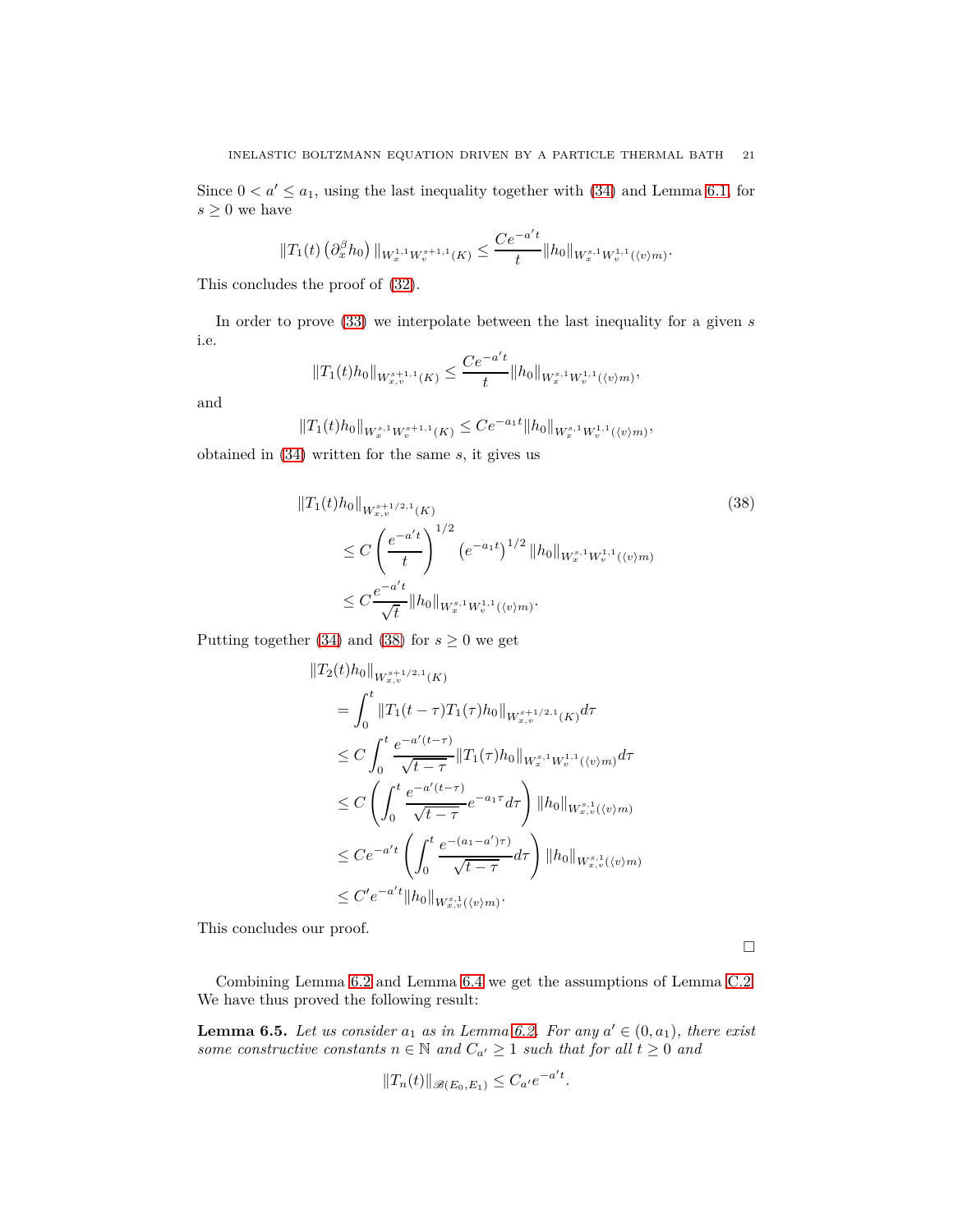Since $0 < a' \leq a_1$, using the last inequality together with (34) and Lemma 6.1, for $s \geq 0$ we have

$$\|T_1(t)\left(\partial_x^\beta h_0\right)\|_{W_x^{1,1}W_v^{s+1,1}(K)} \leq \frac{Ce^{-a't}}{t}\|h_0\|_{W_x^{s,1}W_v^{1,1}(\langle v\rangle m)}.$$

This concludes the proof of (32).

In order to prove (33) we interpolate between the last inequality for a given $s$ i.e.

$$\|T_1(t)h_0\|_{W_{x,v}^{s+1,1}(K)} \leq \frac{Ce^{-a't}}{t}\|h_0\|_{W_x^{s,1}W_v^{1,1}(\langle v\rangle m)},$$

and

$$\|T_1(t)h_0\|_{W_x^{s,1}W_v^{s+1,1}(K)} \leq Ce^{-a_1 t}\|h_0\|_{W_x^{s,1}W_v^{1,1}(\langle v\rangle m)},$$

obtained in (34) written for the same $s$, it gives us

$$\begin{aligned}
&\|T_1(t)h_0\|_{W_{x,v}^{s+1/2,1}(K)} \\
&\qquad \leq C\left(\frac{e^{-a't}}{t}\right)^{1/2}\left(e^{-a_1 t}\right)^{1/2}\|h_0\|_{W_x^{s,1}W_v^{1,1}(\langle v\rangle m)} \\
&\qquad \leq C\frac{e^{-a't}}{\sqrt{t}}\|h_0\|_{W_x^{s,1}W_v^{1,1}(\langle v\rangle m)}.
\end{aligned} \tag{38}$$

Putting together (34) and (38) for $s \geq 0$ we get

$$\begin{aligned}
&\|T_2(t)h_0\|_{W_{x,v}^{s+1/2,1}(K)} \\
&\quad = \int_0^t \|T_1(t-\tau)T_1(\tau)h_0\|_{W_{x,v}^{s+1/2,1}(K)}d\tau \\
&\quad \leq C\int_0^t \frac{e^{-a'(t-\tau)}}{\sqrt{t-\tau}}\|T_1(\tau)h_0\|_{W_x^{s,1}W_v^{1,1}(\langle v\rangle m)}d\tau \\
&\quad \leq C\left(\int_0^t \frac{e^{-a'(t-\tau)}}{\sqrt{t-\tau}}e^{-a_1\tau}d\tau\right)\|h_0\|_{W_{x,v}^{s,1}(\langle v\rangle m)} \\
&\quad \leq Ce^{-a't}\left(\int_0^t \frac{e^{-(a_1-a')\tau)}}{\sqrt{t-\tau}}d\tau\right)\|h_0\|_{W_{x,v}^{s,1}(\langle v\rangle m)} \\
&\quad \leq C'e^{-a't}\|h_0\|_{W_{x,v}^{s,1}(\langle v\rangle m)}.
\end{aligned}$$

This concludes our proof.

□

Combining Lemma 6.2 and Lemma 6.4 we get the assumptions of Lemma C.2. We have thus proved the following result:

**Lemma 6.5.** *Let us consider $a_1$ as in Lemma 6.2. For any $a' \in (0, a_1)$, there exist some constructive constants $n \in \mathbb{N}$ and $C_{a'} \geq 1$ such that for all $t \geq 0$ and*

$$\|T_n(t)\|_{\mathscr{B}(E_0,E_1)} \leq C_{a'}e^{-a't}.$$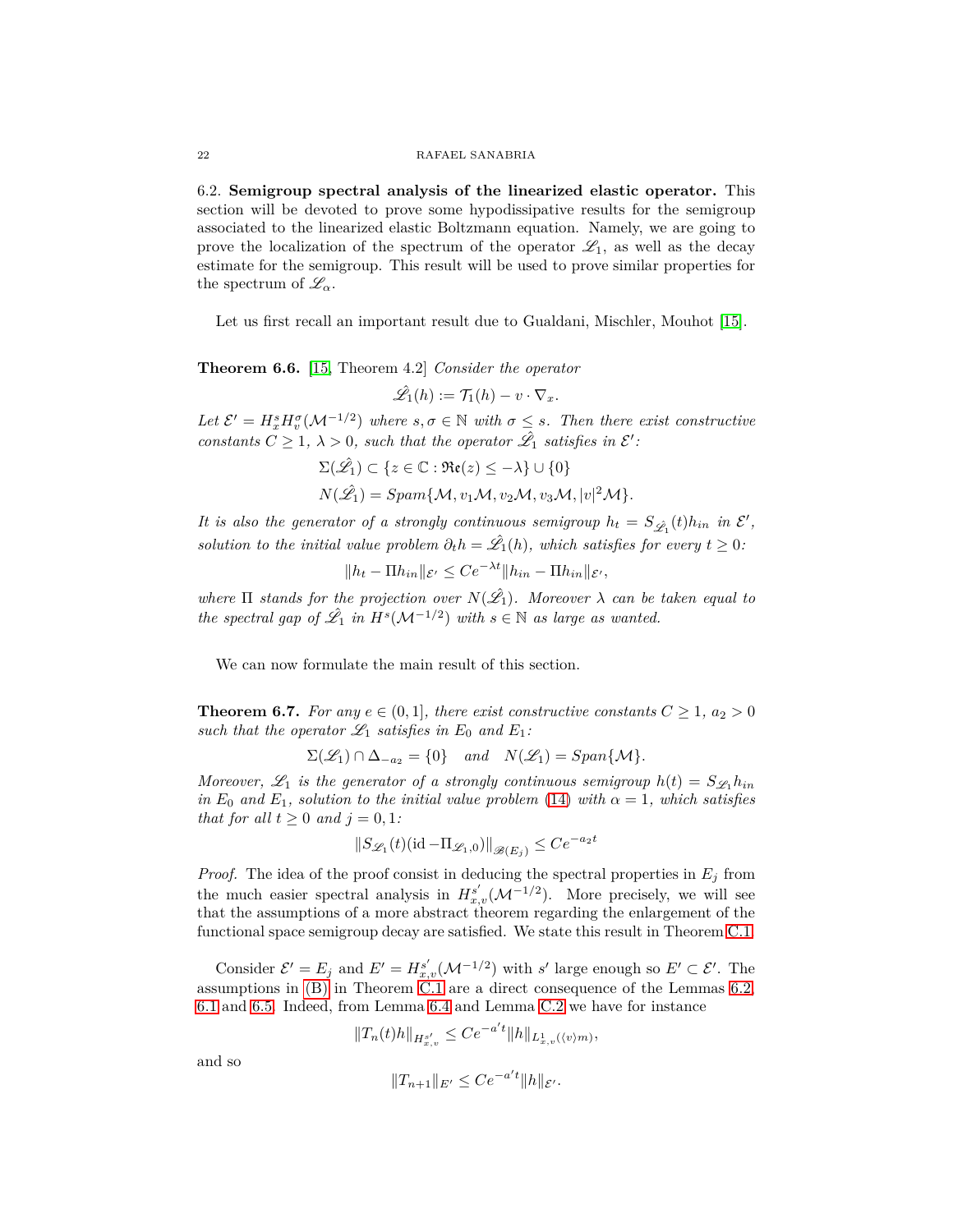6.2. **Semigroup spectral analysis of the linearized elastic operator.** This section will be devoted to prove some hypodissipative results for the semigroup associated to the linearized elastic Boltzmann equation. Namely, we are going to prove the localization of the spectrum of the operator $\mathscr{L}_1$, as well as the decay estimate for the semigroup. This result will be used to prove similar properties for the spectrum of $\mathscr{L}_\alpha$.

Let us first recall an important result due to Gualdani, Mischler, Mouhot [15].

**Theorem 6.6.** [15, Theorem 4.2] *Consider the operator*

$$\hat{\mathscr{L}}_1(h) := \mathcal{T}_1(h) - v \cdot \nabla_x.$$

*Let $\mathcal{E}' = H^s_x H^\sigma_v(\mathcal{M}^{-1/2})$ where $s, \sigma \in \mathbb{N}$ with $\sigma \leq s$. Then there exist constructive constants $C \geq 1$, $\lambda > 0$, such that the operator $\hat{\mathscr{L}}_1$ satisfies in $\mathcal{E}'$:*

$$\Sigma(\hat{\mathscr{L}}_1) \subset \{z \in \mathbb{C} : \mathfrak{Re}(z) \leq -\lambda\} \cup \{0\}$$

$$N(\hat{\mathscr{L}}_1) = Spam\{\mathcal{M}, v_1\mathcal{M}, v_2\mathcal{M}, v_3\mathcal{M}, |v|^2\mathcal{M}\}.$$

*It is also the generator of a strongly continuous semigroup $h_t = S_{\hat{\mathscr{L}}_1}(t)h_{in}$ in $\mathcal{E}'$, solution to the initial value problem $\partial_t h = \hat{\mathscr{L}}_1(h)$, which satisfies for every $t \geq 0$:*

$$\|h_t - \Pi h_{in}\|_{\mathcal{E}'} \leq Ce^{-\lambda t}\|h_{in} - \Pi h_{in}\|_{\mathcal{E}'},$$

*where $\Pi$ stands for the projection over $N(\hat{\mathscr{L}}_1)$. Moreover $\lambda$ can be taken equal to the spectral gap of $\hat{\mathscr{L}}_1$ in $H^s(\mathcal{M}^{-1/2})$ with $s \in \mathbb{N}$ as large as wanted.*

We can now formulate the main result of this section.

**Theorem 6.7.** *For any $e \in (0, 1]$, there exist constructive constants $C \geq 1$, $a_2 > 0$ such that the operator $\mathscr{L}_1$ satisfies in $E_0$ and $E_1$:*

$$\Sigma(\mathscr{L}_1) \cap \Delta_{-a_2} = \{0\} \quad \textit{and} \quad N(\mathscr{L}_1) = Span\{\mathcal{M}\}.$$

*Moreover, $\mathscr{L}_1$ is the generator of a strongly continuous semigroup $h(t) = S_{\mathscr{L}_1} h_{in}$ in $E_0$ and $E_1$, solution to the initial value problem (14) with $\alpha = 1$, which satisfies that for all $t \geq 0$ and $j = 0, 1$:*

$$\|S_{\mathscr{L}_1}(t)(\mathrm{id} - \Pi_{\mathscr{L}_1,0})\|_{\mathscr{B}(E_j)} \leq Ce^{-a_2 t}$$

*Proof.* The idea of the proof consist in deducing the spectral properties in $E_j$ from the much easier spectral analysis in $H^{s'}_{x,v}(\mathcal{M}^{-1/2})$. More precisely, we will see that the assumptions of a more abstract theorem regarding the enlargement of the functional space semigroup decay are satisfied. We state this result in Theorem C.1.

Consider $\mathcal{E}' = E_j$ and $E' = H^{s'}_{x,v}(\mathcal{M}^{-1/2})$ with $s'$ large enough so $E' \subset \mathcal{E}'$. The assumptions in (B) in Theorem C.1 are a direct consequence of the Lemmas 6.2, 6.1 and 6.5. Indeed, from Lemma 6.4 and Lemma C.2 we have for instance

$$\|T_n(t)h\|_{H^{s'}_{x,v}} \leq Ce^{-a't}\|h\|_{L^1_{x,v}(\langle v\rangle m)},$$

and so

$$\|T_{n+1}\|_{E'} \leq Ce^{-a't}\|h\|_{\mathcal{E}'}.$$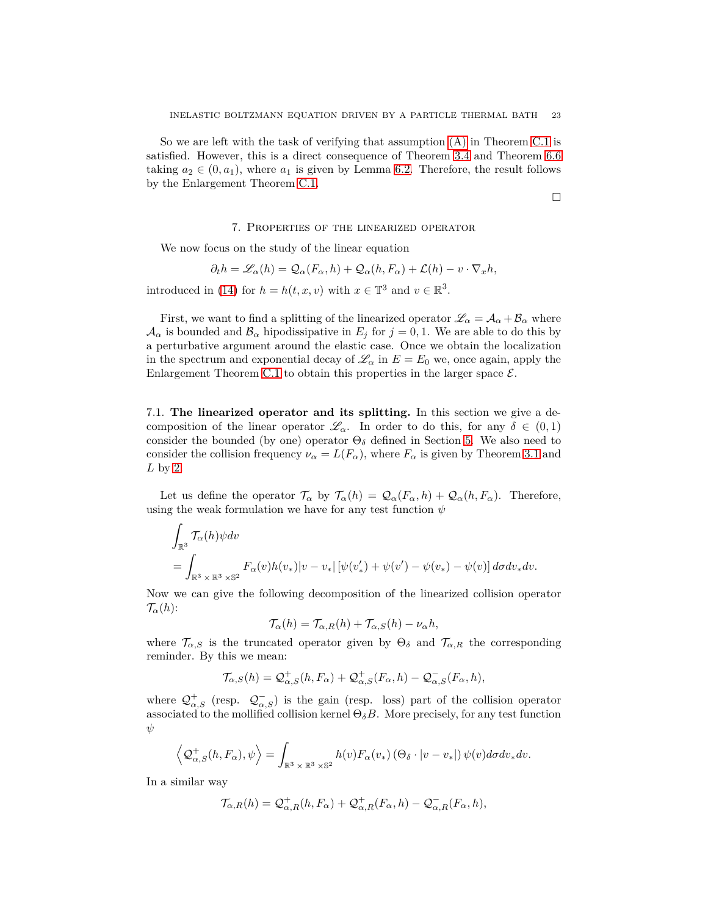So we are left with the task of verifying that assumption (A) in Theorem C.1 is satisfied. However, this is a direct consequence of Theorem 3.4 and Theorem 6.6 taking $a_2 \in (0, a_1)$, where $a_1$ is given by Lemma 6.2. Therefore, the result follows by the Enlargement Theorem C.1.

$\square$

## 7. Properties of the linearized operator

We now focus on the study of the linear equation

$$\partial_t h = \mathscr{L}_\alpha(h) = \mathcal{Q}_\alpha(F_\alpha, h) + \mathcal{Q}_\alpha(h, F_\alpha) + \mathcal{L}(h) - v \cdot \nabla_x h,$$

introduced in (14) for $h = h(t, x, v)$ with $x \in \mathbb{T}^3$ and $v \in \mathbb{R}^3$.

First, we want to find a splitting of the linearized operator $\mathscr{L}_\alpha = \mathcal{A}_\alpha + \mathcal{B}_\alpha$ where $\mathcal{A}_\alpha$ is bounded and $\mathcal{B}_\alpha$ hipodissipative in $E_j$ for $j = 0, 1$. We are able to do this by a perturbative argument around the elastic case. Once we obtain the localization in the spectrum and exponential decay of $\mathscr{L}_\alpha$ in $E = E_0$ we, once again, apply the Enlargement Theorem C.1 to obtain this properties in the larger space $\mathcal{E}$.

### 7.1. The linearized operator and its splitting.

In this section we give a decomposition of the linear operator $\mathscr{L}_\alpha$. In order to do this, for any $\delta \in (0,1)$ consider the bounded (by one) operator $\Theta_\delta$ defined in Section 5. We also need to consider the collision frequency $\nu_\alpha = L(F_\alpha)$, where $F_\alpha$ is given by Theorem 3.1 and $L$ by 2.

Let us define the operator $\mathcal{T}_\alpha$ by $\mathcal{T}_\alpha(h) = \mathcal{Q}_\alpha(F_\alpha, h) + \mathcal{Q}_\alpha(h, F_\alpha)$. Therefore, using the weak formulation we have for any test function $\psi$

$$\begin{aligned}
&\int_{\mathbb{R}^3} \mathcal{T}_\alpha(h)\psi dv \\
&= \int_{\mathbb{R}^3 \times \mathbb{R}^3 \times \mathbb{S}^2} F_\alpha(v) h(v_*) |v - v_*| \left[\psi(v_*') + \psi(v') - \psi(v_*) - \psi(v)\right] d\sigma dv_* dv.
\end{aligned}$$

Now we can give the following decomposition of the linearized collision operator $\mathcal{T}_\alpha(h)$:

$$\mathcal{T}_\alpha(h) = \mathcal{T}_{\alpha,R}(h) + \mathcal{T}_{\alpha,S}(h) - \nu_\alpha h,$$

where $\mathcal{T}_{\alpha,S}$ is the truncated operator given by $\Theta_\delta$ and $\mathcal{T}_{\alpha,R}$ the corresponding reminder. By this we mean:

$$\mathcal{T}_{\alpha,S}(h) = \mathcal{Q}^+_{\alpha,S}(h, F_\alpha) + \mathcal{Q}^+_{\alpha,S}(F_\alpha, h) - \mathcal{Q}^-_{\alpha,S}(F_\alpha, h),$$

where $\mathcal{Q}^+_{\alpha,S}$ (resp. $\mathcal{Q}^-_{\alpha,S}$) is the gain (resp. loss) part of the collision operator associated to the mollified collision kernel $\Theta_\delta B$. More precisely, for any test function $\psi$

$$\left\langle \mathcal{Q}^+_{\alpha,S}(h, F_\alpha), \psi \right\rangle = \int_{\mathbb{R}^3 \times \mathbb{R}^3 \times \mathbb{S}^2} h(v) F_\alpha(v_*) \left(\Theta_\delta \cdot |v - v_*|\right) \psi(v) d\sigma dv_* dv.$$

In a similar way

$$\mathcal{T}_{\alpha,R}(h) = \mathcal{Q}^+_{\alpha,R}(h, F_\alpha) + \mathcal{Q}^+_{\alpha,R}(F_\alpha, h) - \mathcal{Q}^-_{\alpha,R}(F_\alpha, h),$$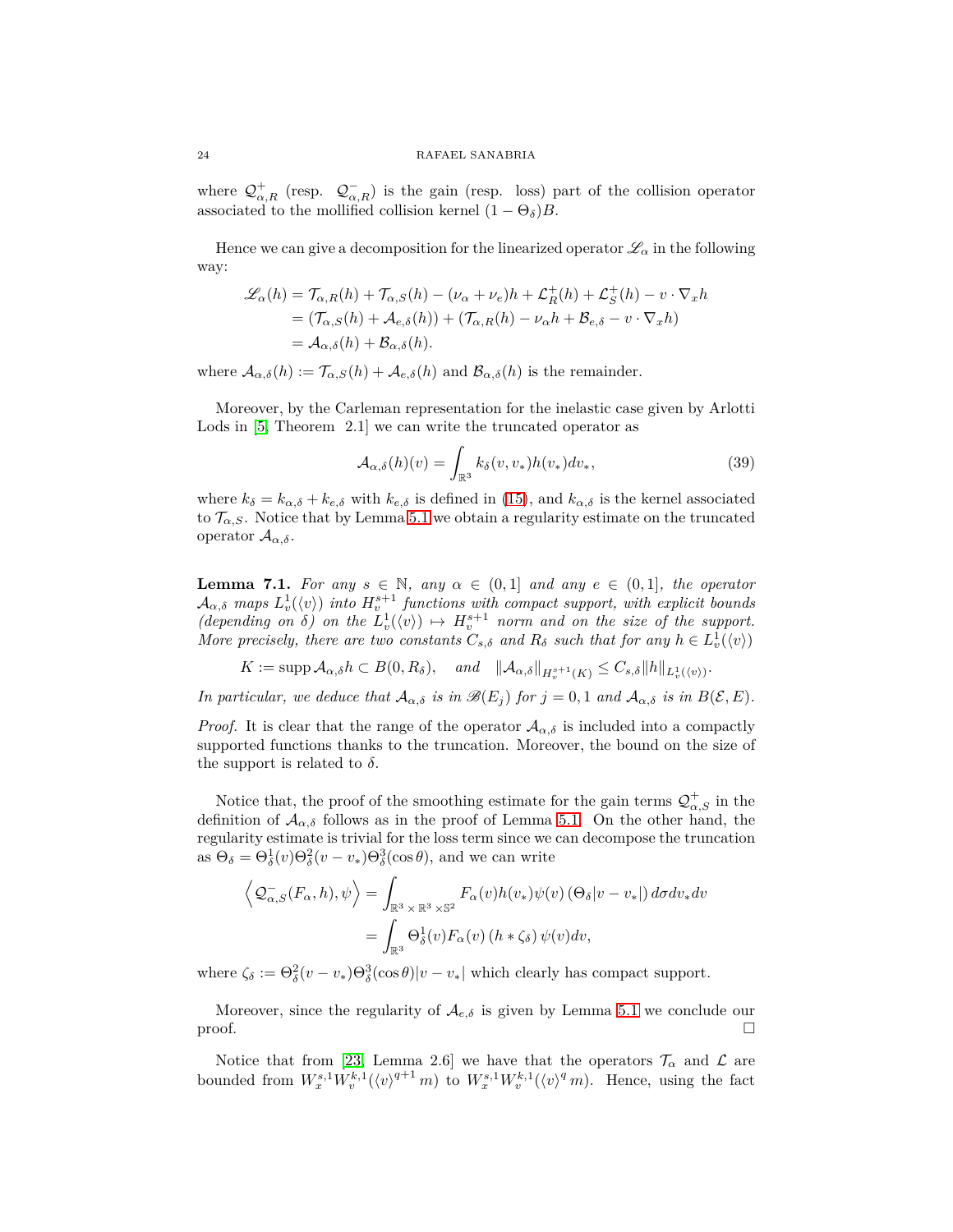where $\mathcal{Q}^+_{\alpha,R}$ (resp. $\mathcal{Q}^-_{\alpha,R}$) is the gain (resp. loss) part of the collision operator associated to the mollified collision kernel $(1-\Theta_\delta)B$.

Hence we can give a decomposition for the linearized operator $\mathscr{L}_\alpha$ in the following way:

$$
\begin{aligned}
\mathscr{L}_\alpha(h) &= \mathcal{T}_{\alpha,R}(h) + \mathcal{T}_{\alpha,S}(h) - (\nu_\alpha + \nu_e)h + \mathcal{L}^+_R(h) + \mathcal{L}^+_S(h) - v\cdot\nabla_x h \\
&= (\mathcal{T}_{\alpha,S}(h) + \mathcal{A}_{e,\delta}(h)) + (\mathcal{T}_{\alpha,R}(h) - \nu_\alpha h + \mathcal{B}_{e,\delta} - v\cdot\nabla_x h) \\
&= \mathcal{A}_{\alpha,\delta}(h) + \mathcal{B}_{\alpha,\delta}(h).
\end{aligned}
$$

where $\mathcal{A}_{\alpha,\delta}(h) := \mathcal{T}_{\alpha,S}(h) + \mathcal{A}_{e,\delta}(h)$ and $\mathcal{B}_{\alpha,\delta}(h)$ is the remainder.

Moreover, by the Carleman representation for the inelastic case given by Arlotti Lods in [5, Theorem 2.1] we can write the truncated operator as

$$
\mathcal{A}_{\alpha,\delta}(h)(v) = \int_{\mathbb{R}^3} k_\delta(v,v_*)h(v_*)dv_*, \tag{39}
$$

where $k_\delta = k_{\alpha,\delta} + k_{e,\delta}$ with $k_{e,\delta}$ is defined in (15), and $k_{\alpha,\delta}$ is the kernel associated to $\mathcal{T}_{\alpha,S}$. Notice that by Lemma 5.1 we obtain a regularity estimate on the truncated operator $\mathcal{A}_{\alpha,\delta}$.

**Lemma 7.1.** *For any $s\in\mathbb{N}$, any $\alpha\in(0,1]$ and any $e\in(0,1]$, the operator $\mathcal{A}_{\alpha,\delta}$ maps $L^1_v(\langle v\rangle)$ into $H^{s+1}_v$ functions with compact support, with explicit bounds (depending on $\delta$) on the $L^1_v(\langle v\rangle)\mapsto H^{s+1}_v$ norm and on the size of the support. More precisely, there are two constants $C_{s,\delta}$ and $R_\delta$ such that for any $h\in L^1_v(\langle v\rangle)$*

$$
K := \operatorname{supp}\mathcal{A}_{\alpha,\delta}h \subset B(0,R_\delta), \quad \text{and} \quad \|\mathcal{A}_{\alpha,\delta}\|_{H^{s+1}_v(K)} \le C_{s,\delta}\|h\|_{L^1_v(\langle v\rangle)}.
$$

*In particular, we deduce that $\mathcal{A}_{\alpha,\delta}$ is in $\mathscr{B}(E_j)$ for $j=0,1$ and $\mathcal{A}_{\alpha,\delta}$ is in $B(\mathcal{E},E)$.*

*Proof.* It is clear that the range of the operator $\mathcal{A}_{\alpha,\delta}$ is included into a compactly supported functions thanks to the truncation. Moreover, the bound on the size of the support is related to $\delta$.

Notice that, the proof of the smoothing estimate for the gain terms $\mathcal{Q}^+_{\alpha,S}$ in the definition of $\mathcal{A}_{\alpha,\delta}$ follows as in the proof of Lemma 5.1. On the other hand, the regularity estimate is trivial for the loss term since we can decompose the truncation as $\Theta_\delta = \Theta^1_\delta(v)\Theta^2_\delta(v-v_*)\Theta^3_\delta(\cos\theta)$, and we can write

$$
\begin{aligned}
\left\langle \mathcal{Q}^-_{\alpha,S}(F_\alpha,h),\psi\right\rangle &= \int_{\mathbb{R}^3\times\mathbb{R}^3\times\mathbb{S}^2} F_\alpha(v)h(v_*)\psi(v)\left(\Theta_\delta|v-v_*|\right)d\sigma dv_* dv \\
&= \int_{\mathbb{R}^3} \Theta^1_\delta(v)F_\alpha(v)\left(h*\zeta_\delta\right)\psi(v)dv,
\end{aligned}
$$

where $\zeta_\delta := \Theta^2_\delta(v-v_*)\Theta^3_\delta(\cos\theta)|v-v_*|$ which clearly has compact support.

Moreover, since the regularity of $\mathcal{A}_{e,\delta}$ is given by Lemma 5.1 we conclude our proof. $\square$

Notice that from [23, Lemma 2.6] we have that the operators $\mathcal{T}_\alpha$ and $\mathcal{L}$ are bounded from $W^{s,1}_x W^{k,1}_v(\langle v\rangle^{q+1} m)$ to $W^{s,1}_x W^{k,1}_v(\langle v\rangle^q m)$. Hence, using the fact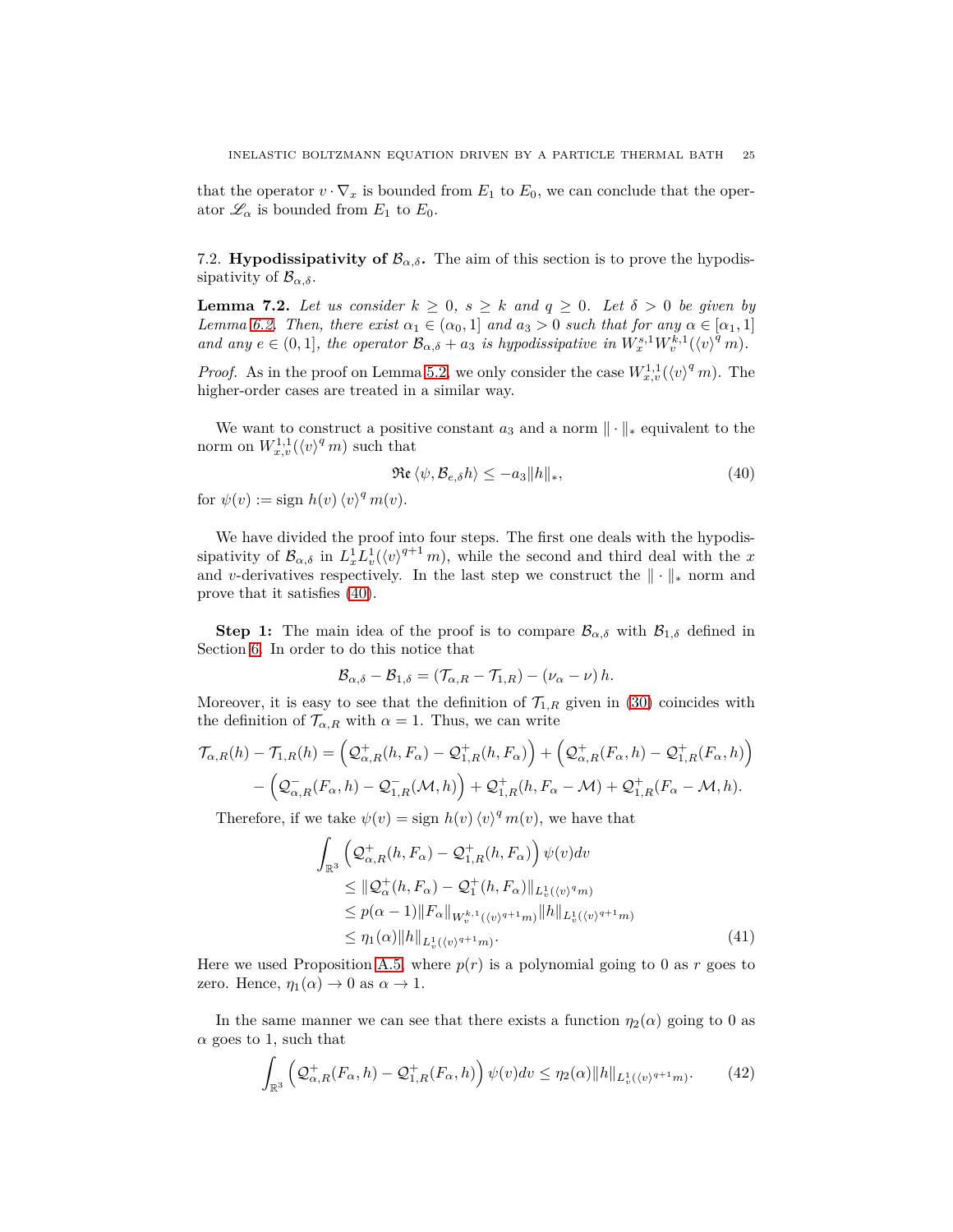that the operator $v \cdot \nabla_x$ is bounded from $E_1$ to $E_0$, we can conclude that the operator $\mathscr{L}_\alpha$ is bounded from $E_1$ to $E_0$.

### 7.2. **Hypodissipativity of $\mathcal{B}_{\alpha,\delta}$.**

The aim of this section is to prove the hypodissipativity of $\mathcal{B}_{\alpha,\delta}$.

**Lemma 7.2.** *Let us consider $k \geq 0$, $s \geq k$ and $q \geq 0$. Let $\delta > 0$ be given by Lemma 6.2. Then, there exist $\alpha_1 \in (\alpha_0, 1]$ and $a_3 > 0$ such that for any $\alpha \in [\alpha_1, 1]$ and any $e \in (0, 1]$, the operator $\mathcal{B}_{\alpha,\delta} + a_3$ is hypodissipative in $W^{s,1}_x W^{k,1}_v(\langle v \rangle^q m)$.*

*Proof.* As in the proof on Lemma 5.2, we only consider the case $W^{1,1}_{x,v}(\langle v \rangle^q m)$. The higher-order cases are treated in a similar way.

We want to construct a positive constant $a_3$ and a norm $\| \cdot \|_*$ equivalent to the norm on $W^{1,1}_{x,v}(\langle v \rangle^q m)$ such that

$$\mathfrak{Re} \, \langle \psi, \mathcal{B}_{e,\delta} h \rangle \leq -a_3 \|h\|_*, \tag{40}$$

for $\psi(v) := \operatorname{sign} h(v) \langle v \rangle^q m(v)$.

We have divided the proof into four steps. The first one deals with the hypodissipativity of $\mathcal{B}_{\alpha,\delta}$ in $L^1_x L^1_v(\langle v \rangle^{q+1} m)$, while the second and third deal with the $x$ and $v$-derivatives respectively. In the last step we construct the $\| \cdot \|_*$ norm and prove that it satisfies (40).

**Step 1:** The main idea of the proof is to compare $\mathcal{B}_{\alpha,\delta}$ with $\mathcal{B}_{1,\delta}$ defined in Section 6. In order to do this notice that

$$\mathcal{B}_{\alpha,\delta} - \mathcal{B}_{1,\delta} = (\mathcal{T}_{\alpha,R} - \mathcal{T}_{1,R}) - (\nu_\alpha - \nu) \, h.$$

Moreover, it is easy to see that the definition of $\mathcal{T}_{1,R}$ given in (30) coincides with the definition of $\mathcal{T}_{\alpha,R}$ with $\alpha = 1$. Thus, we can write

$$\begin{aligned}
\mathcal{T}_{\alpha,R}(h) - \mathcal{T}_{1,R}(h) &= \Big( \mathcal{Q}^+_{\alpha,R}(h, F_\alpha) - \mathcal{Q}^+_{1,R}(h, F_\alpha) \Big) + \Big( \mathcal{Q}^+_{\alpha,R}(F_\alpha, h) - \mathcal{Q}^+_{1,R}(F_\alpha, h) \Big) \\
&\quad - \Big( \mathcal{Q}^-_{\alpha,R}(F_\alpha, h) - \mathcal{Q}^-_{1,R}(\mathcal{M}, h) \Big) + \mathcal{Q}^+_{1,R}(h, F_\alpha - \mathcal{M}) + \mathcal{Q}^+_{1,R}(F_\alpha - \mathcal{M}, h).
\end{aligned}$$

Therefore, if we take $\psi(v) = \operatorname{sign} h(v) \langle v \rangle^q m(v)$, we have that

$$\begin{aligned}
\int_{\mathbb{R}^3} & \Big( \mathcal{Q}^+_{\alpha,R}(h, F_\alpha) - \mathcal{Q}^+_{1,R}(h, F_\alpha) \Big) \psi(v) dv \\
&\leq \|\mathcal{Q}^+_\alpha(h, F_\alpha) - \mathcal{Q}^+_1(h, F_\alpha)\|_{L^1_v(\langle v \rangle^q m)} \\
&\leq p(\alpha - 1) \|F_\alpha\|_{W^{k,1}_v(\langle v \rangle^{q+1} m)} \|h\|_{L^1_v(\langle v \rangle^{q+1} m)} \\
&\leq \eta_1(\alpha) \|h\|_{L^1_v(\langle v \rangle^{q+1} m)}.
\end{aligned} \tag{41}$$

Here we used Proposition A.5, where $p(r)$ is a polynomial going to 0 as $r$ goes to zero. Hence, $\eta_1(\alpha) \to 0$ as $\alpha \to 1$.

In the same manner we can see that there exists a function $\eta_2(\alpha)$ going to 0 as $\alpha$ goes to 1, such that

$$\int_{\mathbb{R}^3} \Big( \mathcal{Q}^+_{\alpha,R}(F_\alpha, h) - \mathcal{Q}^+_{1,R}(F_\alpha, h) \Big) \psi(v) dv \leq \eta_2(\alpha) \|h\|_{L^1_v(\langle v \rangle^{q+1} m)}. \tag{42}$$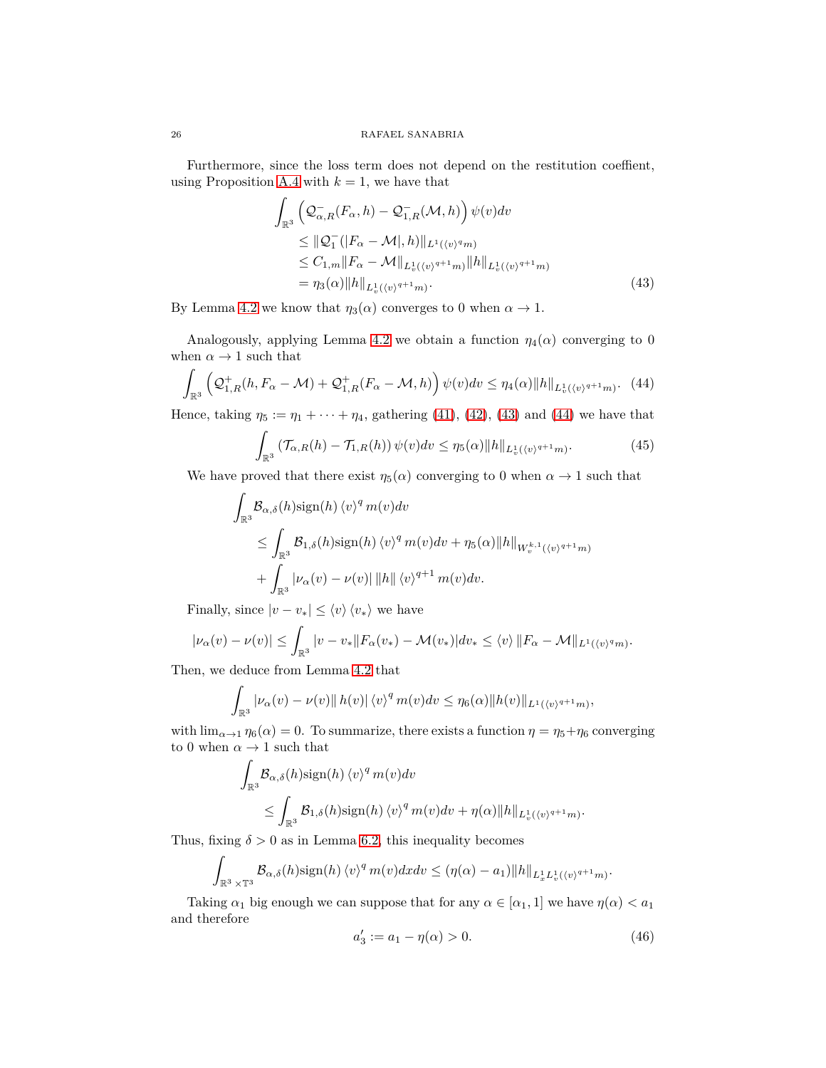Furthermore, since the loss term does not depend on the restitution coeffient, using Proposition A.4 with $k = 1$, we have that

$$
\begin{aligned}
\int_{\mathbb{R}^3} \Big( \mathcal{Q}^-_{\alpha,R}(F_\alpha, h) - \mathcal{Q}^-_{1,R}(\mathcal{M}, h) \Big) \psi(v) dv \\
&\leq \|\mathcal{Q}^-_1(|F_\alpha - \mathcal{M}|, h)\|_{L^1(\langle v \rangle^q m)} \\
&\leq C_{1,m} \|F_\alpha - \mathcal{M}\|_{L^1_v(\langle v \rangle^{q+1} m)} \|h\|_{L^1_v(\langle v \rangle^{q+1} m)} \\
&= \eta_3(\alpha) \|h\|_{L^1_v(\langle v \rangle^{q+1} m)}.
\end{aligned} \tag{43}
$$

By Lemma 4.2 we know that $\eta_3(\alpha)$ converges to 0 when $\alpha \to 1$.

Analogously, applying Lemma 4.2 we obtain a function $\eta_4(\alpha)$ converging to 0 when $\alpha \to 1$ such that

$$
\int_{\mathbb{R}^3} \Big( \mathcal{Q}^+_{1,R}(h, F_\alpha - \mathcal{M}) + \mathcal{Q}^+_{1,R}(F_\alpha - \mathcal{M}, h) \Big) \psi(v) dv \leq \eta_4(\alpha) \|h\|_{L^1_v(\langle v \rangle^{q+1} m)}. \tag{44}
$$

Hence, taking $\eta_5 := \eta_1 + \cdots + \eta_4$, gathering (41), (42), (43) and (44) we have that

$$
\int_{\mathbb{R}^3} \left( \mathcal{T}_{\alpha,R}(h) - \mathcal{T}_{1,R}(h) \right) \psi(v) dv \leq \eta_5(\alpha) \|h\|_{L^1_v(\langle v \rangle^{q+1} m)}. \tag{45}
$$

We have proved that there exist $\eta_5(\alpha)$ converging to 0 when $\alpha \to 1$ such that

$$
\begin{aligned}
\int_{\mathbb{R}^3} & \mathcal{B}_{\alpha,\delta}(h) \operatorname{sign}(h) \langle v \rangle^q m(v) dv \\
&\leq \int_{\mathbb{R}^3} \mathcal{B}_{1,\delta}(h) \operatorname{sign}(h) \langle v \rangle^q m(v) dv + \eta_5(\alpha) \|h\|_{W^{k,1}_v(\langle v \rangle^{q+1} m)} \\
&\quad + \int_{\mathbb{R}^3} |\nu_\alpha(v) - \nu(v)| \, \|h\| \langle v \rangle^{q+1} m(v) dv.
\end{aligned}
$$

Finally, since $|v - v_*| \leq \langle v \rangle \langle v_* \rangle$ we have

$$
|\nu_\alpha(v) - \nu(v)| \leq \int_{\mathbb{R}^3} |v - v_*| |F_\alpha(v_*) - \mathcal{M}(v_*)| dv_* \leq \langle v \rangle \|F_\alpha - \mathcal{M}\|_{L^1(\langle v \rangle^q m)}.
$$

Then, we deduce from Lemma 4.2 that

$$
\int_{\mathbb{R}^3} |\nu_\alpha(v) - \nu(v)| \, h(v)| \langle v \rangle^q m(v) dv \leq \eta_6(\alpha) \|h(v)\|_{L^1(\langle v \rangle^{q+1} m)},
$$

with $\lim_{\alpha \to 1} \eta_6(\alpha) = 0$. To summarize, there exists a function $\eta = \eta_5 + \eta_6$ converging to 0 when $\alpha \to 1$ such that

$$
\begin{aligned}
\int_{\mathbb{R}^3} & \mathcal{B}_{\alpha,\delta}(h) \operatorname{sign}(h) \langle v \rangle^q m(v) dv \\
&\leq \int_{\mathbb{R}^3} \mathcal{B}_{1,\delta}(h) \operatorname{sign}(h) \langle v \rangle^q m(v) dv + \eta(\alpha) \|h\|_{L^1_v(\langle v \rangle^{q+1} m)}.
\end{aligned}
$$

Thus, fixing $\delta > 0$ as in Lemma 6.2, this inequality becomes

$$
\int_{\mathbb{R}^3 \times \mathbb{T}^3} \mathcal{B}_{\alpha,\delta}(h) \operatorname{sign}(h) \langle v \rangle^q m(v) dx dv \leq (\eta(\alpha) - a_1) \|h\|_{L^1_x L^1_v(\langle v \rangle^{q+1} m)}.
$$

Taking $\alpha_1$ big enough we can suppose that for any $\alpha \in [\alpha_1, 1]$ we have $\eta(\alpha) < a_1$ and therefore

$$
a_3' := a_1 - \eta(\alpha) > 0. \tag{46}
$$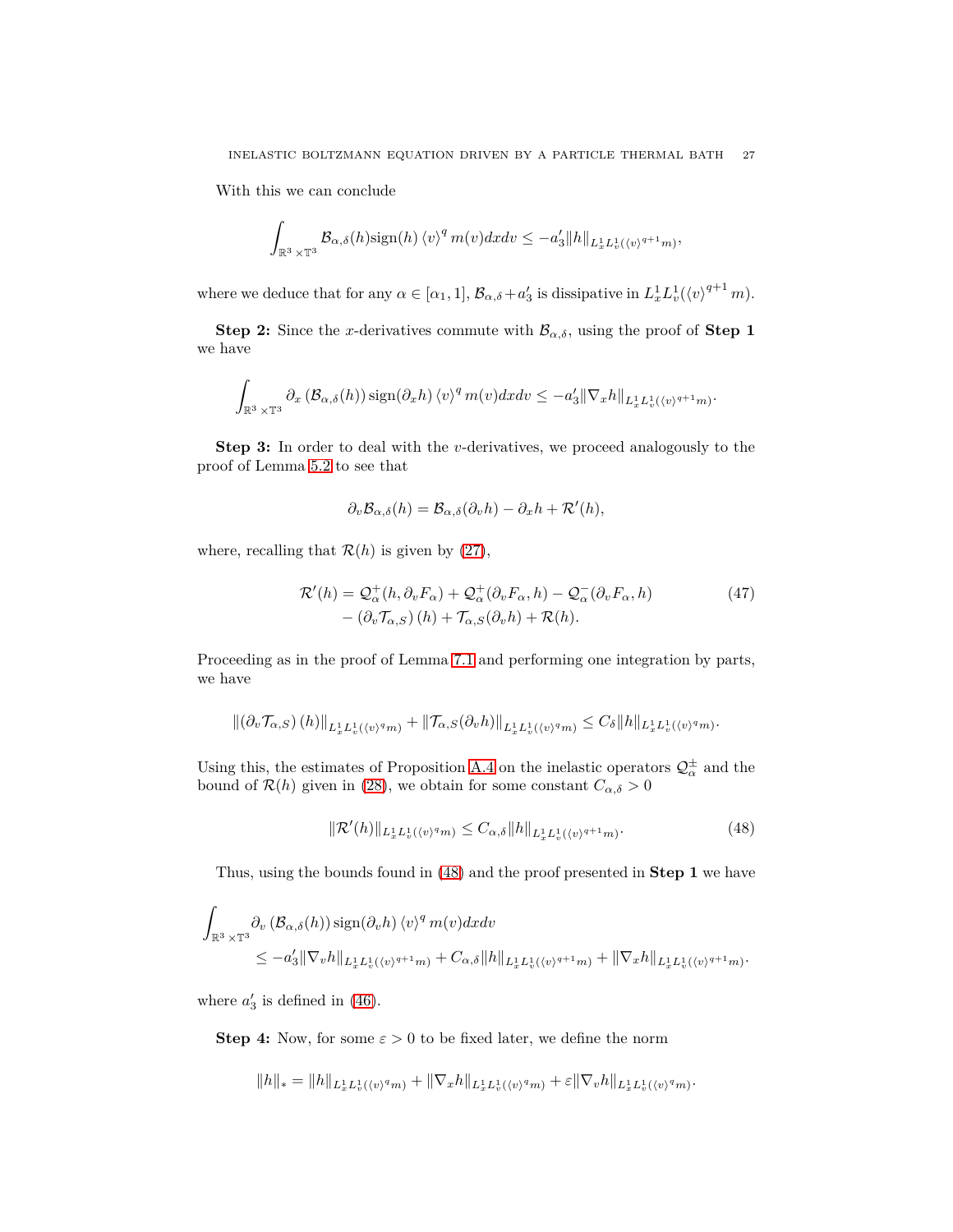With this we can conclude

$$\int_{\mathbb{R}^3\times\mathbb{T}^3} \mathcal{B}_{\alpha,\delta}(h)\text{sign}(h)\,\langle v\rangle^q\, m(v)dxdv \leq -a_3'\|h\|_{L^1_xL^1_v(\langle v\rangle^{q+1}m)},$$

where we deduce that for any $\alpha\in[\alpha_1,1]$, $\mathcal{B}_{\alpha,\delta}+a_3'$ is dissipative in $L^1_xL^1_v(\langle v\rangle^{q+1}\,m)$.

**Step 2:** Since the $x$-derivatives commute with $\mathcal{B}_{\alpha,\delta}$, using the proof of **Step 1** we have

$$\int_{\mathbb{R}^3\times\mathbb{T}^3} \partial_x\left(\mathcal{B}_{\alpha,\delta}(h)\right)\text{sign}(\partial_x h)\,\langle v\rangle^q\, m(v)dxdv \leq -a_3'\|\nabla_x h\|_{L^1_xL^1_v(\langle v\rangle^{q+1}m)}.$$

**Step 3:** In order to deal with the $v$-derivatives, we proceed analogously to the proof of Lemma 5.2 to see that

$$\partial_v\mathcal{B}_{\alpha,\delta}(h) = \mathcal{B}_{\alpha,\delta}(\partial_v h) - \partial_x h + \mathcal{R}'(h),$$

where, recalling that $\mathcal{R}(h)$ is given by (27),

$$\begin{aligned}\mathcal{R}'(h) &= \mathcal{Q}^+_\alpha(h,\partial_v F_\alpha) + \mathcal{Q}^+_\alpha(\partial_v F_\alpha,h) - \mathcal{Q}^-_\alpha(\partial_v F_\alpha,h) \\ &\quad - \left(\partial_v\mathcal{T}_{\alpha,S}\right)(h) + \mathcal{T}_{\alpha,S}(\partial_v h) + \mathcal{R}(h).\end{aligned}\tag{47}$$

Proceeding as in the proof of Lemma 7.1 and performing one integration by parts, we have

$$\|\left(\partial_v\mathcal{T}_{\alpha,S}\right)(h)\|_{L^1_xL^1_v(\langle v\rangle^q m)} + \|\mathcal{T}_{\alpha,S}(\partial_v h)\|_{L^1_xL^1_v(\langle v\rangle^q m)} \leq C_\delta\|h\|_{L^1_xL^1_v(\langle v\rangle^q m)}.$$

Using this, the estimates of Proposition A.4 on the inelastic operators $\mathcal{Q}^\pm_\alpha$ and the bound of $\mathcal{R}(h)$ given in (28), we obtain for some constant $C_{\alpha,\delta}>0$

$$\|\mathcal{R}'(h)\|_{L^1_xL^1_v(\langle v\rangle^q m)} \leq C_{\alpha,\delta}\|h\|_{L^1_xL^1_v(\langle v\rangle^{q+1}m)}.\tag{48}$$

Thus, using the bounds found in (48) and the proof presented in **Step 1** we have

$$\begin{aligned}\int_{\mathbb{R}^3\times\mathbb{T}^3} &\partial_v\left(\mathcal{B}_{\alpha,\delta}(h)\right)\text{sign}(\partial_v h)\,\langle v\rangle^q\, m(v)dxdv \\ &\leq -a_3'\|\nabla_v h\|_{L^1_xL^1_v(\langle v\rangle^{q+1}m)} + C_{\alpha,\delta}\|h\|_{L^1_xL^1_v(\langle v\rangle^{q+1}m)} + \|\nabla_x h\|_{L^1_xL^1_v(\langle v\rangle^{q+1}m)}.\end{aligned}$$

where $a_3'$ is defined in (46).

**Step 4:** Now, for some $\varepsilon>0$ to be fixed later, we define the norm

$$\|h\|_* = \|h\|_{L^1_xL^1_v(\langle v\rangle^q m)} + \|\nabla_x h\|_{L^1_xL^1_v(\langle v\rangle^q m)} + \varepsilon\|\nabla_v h\|_{L^1_xL^1_v(\langle v\rangle^q m)}.$$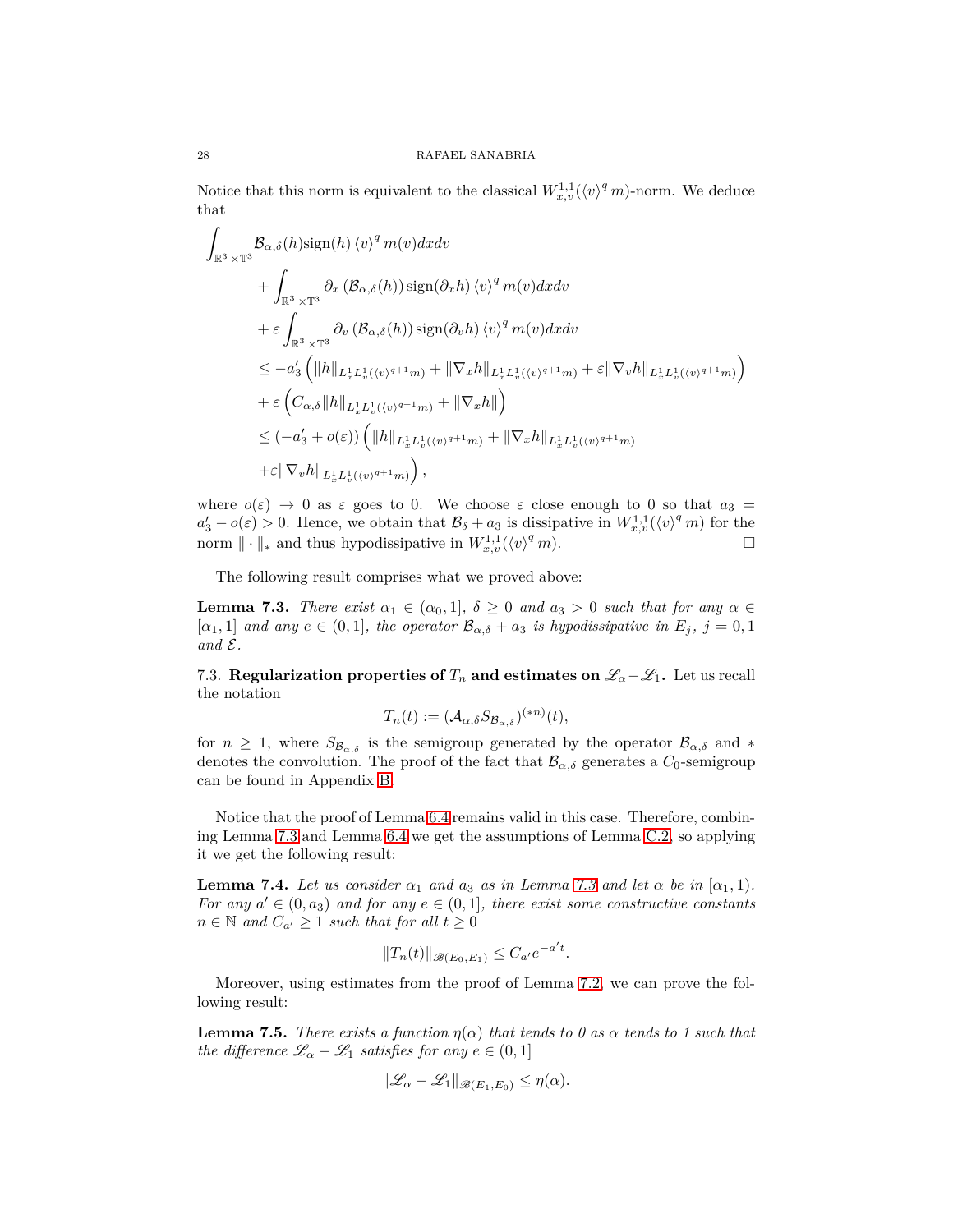Notice that this norm is equivalent to the classical $W^{1,1}_{x,v}(\langle v\rangle^q m)$-norm. We deduce that

$$
\begin{aligned}
&\int_{\mathbb{R}^3\times\mathbb{T}^3} \mathcal{B}_{\alpha,\delta}(h)\mathrm{sign}(h)\langle v\rangle^q m(v)dxdv \\
&\quad + \int_{\mathbb{R}^3\times\mathbb{T}^3} \partial_x\left(\mathcal{B}_{\alpha,\delta}(h)\right)\mathrm{sign}(\partial_x h)\langle v\rangle^q m(v)dxdv \\
&\quad + \varepsilon\int_{\mathbb{R}^3\times\mathbb{T}^3} \partial_v\left(\mathcal{B}_{\alpha,\delta}(h)\right)\mathrm{sign}(\partial_v h)\langle v\rangle^q m(v)dxdv \\
&\quad \le -a_3'\left(\|h\|_{L^1_xL^1_v(\langle v\rangle^{q+1}m)} + \|\nabla_x h\|_{L^1_xL^1_v(\langle v\rangle^{q+1}m)} + \varepsilon\|\nabla_v h\|_{L^1_xL^1_v(\langle v\rangle^{q+1}m)}\right) \\
&\quad + \varepsilon\left(C_{\alpha,\delta}\|h\|_{L^1_xL^1_v(\langle v\rangle^{q+1}m)} + \|\nabla_x h\|\right) \\
&\quad \le (-a_3' + o(\varepsilon))\left(\|h\|_{L^1_xL^1_v(\langle v\rangle^{q+1}m)} + \|\nabla_x h\|_{L^1_xL^1_v(\langle v\rangle^{q+1}m)}\right. \\
&\quad \left. + \varepsilon\|\nabla_v h\|_{L^1_xL^1_v(\langle v\rangle^{q+1}m)}\right),
\end{aligned}
$$

where $o(\varepsilon)\to 0$ as $\varepsilon$ goes to 0. We choose $\varepsilon$ close enough to 0 so that $a_3 = a_3' - o(\varepsilon) > 0$. Hence, we obtain that $\mathcal{B}_\delta + a_3$ is dissipative in $W^{1,1}_{x,v}(\langle v\rangle^q m)$ for the norm $\|\cdot\|_*$ and thus hypodissipative in $W^{1,1}_{x,v}(\langle v\rangle^q m)$. $\square$

The following result comprises what we proved above:

**Lemma 7.3.** *There exist $\alpha_1 \in (\alpha_0, 1]$, $\delta \ge 0$ and $a_3 > 0$ such that for any $\alpha \in [\alpha_1, 1]$ and any $e \in (0,1]$, the operator $\mathcal{B}_{\alpha,\delta} + a_3$ is hypodissipative in $E_j$, $j = 0,1$ and $\mathcal{E}$.*

7.3. **Regularization properties of $T_n$ and estimates on $\mathscr{L}_\alpha - \mathscr{L}_1$.** Let us recall the notation

$$T_n(t) := (\mathcal{A}_{\alpha,\delta}S_{\mathcal{B}_{\alpha,\delta}})^{(*n)}(t),$$

for $n \ge 1$, where $S_{\mathcal{B}_{\alpha,\delta}}$ is the semigroup generated by the operator $\mathcal{B}_{\alpha,\delta}$ and $*$ denotes the convolution. The proof of the fact that $\mathcal{B}_{\alpha,\delta}$ generates a $C_0$-semigroup can be found in Appendix B.

Notice that the proof of Lemma 6.4 remains valid in this case. Therefore, combining Lemma 7.3 and Lemma 6.4 we get the assumptions of Lemma C.2, so applying it we get the following result:

**Lemma 7.4.** *Let us consider $\alpha_1$ and $a_3$ as in Lemma 7.3 and let $\alpha$ be in $[\alpha_1, 1)$. For any $a' \in (0, a_3)$ and for any $e \in (0,1]$, there exist some constructive constants $n \in \mathbb{N}$ and $C_{a'} \ge 1$ such that for all $t \ge 0$*

$$\|T_n(t)\|_{\mathscr{B}(E_0,E_1)} \le C_{a'}e^{-a't}.$$

Moreover, using estimates from the proof of Lemma 7.2, we can prove the following result:

**Lemma 7.5.** *There exists a function $\eta(\alpha)$ that tends to 0 as $\alpha$ tends to 1 such that the difference $\mathscr{L}_\alpha - \mathscr{L}_1$ satisfies for any $e \in (0,1]$*

$$\|\mathscr{L}_\alpha - \mathscr{L}_1\|_{\mathscr{B}(E_1,E_0)} \le \eta(\alpha).$$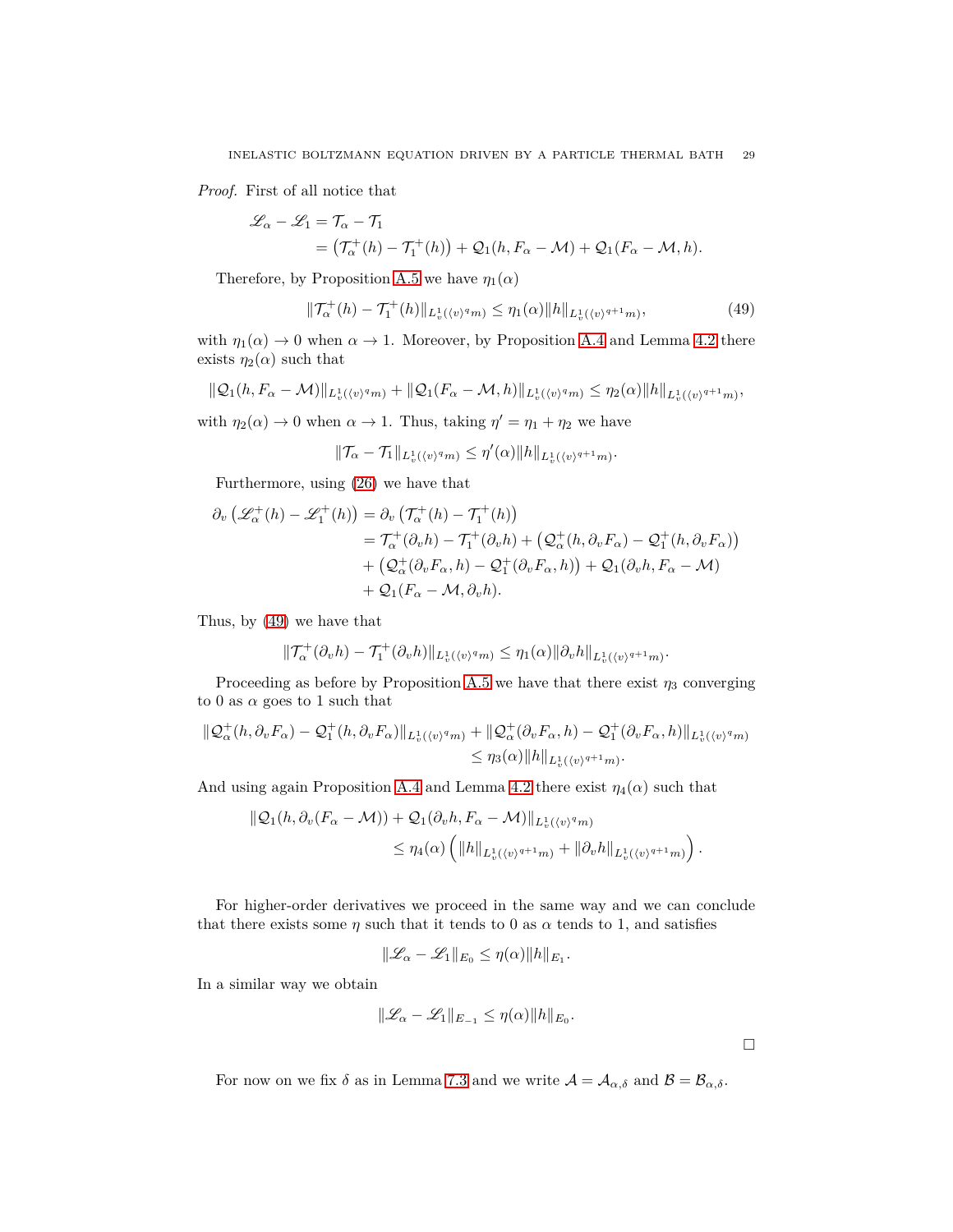*Proof.* First of all notice that

$$
\begin{aligned}
\mathscr{L}_\alpha - \mathscr{L}_1 &= \mathcal{T}_\alpha - \mathcal{T}_1 \\
&= \left(\mathcal{T}_\alpha^+(h) - \mathcal{T}_1^+(h)\right) + \mathcal{Q}_1(h, F_\alpha - \mathcal{M}) + \mathcal{Q}_1(F_\alpha - \mathcal{M}, h).
\end{aligned}
$$

Therefore, by Proposition A.5 we have $\eta_1(\alpha)$

$$
\|\mathcal{T}_\alpha^+(h) - \mathcal{T}_1^+(h)\|_{L^1_v(\langle v\rangle^q m)} \leq \eta_1(\alpha)\|h\|_{L^1_v(\langle v\rangle^{q+1} m)}, \tag{49}
$$

with $\eta_1(\alpha) \to 0$ when $\alpha \to 1$. Moreover, by Proposition A.4 and Lemma 4.2 there exists $\eta_2(\alpha)$ such that

$$
\|\mathcal{Q}_1(h, F_\alpha - \mathcal{M})\|_{L^1_v(\langle v\rangle^q m)} + \|\mathcal{Q}_1(F_\alpha - \mathcal{M}, h)\|_{L^1_v(\langle v\rangle^q m)} \leq \eta_2(\alpha)\|h\|_{L^1_v(\langle v\rangle^{q+1} m)},
$$

with $\eta_2(\alpha) \to 0$ when $\alpha \to 1$. Thus, taking $\eta' = \eta_1 + \eta_2$ we have

$$
\|\mathcal{T}_\alpha - \mathcal{T}_1\|_{L^1_v(\langle v\rangle^q m)} \leq \eta'(\alpha)\|h\|_{L^1_v(\langle v\rangle^{q+1} m)}.
$$

Furthermore, using (26) we have that

$$
\begin{aligned}
\partial_v\left(\mathscr{L}_\alpha^+(h) - \mathscr{L}_1^+(h)\right) &= \partial_v\left(\mathcal{T}_\alpha^+(h) - \mathcal{T}_1^+(h)\right) \\
&= \mathcal{T}_\alpha^+(\partial_v h) - \mathcal{T}_1^+(\partial_v h) + \left(\mathcal{Q}_\alpha^+(h, \partial_v F_\alpha) - \mathcal{Q}_1^+(h, \partial_v F_\alpha)\right) \\
&\quad + \left(\mathcal{Q}_\alpha^+(\partial_v F_\alpha, h) - \mathcal{Q}_1^+(\partial_v F_\alpha, h)\right) + \mathcal{Q}_1(\partial_v h, F_\alpha - \mathcal{M}) \\
&\quad + \mathcal{Q}_1(F_\alpha - \mathcal{M}, \partial_v h).
\end{aligned}
$$

Thus, by (49) we have that

$$
\|\mathcal{T}_\alpha^+(\partial_v h) - \mathcal{T}_1^+(\partial_v h)\|_{L^1_v(\langle v\rangle^q m)} \leq \eta_1(\alpha)\|\partial_v h\|_{L^1_v(\langle v\rangle^{q+1} m)}.
$$

Proceeding as before by Proposition A.5 we have that there exist $\eta_3$ converging to 0 as $\alpha$ goes to 1 such that

$$
\begin{aligned}
\|\mathcal{Q}_\alpha^+(h, \partial_v F_\alpha) - \mathcal{Q}_1^+(h, \partial_v F_\alpha)\|_{L^1_v(\langle v\rangle^q m)} + \|\mathcal{Q}_\alpha^+(\partial_v F_\alpha, h) - \mathcal{Q}_1^+(\partial_v F_\alpha, h)\|_{L^1_v(\langle v\rangle^q m)} \\
\leq \eta_3(\alpha)\|h\|_{L^1_v(\langle v\rangle^{q+1} m)}.
\end{aligned}
$$

And using again Proposition A.4 and Lemma 4.2 there exist $\eta_4(\alpha)$ such that

$$
\begin{aligned}
\|\mathcal{Q}_1(h, \partial_v(F_\alpha - \mathcal{M})) + \mathcal{Q}_1(\partial_v h, F_\alpha - \mathcal{M})\|_{L^1_v(\langle v\rangle^q m)} \\
\leq \eta_4(\alpha)\left(\|h\|_{L^1_v(\langle v\rangle^{q+1} m)} + \|\partial_v h\|_{L^1_v(\langle v\rangle^{q+1} m)}\right).
\end{aligned}
$$

For higher-order derivatives we proceed in the same way and we can conclude that there exists some $\eta$ such that it tends to 0 as $\alpha$ tends to 1, and satisfies

$$
\|\mathscr{L}_\alpha - \mathscr{L}_1\|_{E_0} \leq \eta(\alpha)\|h\|_{E_1}.
$$

In a similar way we obtain

$$
\|\mathscr{L}_\alpha - \mathscr{L}_1\|_{E_{-1}} \leq \eta(\alpha)\|h\|_{E_0}.
$$

□

For now on we fix $\delta$ as in Lemma 7.3 and we write $\mathcal{A} = \mathcal{A}_{\alpha,\delta}$ and $\mathcal{B} = \mathcal{B}_{\alpha,\delta}$.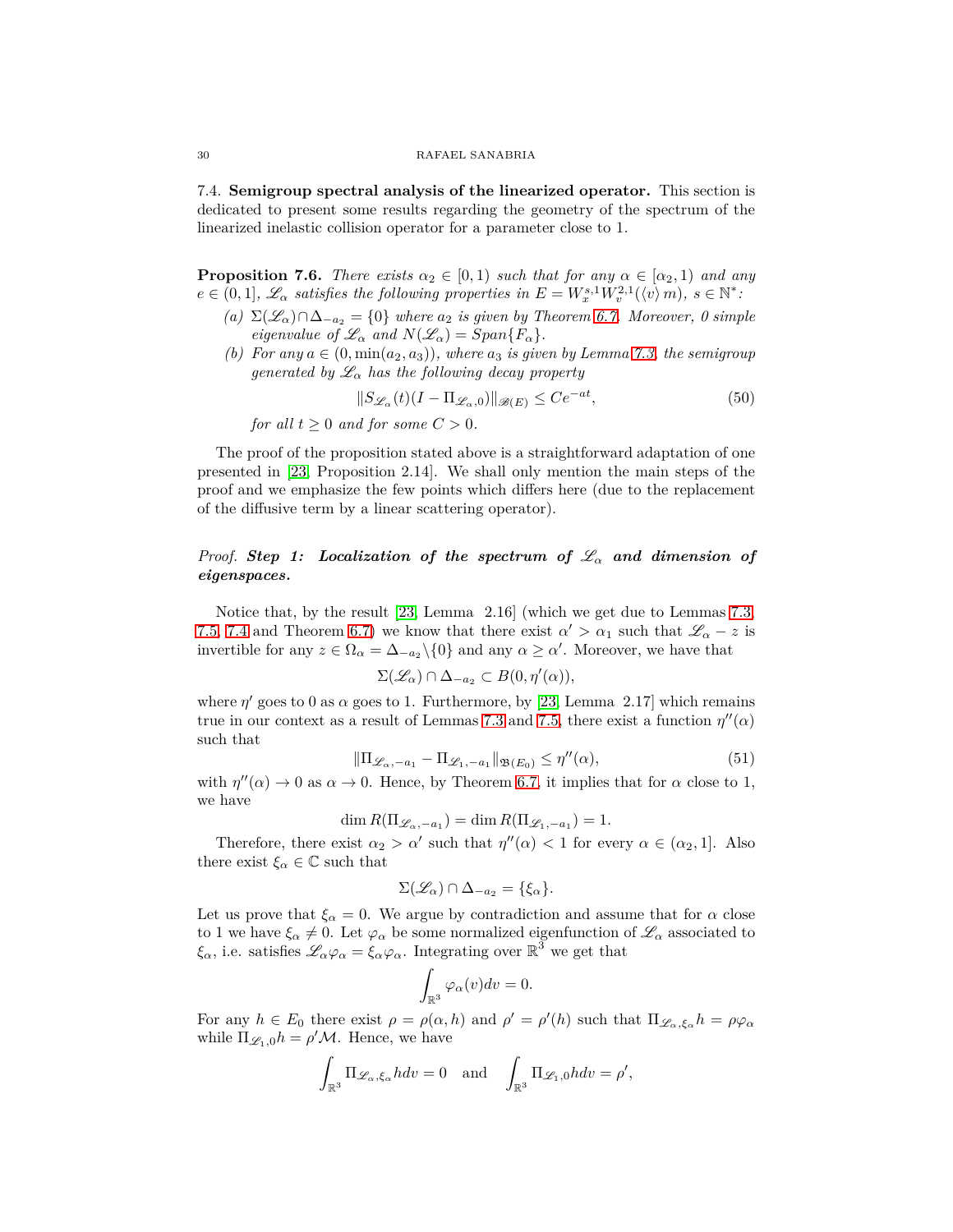7.4. **Semigroup spectral analysis of the linearized operator.** This section is dedicated to present some results regarding the geometry of the spectrum of the linearized inelastic collision operator for a parameter close to 1.

**Proposition 7.6.** *There exists $\alpha_2 \in [0,1)$ such that for any $\alpha \in [\alpha_2, 1)$ and any $e \in (0,1]$, $\mathscr{L}_\alpha$ satisfies the following properties in $E = W_x^{s,1} W_v^{2,1}(\langle v \rangle\, m)$, $s \in \mathbb{N}^*$:*

- *(a) $\Sigma(\mathscr{L}_\alpha) \cap \Delta_{-a_2} = \{0\}$ where $a_2$ is given by Theorem 6.7. Moreover, 0 simple eigenvalue of $\mathscr{L}_\alpha$ and $N(\mathscr{L}_\alpha) = Span\{F_\alpha\}$.*
- *(b) For any $a \in (0, \min(a_2, a_3))$, where $a_3$ is given by Lemma 7.3, the semigroup generated by $\mathscr{L}_\alpha$ has the following decay property*

$$\|S_{\mathscr{L}_\alpha}(t)(I - \Pi_{\mathscr{L}_\alpha,0})\|_{\mathscr{B}(E)} \le Ce^{-at}, \tag{50}$$

*for all $t \ge 0$ and for some $C > 0$.*

The proof of the proposition stated above is a straightforward adaptation of one presented in [23, Proposition 2.14]. We shall only mention the main steps of the proof and we emphasize the few points which differs here (due to the replacement of the diffusive term by a linear scattering operator).

*Proof.* ***Step 1: Localization of the spectrum of $\mathscr{L}_\alpha$ and dimension of eigenspaces.***

Notice that, by the result [23, Lemma 2.16] (which we get due to Lemmas 7.3, 7.5, 7.4 and Theorem 6.7) we know that there exist $\alpha' > \alpha_1$ such that $\mathscr{L}_\alpha - z$ is invertible for any $z \in \Omega_\alpha = \Delta_{-a_2} \backslash \{0\}$ and any $\alpha \ge \alpha'$. Moreover, we have that

$$\Sigma(\mathscr{L}_\alpha) \cap \Delta_{-a_2} \subset B(0, \eta'(\alpha)),$$

where $\eta'$ goes to 0 as $\alpha$ goes to 1. Furthermore, by [23, Lemma 2.17] which remains true in our context as a result of Lemmas 7.3 and 7.5, there exist a function $\eta''(\alpha)$ such that

$$\|\Pi_{\mathscr{L}_\alpha,-a_1} - \Pi_{\mathscr{L}_1,-a_1}\|_{\mathfrak{B}(E_0)} \le \eta''(\alpha), \tag{51}$$

with $\eta''(\alpha) \to 0$ as $\alpha \to 0$. Hence, by Theorem 6.7, it implies that for $\alpha$ close to 1, we have

$$\dim R(\Pi_{\mathscr{L}_\alpha,-a_1}) = \dim R(\Pi_{\mathscr{L}_1,-a_1}) = 1.$$

Therefore, there exist $\alpha_2 > \alpha'$ such that $\eta''(\alpha) < 1$ for every $\alpha \in (\alpha_2, 1]$. Also there exist $\xi_\alpha \in \mathbb{C}$ such that

$$\Sigma(\mathscr{L}_\alpha) \cap \Delta_{-a_2} = \{\xi_\alpha\}.$$

Let us prove that $\xi_\alpha = 0$. We argue by contradiction and assume that for $\alpha$ close to 1 we have $\xi_\alpha \neq 0$. Let $\varphi_\alpha$ be some normalized eigenfunction of $\mathscr{L}_\alpha$ associated to $\xi_\alpha$, i.e. satisfies $\mathscr{L}_\alpha \varphi_\alpha = \xi_\alpha \varphi_\alpha$. Integrating over $\mathbb{R}^3$ we get that

$$\int_{\mathbb{R}^3} \varphi_\alpha(v)dv = 0.$$

For any $h \in E_0$ there exist $\rho = \rho(\alpha, h)$ and $\rho' = \rho'(h)$ such that $\Pi_{\mathscr{L}_\alpha,\xi_\alpha} h = \rho\varphi_\alpha$ while $\Pi_{\mathscr{L}_1,0} h = \rho'\mathcal{M}$. Hence, we have

$$\int_{\mathbb{R}^3} \Pi_{\mathscr{L}_\alpha,\xi_\alpha} h dv = 0 \quad \text{and} \quad \int_{\mathbb{R}^3} \Pi_{\mathscr{L}_1,0} h dv = \rho',$$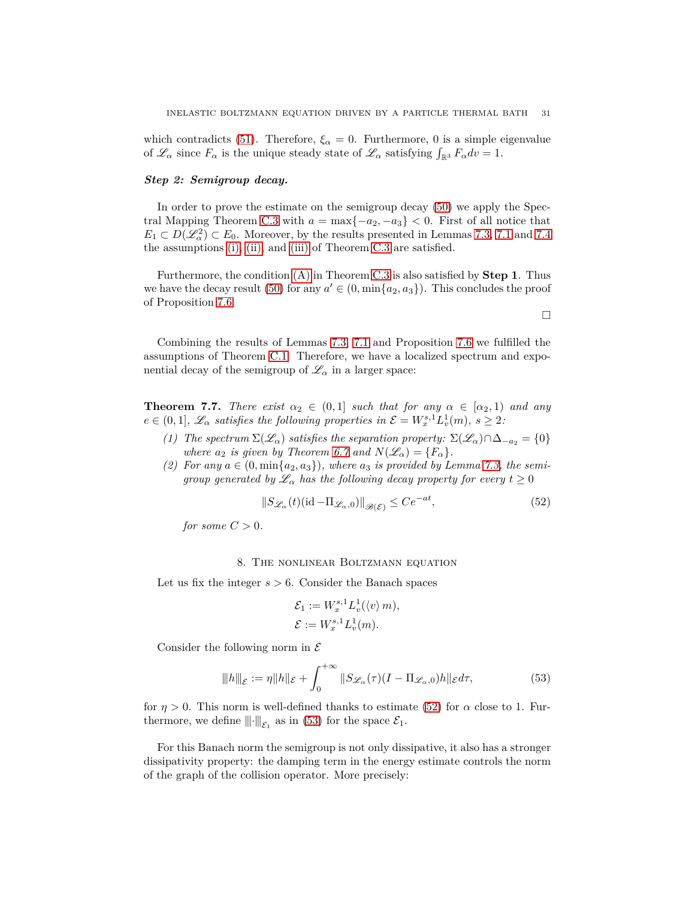which contradicts (51). Therefore, $\xi_\alpha = 0$. Furthermore, 0 is a simple eigenvalue of $\mathscr{L}_\alpha$ since $F_\alpha$ is the unique steady state of $\mathscr{L}_\alpha$ satisfying $\int_{\mathbb{R}^3} F_\alpha dv = 1$.

***Step 2: Semigroup decay.***

In order to prove the estimate on the semigroup decay (50) we apply the Spectral Mapping Theorem C.3 with $a = \max\{-a_2, -a_3\} < 0$. First of all notice that $E_1 \subset D(\mathscr{L}_\alpha^2) \subset E_0$. Moreover, by the results presented in Lemmas 7.3, 7.1 and 7.4 the assumptions (i), (ii), and (iii) of Theorem C.3 are satisfied.

Furthermore, the condition (A) in Theorem C.3 is also satisfied by **Step 1**. Thus we have the decay result (50) for any $a' \in (0, \min\{a_2, a_3\})$. This concludes the proof of Proposition 7.6.

□

Combining the results of Lemmas 7.3, 7.1 and Proposition 7.6 we fulfilled the assumptions of Theorem C.1. Therefore, we have a localized spectrum and exponential decay of the semigroup of $\mathscr{L}_\alpha$ in a larger space:

**Theorem 7.7.** *There exist $\alpha_2 \in (0, 1]$ such that for any $\alpha \in [\alpha_2, 1)$ and any $e \in (0, 1]$, $\mathscr{L}_\alpha$ satisfies the following properties in $\mathcal{E} = W_x^{s,1} L_v^1(m)$, $s \geq 2$:*

1. *The spectrum $\Sigma(\mathscr{L}_\alpha)$ satisfies the separation property: $\Sigma(\mathscr{L}_\alpha) \cap \Delta_{-a_2} = \{0\}$ where $a_2$ is given by Theorem 6.7 and $N(\mathscr{L}_\alpha) = \{F_\alpha\}$.*
2. *For any $a \in (0, \min\{a_2, a_3\})$, where $a_3$ is provided by Lemma 7.3, the semigroup generated by $\mathscr{L}_\alpha$ has the following decay property for every $t \geq 0$*
$$\|S_{\mathscr{L}_\alpha}(t)(\mathrm{id} - \Pi_{\mathscr{L}_\alpha,0})\|_{\mathscr{B}(\mathcal{E})} \leq Ce^{-at}, \tag{52}$$
*for some $C > 0$.*

## 8. The nonlinear Boltzmann equation

Let us fix the integer $s > 6$. Consider the Banach spaces

$$\mathcal{E}_1 := W_x^{s,1} L_v^1(\langle v \rangle\, m),$$
$$\mathcal{E} := W_x^{s,1} L_v^1(m).$$

Consider the following norm in $\mathcal{E}$

$$|||h|||_{\mathcal{E}} := \eta \|h\|_{\mathcal{E}} + \int_0^{+\infty} \|S_{\mathscr{L}_\alpha}(\tau)(I - \Pi_{\mathscr{L}_\alpha,0})h\|_{\mathcal{E}} d\tau, \tag{53}$$

for $\eta > 0$. This norm is well-defined thanks to estimate (52) for $\alpha$ close to 1. Furthermore, we define $|||\cdot|||_{\mathcal{E}_1}$ as in (53) for the space $\mathcal{E}_1$.

For this Banach norm the semigroup is not only dissipative, it also has a stronger dissipativity property: the damping term in the energy estimate controls the norm of the graph of the collision operator. More precisely: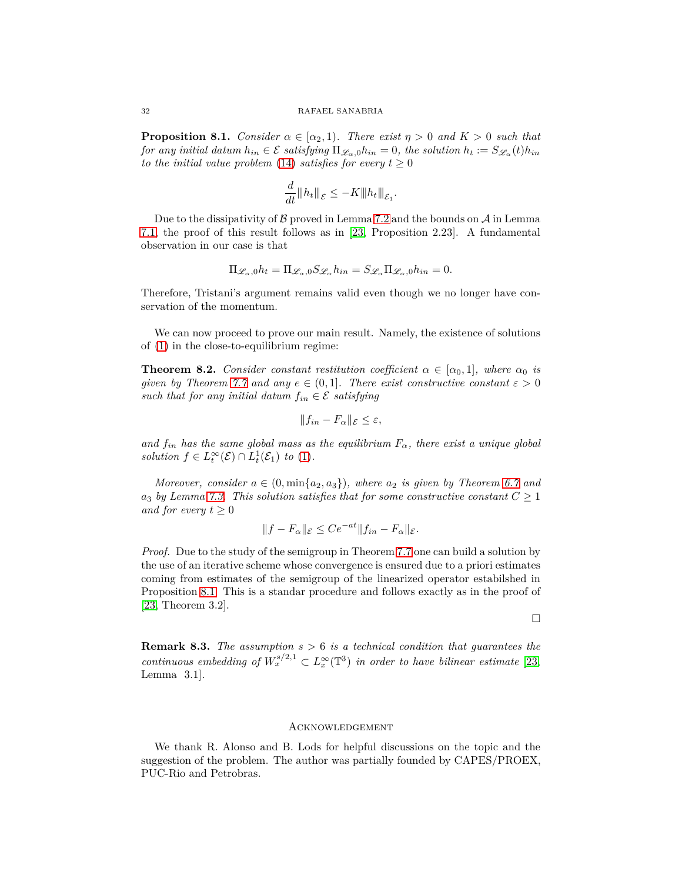**Proposition 8.1.** *Consider $\alpha \in [\alpha_2, 1)$. There exist $\eta > 0$ and $K > 0$ such that for any initial datum $h_{in} \in \mathcal{E}$ satisfying $\Pi_{\mathscr{L}_\alpha,0} h_{in} = 0$, the solution $h_t := S_{\mathscr{L}_\alpha}(t) h_{in}$ to the initial value problem (14) satisfies for every $t \geq 0$*

$$\frac{d}{dt} |||h_t|||_{\mathcal{E}} \leq -K |||h_t|||_{\mathcal{E}_1}.$$

Due to the dissipativity of $\mathcal{B}$ proved in Lemma 7.2 and the bounds on $\mathcal{A}$ in Lemma 7.1, the proof of this result follows as in [23, Proposition 2.23]. A fundamental observation in our case is that

$$\Pi_{\mathscr{L}_\alpha,0} h_t = \Pi_{\mathscr{L}_\alpha,0} S_{\mathscr{L}_\alpha} h_{in} = S_{\mathscr{L}_\alpha} \Pi_{\mathscr{L}_\alpha,0} h_{in} = 0.$$

Therefore, Tristani's argument remains valid even though we no longer have conservation of the momentum.

We can now proceed to prove our main result. Namely, the existence of solutions of (1) in the close-to-equilibrium regime:

**Theorem 8.2.** *Consider constant restitution coefficient $\alpha \in [\alpha_0, 1]$, where $\alpha_0$ is given by Theorem 7.7 and any $e \in (0, 1]$. There exist constructive constant $\varepsilon > 0$ such that for any initial datum $f_{in} \in \mathcal{E}$ satisfying*

$$\|f_{in} - F_\alpha\|_{\mathcal{E}} \leq \varepsilon,$$

*and $f_{in}$ has the same global mass as the equilibrium $F_\alpha$, there exist a unique global solution $f \in L^\infty_t(\mathcal{E}) \cap L^1_t(\mathcal{E}_1)$ to (1).*

*Moreover, consider $a \in (0, \min\{a_2, a_3\})$, where $a_2$ is given by Theorem 6.7 and $a_3$ by Lemma 7.3. This solution satisfies that for some constructive constant $C \geq 1$ and for every $t \geq 0$*

$$\|f - F_\alpha\|_{\mathcal{E}} \leq C e^{-at} \|f_{in} - F_\alpha\|_{\mathcal{E}}.$$

*Proof.* Due to the study of the semigroup in Theorem 7.7 one can build a solution by the use of an iterative scheme whose convergence is ensured due to a priori estimates coming from estimates of the semigroup of the linearized operator estabilshed in Proposition 8.1. This is a standar procedure and follows exactly as in the proof of [23, Theorem 3.2].

□

**Remark 8.3.** *The assumption $s > 6$ is a technical condition that guarantees the continuous embedding of $W^{s/2,1}_x \subset L^\infty_x(\mathbb{T}^3)$ in order to have bilinear estimate* [23, Lemma 3.1].

## Acknowledgement

We thank R. Alonso and B. Lods for helpful discussions on the topic and the suggestion of the problem. The author was partially founded by CAPES/PROEX, PUC-Rio and Petrobras.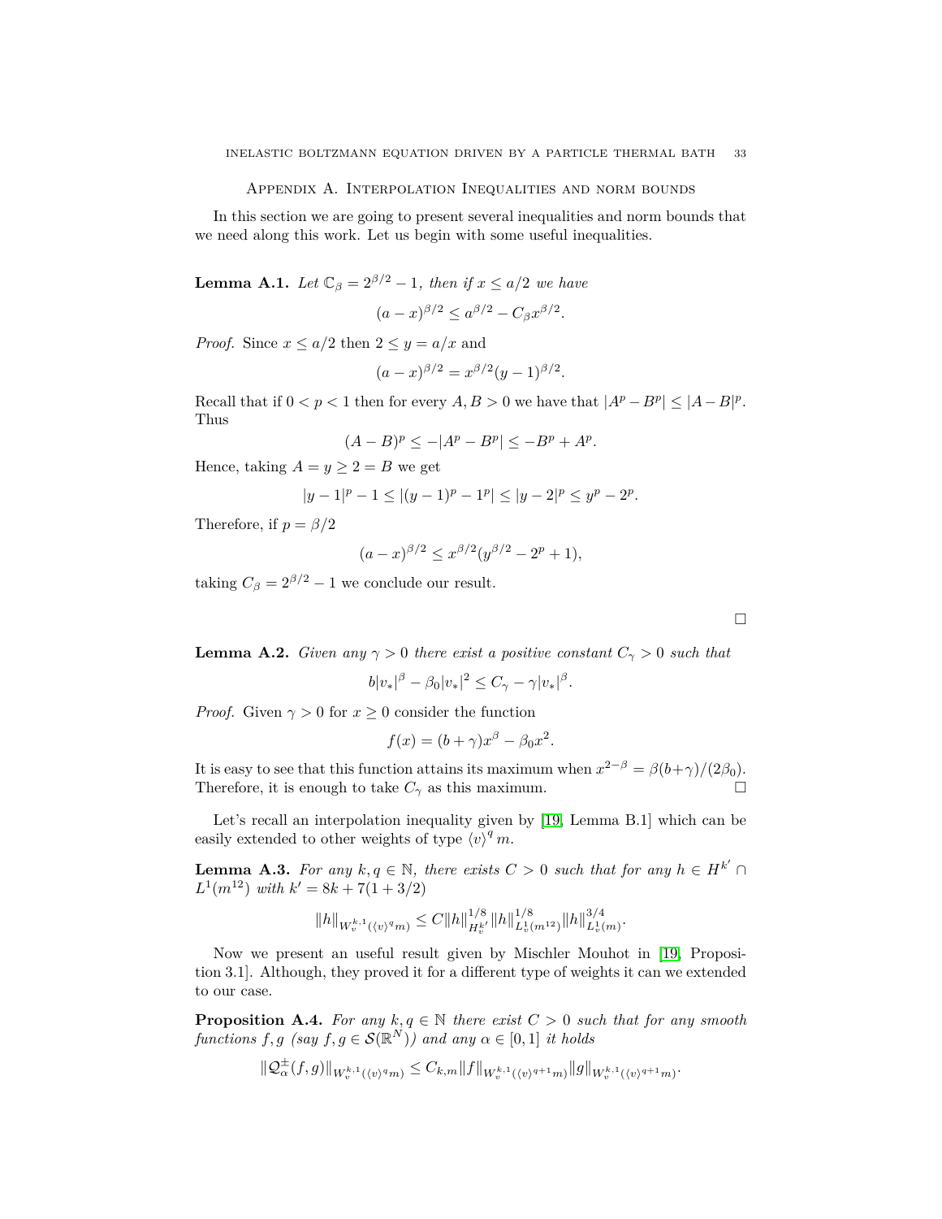## Appendix A. Interpolation Inequalities and norm bounds

In this section we are going to present several inequalities and norm bounds that we need along this work. Let us begin with some useful inequalities.

**Lemma A.1.** *Let $\mathbb{C}_\beta = 2^{\beta/2} - 1$, then if $x \le a/2$ we have*

$$(a-x)^{\beta/2} \le a^{\beta/2} - C_\beta x^{\beta/2}.$$

*Proof.* Since $x \le a/2$ then $2 \le y = a/x$ and

$$(a-x)^{\beta/2} = x^{\beta/2}(y-1)^{\beta/2}.$$

Recall that if $0 < p < 1$ then for every $A, B > 0$ we have that $|A^p - B^p| \le |A-B|^p$. Thus

$$(A-B)^p \le -|A^p - B^p| \le -B^p + A^p.$$

Hence, taking $A = y \ge 2 = B$ we get

$$|y-1|^p - 1 \le |(y-1)^p - 1^p| \le |y-2|^p \le y^p - 2^p.$$

Therefore, if $p = \beta/2$

$$(a-x)^{\beta/2} \le x^{\beta/2}(y^{\beta/2} - 2^p + 1),$$

taking $C_\beta = 2^{\beta/2} - 1$ we conclude our result.

□

**Lemma A.2.** *Given any $\gamma > 0$ there exist a positive constant $C_\gamma > 0$ such that*

$$b|v_*|^\beta - \beta_0|v_*|^2 \le C_\gamma - \gamma|v_*|^\beta.$$

*Proof.* Given $\gamma > 0$ for $x \ge 0$ consider the function

$$f(x) = (b+\gamma)x^\beta - \beta_0 x^2.$$

It is easy to see that this function attains its maximum when $x^{2-\beta} = \beta(b+\gamma)/(2\beta_0)$. Therefore, it is enough to take $C_\gamma$ as this maximum. □

Let's recall an interpolation inequality given by [19, Lemma B.1] which can be easily extended to other weights of type $\langle v\rangle^q m$.

**Lemma A.3.** *For any $k, q \in \mathbb{N}$, there exists $C > 0$ such that for any $h \in H^{k'} \cap L^1(m^{12})$ with $k' = 8k + 7(1+3/2)$*

$$\|h\|_{W_v^{k,1}(\langle v\rangle^q m)} \le C\|h\|_{H_v^{k'}}^{1/8}\|h\|_{L_v^1(m^{12})}^{1/8}\|h\|_{L_v^1(m)}^{3/4}.$$

Now we present an useful result given by Mischler Mouhot in [19, Proposition 3.1]. Although, they proved it for a different type of weights it can we extended to our case.

**Proposition A.4.** *For any $k, q \in \mathbb{N}$ there exist $C > 0$ such that for any smooth functions $f, g$ (say $f, g \in \mathcal{S}(\mathbb{R}^N)$) and any $\alpha \in [0,1]$ it holds*

$$\|\mathcal{Q}_\alpha^\pm(f,g)\|_{W_v^{k,1}(\langle v\rangle^q m)} \le C_{k,m}\|f\|_{W_v^{k,1}(\langle v\rangle^{q+1} m)}\|g\|_{W_v^{k,1}(\langle v\rangle^{q+1} m)}.$$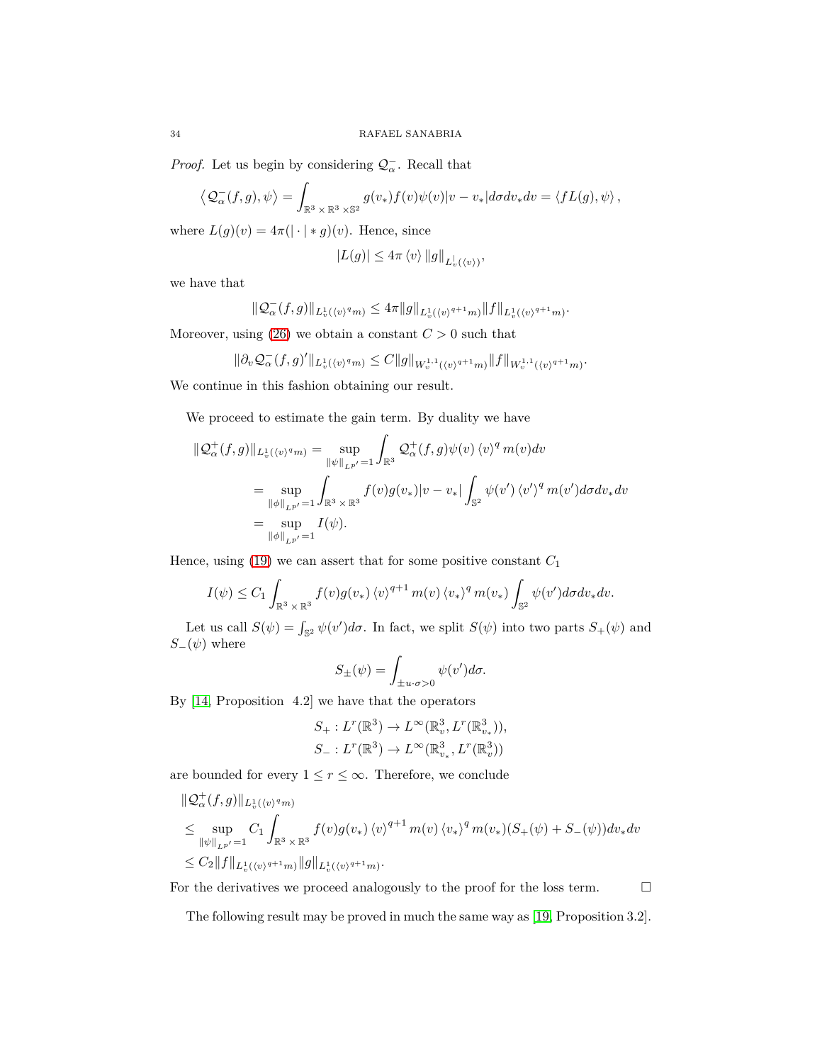*Proof.* Let us begin by considering $\mathcal{Q}_\alpha^-$. Recall that

$$\left\langle \mathcal{Q}_\alpha^-(f,g), \psi \right\rangle = \int_{\mathbb{R}^3\times\mathbb{R}^3\times\mathbb{S}^2} g(v_*)f(v)\psi(v)|v-v_*|d\sigma dv_* dv = \left\langle fL(g), \psi \right\rangle,$$

where $L(g)(v) = 4\pi(|\cdot| * g)(v)$. Hence, since

$$|L(g)| \leq 4\pi \left\langle v \right\rangle \|g\|_{L^1_v(\langle v\rangle)},$$

we have that

$$\|\mathcal{Q}_\alpha^-(f,g)\|_{L^1_v(\langle v\rangle^q m)} \leq 4\pi \|g\|_{L^1_v(\langle v\rangle^{q+1}m)}\|f\|_{L^1_v(\langle v\rangle^{q+1}m)}.$$

Moreover, using (26) we obtain a constant $C>0$ such that

$$\|\partial_v \mathcal{Q}_\alpha^-(f,g)'\|_{L^1_v(\langle v\rangle^q m)} \leq C\|g\|_{W^{1,1}_v(\langle v\rangle^{q+1}m)}\|f\|_{W^{1,1}_v(\langle v\rangle^{q+1}m)}.$$

We continue in this fashion obtaining our result.

We proceed to estimate the gain term. By duality we have

$$\begin{aligned}
\|\mathcal{Q}_\alpha^+(f,g)\|_{L^1_v(\langle v\rangle^q m)} &= \sup_{\|\psi\|_{L^{p'}}=1} \int_{\mathbb{R}^3} \mathcal{Q}_\alpha^+(f,g)\psi(v)\left\langle v \right\rangle^q m(v)dv \\
&= \sup_{\|\phi\|_{L^{p'}}=1} \int_{\mathbb{R}^3\times\mathbb{R}^3} f(v)g(v_*)|v-v_*| \int_{\mathbb{S}^2} \psi(v')\left\langle v' \right\rangle^q m(v')d\sigma dv_* dv \\
&= \sup_{\|\phi\|_{L^{p'}}=1} I(\psi).
\end{aligned}$$

Hence, using (19) we can assert that for some positive constant $C_1$

$$I(\psi) \leq C_1 \int_{\mathbb{R}^3\times\mathbb{R}^3} f(v)g(v_*)\left\langle v \right\rangle^{q+1} m(v)\left\langle v_* \right\rangle^q m(v_*) \int_{\mathbb{S}^2} \psi(v')d\sigma dv_* dv.$$

Let us call $S(\psi) = \int_{\mathbb{S}^2} \psi(v')d\sigma$. In fact, we split $S(\psi)$ into two parts $S_+(\psi)$ and $S_-(\psi)$ where

$$S_\pm(\psi) = \int_{\pm u\cdot\sigma>0} \psi(v')d\sigma.$$

By [14, Proposition 4.2] we have that the operators

$$\begin{aligned}
S_+ &: L^r(\mathbb{R}^3) \to L^\infty(\mathbb{R}^3_v, L^r(\mathbb{R}^3_{v_*})), \\
S_- &: L^r(\mathbb{R}^3) \to L^\infty(\mathbb{R}^3_{v_*}, L^r(\mathbb{R}^3_v))
\end{aligned}$$

are bounded for every $1 \leq r \leq \infty$. Therefore, we conclude

$$\begin{aligned}
&\|\mathcal{Q}_\alpha^+(f,g)\|_{L^1_v(\langle v\rangle^q m)} \\
&\leq \sup_{\|\psi\|_{L^{p'}}=1} C_1 \int_{\mathbb{R}^3\times\mathbb{R}^3} f(v)g(v_*)\left\langle v \right\rangle^{q+1} m(v)\left\langle v_* \right\rangle^q m(v_*)(S_+(\psi)+S_-(\psi))dv_* dv \\
&\leq C_2\|f\|_{L^1_v(\langle v\rangle^{q+1}m)}\|g\|_{L^1_v(\langle v\rangle^{q+1}m)}.
\end{aligned}$$

For the derivatives we proceed analogously to the proof for the loss term. $\square$

The following result may be proved in much the same way as [19, Proposition 3.2].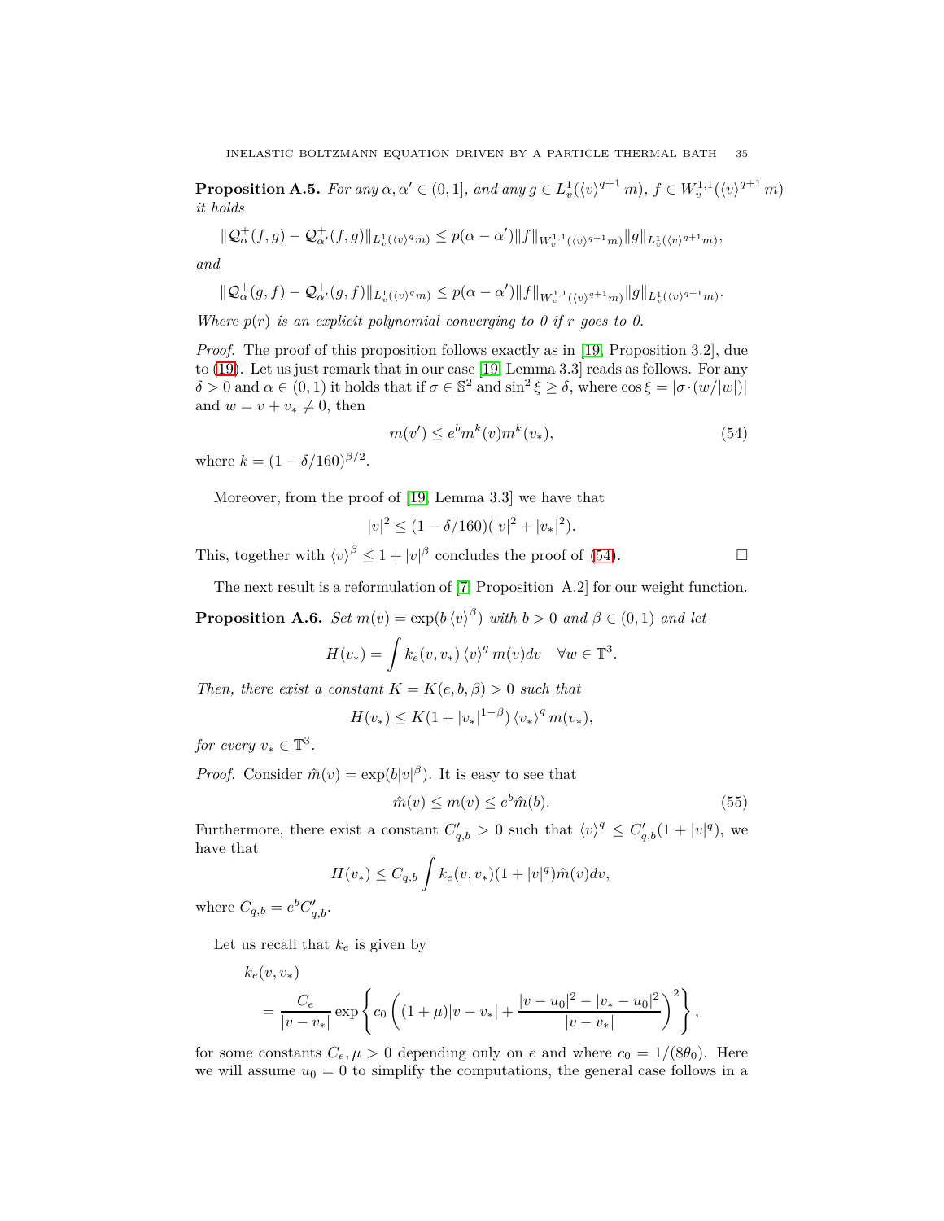**Proposition A.5.** *For any $\alpha, \alpha' \in (0,1]$, and any $g \in L^1_v(\langle v\rangle^{q+1} m)$, $f \in W^{1,1}_v(\langle v\rangle^{q+1} m)$ it holds*

$$\|\mathcal{Q}^+_\alpha(f,g) - \mathcal{Q}^+_{\alpha'}(f,g)\|_{L^1_v(\langle v\rangle^q m)} \le p(\alpha - \alpha')\|f\|_{W^{1,1}_v(\langle v\rangle^{q+1} m)}\|g\|_{L^1_v(\langle v\rangle^{q+1} m)},$$

*and*

$$\|\mathcal{Q}^+_\alpha(g,f) - \mathcal{Q}^+_{\alpha'}(g,f)\|_{L^1_v(\langle v\rangle^q m)} \le p(\alpha - \alpha')\|f\|_{W^{1,1}_v(\langle v\rangle^{q+1} m)}\|g\|_{L^1_v(\langle v\rangle^{q+1} m)}.$$

*Where $p(r)$ is an explicit polynomial converging to 0 if $r$ goes to 0.*

*Proof.* The proof of this proposition follows exactly as in [19, Proposition 3.2], due to (19). Let us just remark that in our case [19, Lemma 3.3] reads as follows. For any $\delta > 0$ and $\alpha \in (0,1)$ it holds that if $\sigma \in \mathbb{S}^2$ and $\sin^2 \xi \ge \delta$, where $\cos\xi = |\sigma \cdot (w/|w|)|$ and $w = v + v_* \ne 0$, then

$$m(v') \le e^b m^k(v) m^k(v_*), \tag{54}$$

where $k = (1 - \delta/160)^{\beta/2}$.

Moreover, from the proof of [19, Lemma 3.3] we have that

$$|v|^2 \le (1 - \delta/160)(|v|^2 + |v_*|^2).$$

This, together with $\langle v\rangle^\beta \le 1 + |v|^\beta$ concludes the proof of (54). $\square$

The next result is a reformulation of [7, Proposition A.2] for our weight function.

**Proposition A.6.** *Set $m(v) = \exp(b\langle v\rangle^\beta)$ with $b > 0$ and $\beta \in (0,1)$ and let*

$$H(v_*) = \int k_e(v,v_*)\langle v\rangle^q m(v)dv \quad \forall w \in \mathbb{T}^3.$$

*Then, there exist a constant $K = K(e,b,\beta) > 0$ such that*

$$H(v_*) \le K(1 + |v_*|^{1-\beta})\langle v_*\rangle^q m(v_*),$$

*for every $v_* \in \mathbb{T}^3$.*

*Proof.* Consider $\hat{m}(v) = \exp(b|v|^\beta)$. It is easy to see that

$$\hat{m}(v) \le m(v) \le e^b \hat{m}(b). \tag{55}$$

Furthermore, there exist a constant $C'_{q,b} > 0$ such that $\langle v\rangle^q \le C'_{q,b}(1 + |v|^q)$, we have that

$$H(v_*) \le C_{q,b}\int k_e(v,v_*)(1 + |v|^q)\hat{m}(v)dv,$$

where $C_{q,b} = e^b C'_{q,b}$.

Let us recall that $k_e$ is given by

$$k_e(v,v_*) = \frac{C_e}{|v - v_*|}\exp\left\{c_0\left((1+\mu)|v - v_*| + \frac{|v - u_0|^2 - |v_* - u_0|^2}{|v - v_*|}\right)^2\right\},$$

for some constants $C_e, \mu > 0$ depending only on $e$ and where $c_0 = 1/(8\theta_0)$. Here we will assume $u_0 = 0$ to simplify the computations, the general case follows in a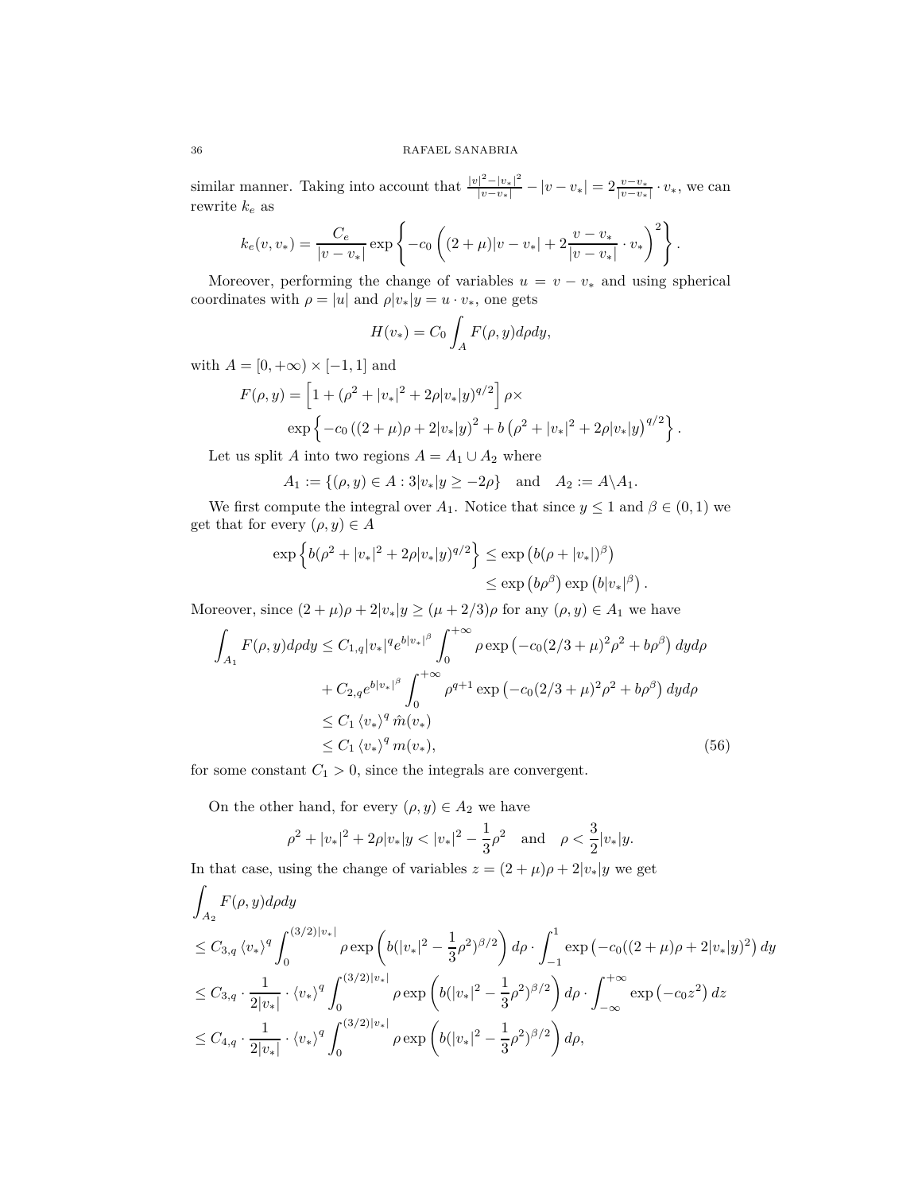similar manner. Taking into account that $\frac{|v|^2-|v_*|^2}{|v-v_*|} - |v-v_*| = 2\frac{v-v_*}{|v-v_*|}\cdot v_*$, we can rewrite $k_e$ as

$$k_e(v,v_*) = \frac{C_e}{|v-v_*|}\exp\left\{-c_0\left((2+\mu)|v-v_*| + 2\frac{v-v_*}{|v-v_*|}\cdot v_*\right)^2\right\}.$$

Moreover, performing the change of variables $u = v - v_*$ and using spherical coordinates with $\rho = |u|$ and $\rho|v_*|y = u\cdot v_*$, one gets

$$H(v_*) = C_0\int_A F(\rho,y)d\rho dy,$$

with $A = [0,+\infty)\times[-1,1]$ and

$$F(\rho,y) = \left[1 + (\rho^2 + |v_*|^2 + 2\rho|v_*|y)^{q/2}\right]\rho\times$$
$$\exp\left\{-c_0\left((2+\mu)\rho + 2|v_*|y\right)^2 + b\left(\rho^2+|v_*|^2+2\rho|v_*|y\right)^{q/2}\right\}.$$

Let us split $A$ into two regions $A = A_1\cup A_2$ where

$$A_1 := \{(\rho,y)\in A : 3|v_*|y \geq -2\rho\}\quad\text{and}\quad A_2 := A\backslash A_1.$$

We first compute the integral over $A_1$. Notice that since $y\leq 1$ and $\beta\in(0,1)$ we get that for every $(\rho,y)\in A$

$$\exp\left\{b(\rho^2+|v_*|^2+2\rho|v_*|y)^{q/2}\right\} \leq \exp\left(b(\rho+|v_*|)^\beta\right)$$
$$\leq \exp\left(b\rho^\beta\right)\exp\left(b|v_*|^\beta\right).$$

Moreover, since $(2+\mu)\rho + 2|v_*|y \geq (\mu+2/3)\rho$ for any $(\rho,y)\in A_1$ we have

$$\begin{aligned}
\int_{A_1} F(\rho,y)d\rho dy &\leq C_{1,q}|v_*|^q e^{b|v_*|^\beta}\int_0^{+\infty}\rho\exp\left(-c_0(2/3+\mu)^2\rho^2 + b\rho^\beta\right)dyd\rho\\
&\quad + C_{2,q}e^{b|v_*|^\beta}\int_0^{+\infty}\rho^{q+1}\exp\left(-c_0(2/3+\mu)^2\rho^2+b\rho^\beta\right)dyd\rho\\
&\leq C_1\langle v_*\rangle^q\,\hat{m}(v_*)\\
&\leq C_1\langle v_*\rangle^q\,m(v_*),
\end{aligned}\tag{56}$$

for some constant $C_1>0$, since the integrals are convergent.

On the other hand, for every $(\rho,y)\in A_2$ we have

$$\rho^2 + |v_*|^2 + 2\rho|v_*|y < |v_*|^2 - \frac{1}{3}\rho^2\quad\text{and}\quad \rho < \frac{3}{2}|v_*|y.$$

In that case, using the change of variables $z = (2+\mu)\rho + 2|v_*|y$ we get

$$\begin{aligned}
&\int_{A_2} F(\rho,y)d\rho dy\\
&\leq C_{3,q}\langle v_*\rangle^q\int_0^{(3/2)|v_*|}\rho\exp\left(b(|v_*|^2-\frac{1}{3}\rho^2)^{\beta/2}\right)d\rho\cdot\int_{-1}^1\exp\left(-c_0((2+\mu)\rho+2|v_*|y)^2\right)dy\\
&\leq C_{3,q}\cdot\frac{1}{2|v_*|}\cdot\langle v_*\rangle^q\int_0^{(3/2)|v_*|}\rho\exp\left(b(|v_*|^2-\frac{1}{3}\rho^2)^{\beta/2}\right)d\rho\cdot\int_{-\infty}^{+\infty}\exp\left(-c_0z^2\right)dz\\
&\leq C_{4,q}\cdot\frac{1}{2|v_*|}\cdot\langle v_*\rangle^q\int_0^{(3/2)|v_*|}\rho\exp\left(b(|v_*|^2-\frac{1}{3}\rho^2)^{\beta/2}\right)d\rho,
\end{aligned}$$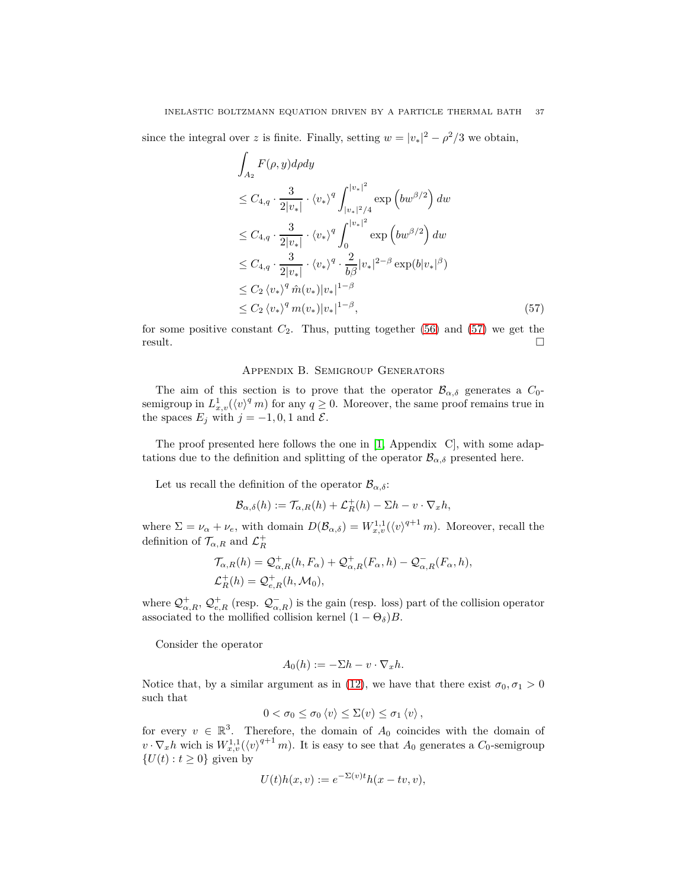since the integral over $z$ is finite. Finally, setting $w = |v_*|^2 - \rho^2/3$ we obtain,

$$
\begin{aligned}
&\int_{A_2} F(\rho, y) d\rho dy \\
&\leq C_{4,q} \cdot \frac{3}{2|v_*|} \cdot \langle v_* \rangle^q \int_{|v_*|^2/4}^{|v_*|^2} \exp\left(bw^{\beta/2}\right) dw \\
&\leq C_{4,q} \cdot \frac{3}{2|v_*|} \cdot \langle v_* \rangle^q \int_{0}^{|v_*|^2} \exp\left(bw^{\beta/2}\right) dw \\
&\leq C_{4,q} \cdot \frac{3}{2|v_*|} \cdot \langle v_* \rangle^q \cdot \frac{2}{b\beta} |v_*|^{2-\beta} \exp(b|v_*|^\beta) \\
&\leq C_2 \langle v_* \rangle^q \hat{m}(v_*) |v_*|^{1-\beta} \\
&\leq C_2 \langle v_* \rangle^q m(v_*) |v_*|^{1-\beta}, \qquad (57)
\end{aligned}
$$

for some positive constant $C_2$. Thus, putting together (56) and (57) we get the result. □

## Appendix B. Semigroup Generators

The aim of this section is to prove that the operator $\mathcal{B}_{\alpha,\delta}$ generates a $C_0$-semigroup in $L^1_{x,v}(\langle v \rangle^q m)$ for any $q \geq 0$. Moreover, the same proof remains true in the spaces $E_j$ with $j = -1, 0, 1$ and $\mathcal{E}$.

The proof presented here follows the one in [1, Appendix C], with some adaptations due to the definition and splitting of the operator $\mathcal{B}_{\alpha,\delta}$ presented here.

Let us recall the definition of the operator $\mathcal{B}_{\alpha,\delta}$:

$$
\mathcal{B}_{\alpha,\delta}(h) := \mathcal{T}_{\alpha,R}(h) + \mathcal{L}^+_R(h) - \Sigma h - v \cdot \nabla_x h,
$$

where $\Sigma = \nu_\alpha + \nu_e$, with domain $D(\mathcal{B}_{\alpha,\delta}) = W^{1,1}_{x,v}(\langle v \rangle^{q+1} m)$. Moreover, recall the definition of $\mathcal{T}_{\alpha,R}$ and $\mathcal{L}^+_R$

$$
\begin{aligned}
&\mathcal{T}_{\alpha,R}(h) = \mathcal{Q}^+_{\alpha,R}(h, F_\alpha) + \mathcal{Q}^+_{\alpha,R}(F_\alpha, h) - \mathcal{Q}^-_{\alpha,R}(F_\alpha, h), \\
&\mathcal{L}^+_R(h) = \mathcal{Q}^+_{e,R}(h, \mathcal{M}_0),
\end{aligned}
$$

where $\mathcal{Q}^+_{\alpha,R}$, $\mathcal{Q}^+_{e,R}$ (resp. $\mathcal{Q}^-_{\alpha,R}$) is the gain (resp. loss) part of the collision operator associated to the mollified collision kernel $(1 - \Theta_\delta)B$.

Consider the operator

$$
A_0(h) := -\Sigma h - v \cdot \nabla_x h.
$$

Notice that, by a similar argument as in (12), we have that there exist $\sigma_0, \sigma_1 > 0$ such that

$$
0 < \sigma_0 \leq \sigma_0 \langle v \rangle \leq \Sigma(v) \leq \sigma_1 \langle v \rangle ,
$$

for every $v \in \mathbb{R}^3$. Therefore, the domain of $A_0$ coincides with the domain of $v \cdot \nabla_x h$ wich is $W^{1,1}_{x,v}(\langle v \rangle^{q+1} m)$. It is easy to see that $A_0$ generates a $C_0$-semigroup $\{U(t) : t \geq 0\}$ given by

$$
U(t)h(x, v) := e^{-\Sigma(v)t} h(x - tv, v),
$$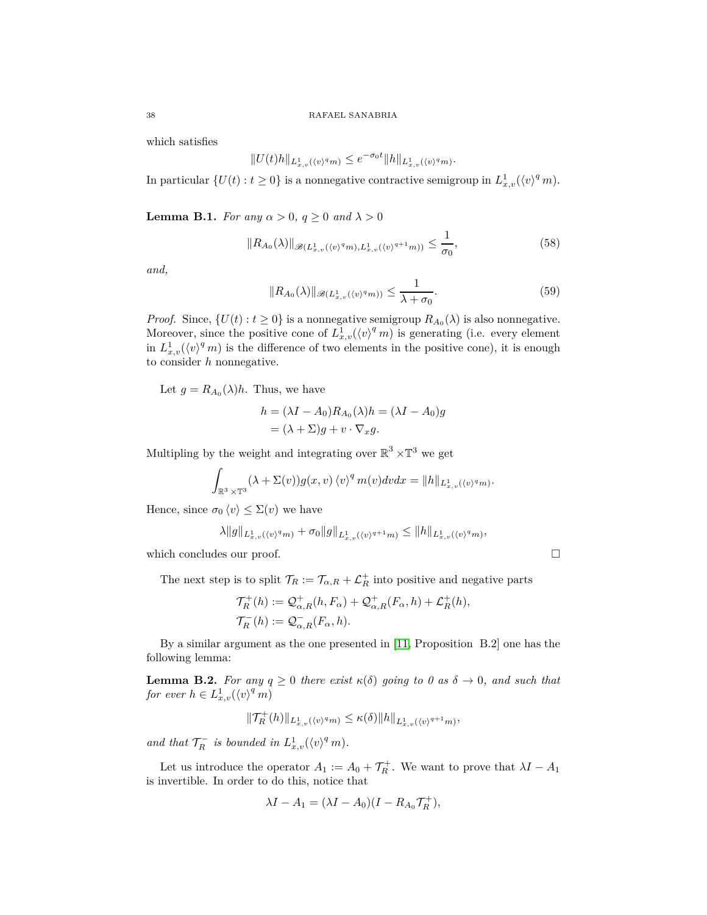which satisfies

$$\|U(t)h\|_{L^1_{x,v}(\langle v\rangle^q m)} \le e^{-\sigma_0 t}\|h\|_{L^1_{x,v}(\langle v\rangle^q m)}.$$

In particular $\{U(t) : t \ge 0\}$ is a nonnegative contractive semigroup in $L^1_{x,v}(\langle v\rangle^q m)$.

**Lemma B.1.** *For any $\alpha > 0$, $q \ge 0$ and $\lambda > 0$*

$$\|R_{A_0}(\lambda)\|_{\mathscr{B}(L^1_{x,v}(\langle v\rangle^q m), L^1_{x,v}(\langle v\rangle^{q+1} m))} \le \frac{1}{\sigma_0}, \tag{58}$$

*and,*

$$\|R_{A_0}(\lambda)\|_{\mathscr{B}(L^1_{x,v}(\langle v\rangle^q m))} \le \frac{1}{\lambda + \sigma_0}. \tag{59}$$

*Proof.* Since, $\{U(t) : t \ge 0\}$ is a nonnegative semigroup $R_{A_0}(\lambda)$ is also nonnegative. Moreover, since the positive cone of $L^1_{x,v}(\langle v\rangle^q m)$ is generating (i.e. every element in $L^1_{x,v}(\langle v\rangle^q m)$ is the difference of two elements in the positive cone), it is enough to consider $h$ nonnegative.

Let $g = R_{A_0}(\lambda)h$. Thus, we have

$$\begin{aligned} h = (\lambda I - A_0)R_{A_0}(\lambda)h &= (\lambda I - A_0)g \\ &= (\lambda + \Sigma)g + v \cdot \nabla_x g. \end{aligned}$$

Multipling by the weight and integrating over $\mathbb{R}^3 \times \mathbb{T}^3$ we get

$$\int_{\mathbb{R}^3 \times \mathbb{T}^3} (\lambda + \Sigma(v))g(x,v)\langle v\rangle^q m(v)dvdx = \|h\|_{L^1_{x,v}(\langle v\rangle^q m)}.$$

Hence, since $\sigma_0 \langle v\rangle \le \Sigma(v)$ we have

$$\lambda\|g\|_{L^1_{x,v}(\langle v\rangle^q m)} + \sigma_0\|g\|_{L^1_{x,v}(\langle v\rangle^{q+1} m)} \le \|h\|_{L^1_{x,v}(\langle v\rangle^q m)},$$

which concludes our proof. $\square$

The next step is to split $\mathcal{T}_R := \mathcal{T}_{\alpha,R} + \mathcal{L}^+_R$ into positive and negative parts

$$\begin{aligned} \mathcal{T}^+_R(h) &:= \mathcal{Q}^+_{\alpha,R}(h, F_\alpha) + \mathcal{Q}^+_{\alpha,R}(F_\alpha, h) + \mathcal{L}^+_R(h), \\ \mathcal{T}^-_R(h) &:= \mathcal{Q}^-_{\alpha,R}(F_\alpha, h). \end{aligned}$$

By a similar argument as the one presented in [11, Proposition B.2] one has the following lemma:

**Lemma B.2.** *For any $q \ge 0$ there exist $\kappa(\delta)$ going to 0 as $\delta \to 0$, and such that for ever $h \in L^1_{x,v}(\langle v\rangle^q m)$*

$$\|\mathcal{T}^+_R(h)\|_{L^1_{x,v}(\langle v\rangle^q m)} \le \kappa(\delta)\|h\|_{L^1_{x,v}(\langle v\rangle^{q+1} m)},$$

*and that $\mathcal{T}^-_R$ is bounded in $L^1_{x,v}(\langle v\rangle^q m)$.*

Let us introduce the operator $A_1 := A_0 + \mathcal{T}^+_R$. We want to prove that $\lambda I - A_1$ is invertible. In order to do this, notice that

$$\lambda I - A_1 = (\lambda I - A_0)(I - R_{A_0}\mathcal{T}^+_R),$$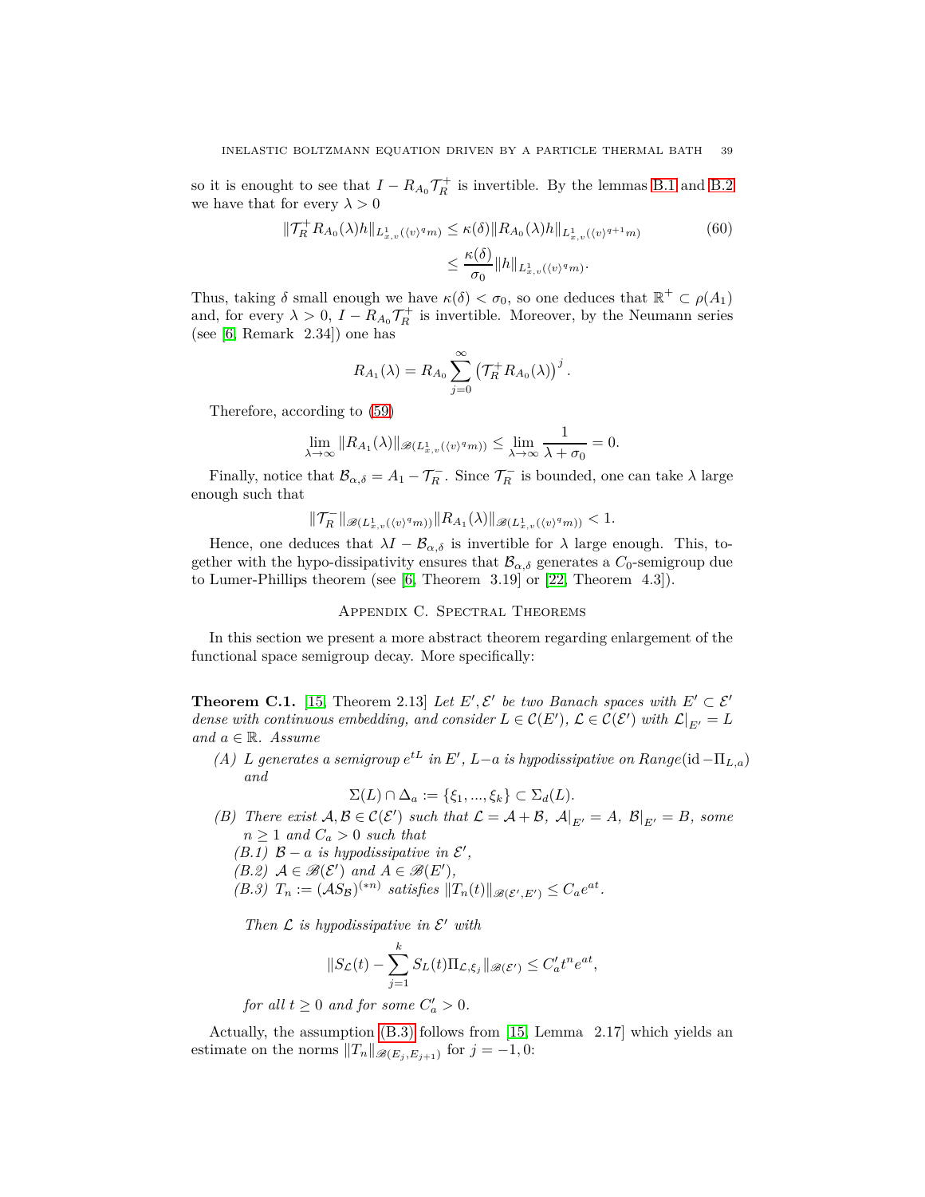so it is enought to see that $I - R_{A_0}\mathcal{T}_R^+$ is invertible. By the lemmas B.1 and B.2 we have that for every $\lambda > 0$

$$
\begin{aligned}
\|\mathcal{T}_R^+ R_{A_0}(\lambda)h\|_{L^1_{x,v}(\langle v\rangle^q m)} &\leq \kappa(\delta)\|R_{A_0}(\lambda)h\|_{L^1_{x,v}(\langle v\rangle^{q+1} m)} \\
&\leq \frac{\kappa(\delta)}{\sigma_0}\|h\|_{L^1_{x,v}(\langle v\rangle^q m)}.
\end{aligned} \tag{60}
$$

Thus, taking $\delta$ small enough we have $\kappa(\delta) < \sigma_0$, so one deduces that $\mathbb{R}^+ \subset \rho(A_1)$ and, for every $\lambda > 0$, $I - R_{A_0}\mathcal{T}_R^+$ is invertible. Moreover, by the Neumann series (see [6, Remark 2.34]) one has

$$
R_{A_1}(\lambda) = R_{A_0}\sum_{j=0}^{\infty}\left(\mathcal{T}_R^+ R_{A_0}(\lambda)\right)^j.
$$

Therefore, according to (59)

$$
\lim_{\lambda\to\infty}\|R_{A_1}(\lambda)\|_{\mathscr{B}(L^1_{x,v}(\langle v\rangle^q m))} \leq \lim_{\lambda\to\infty}\frac{1}{\lambda+\sigma_0} = 0.
$$

Finally, notice that $\mathcal{B}_{\alpha,\delta} = A_1 - \mathcal{T}_R^-$. Since $\mathcal{T}_R^-$ is bounded, one can take $\lambda$ large enough such that

$$
\|\mathcal{T}_R^-\|_{\mathscr{B}(L^1_{x,v}(\langle v\rangle^q m))}\|R_{A_1}(\lambda)\|_{\mathscr{B}(L^1_{x,v}(\langle v\rangle^q m))} < 1.
$$

Hence, one deduces that $\lambda I - \mathcal{B}_{\alpha,\delta}$ is invertible for $\lambda$ large enough. This, together with the hypo-dissipativity ensures that $\mathcal{B}_{\alpha,\delta}$ generates a $C_0$-semigroup due to Lumer-Phillips theorem (see [6, Theorem 3.19] or [22, Theorem 4.3]).

## Appendix C. Spectral Theorems

In this section we present a more abstract theorem regarding enlargement of the functional space semigroup decay. More specifically:

**Theorem C.1.** [15, Theorem 2.13] *Let $E', \mathcal{E}'$ be two Banach spaces with $E' \subset \mathcal{E}'$ dense with continuous embedding, and consider $L \in \mathcal{C}(E')$, $\mathcal{L} \in \mathcal{C}(\mathcal{E}')$ with $\mathcal{L}|_{E'} = L$ and $a \in \mathbb{R}$. Assume*

*(A) $L$ generates a semigroup $e^{tL}$ in $E'$, $L - a$ is hypodissipative on Range$(\mathrm{id} - \Pi_{L,a})$ and*

$$
\Sigma(L) \cap \Delta_a := \{\xi_1, ..., \xi_k\} \subset \Sigma_d(L).
$$

*(B) There exist $\mathcal{A}, \mathcal{B} \in \mathcal{C}(\mathcal{E}')$ such that $\mathcal{L} = \mathcal{A} + \mathcal{B}$, $\mathcal{A}|_{E'} = A$, $\mathcal{B}|_{E'} = B$, some $n \geq 1$ and $C_a > 0$ such that*

*(B.1) $\mathcal{B} - a$ is hypodissipative in $\mathcal{E}'$,*

*(B.2) $\mathcal{A} \in \mathscr{B}(\mathcal{E}')$ and $A \in \mathscr{B}(E')$,*

*(B.3) $T_n := (\mathcal{A}S_{\mathcal{B}})^{(*n)}$ satisfies $\|T_n(t)\|_{\mathscr{B}(\mathcal{E}', E')} \leq C_a e^{at}$.*

*Then $\mathcal{L}$ is hypodissipative in $\mathcal{E}'$ with*

$$
\|S_{\mathcal{L}}(t) - \sum_{j=1}^{k} S_L(t)\Pi_{\mathcal{L},\xi_j}\|_{\mathscr{B}(\mathcal{E}')} \leq C'_a t^n e^{at},
$$

*for all $t \geq 0$ and for some $C'_a > 0$.*

Actually, the assumption (B.3) follows from [15, Lemma 2.17] which yields an estimate on the norms $\|T_n\|_{\mathscr{B}(E_j, E_{j+1})}$ for $j = -1, 0$: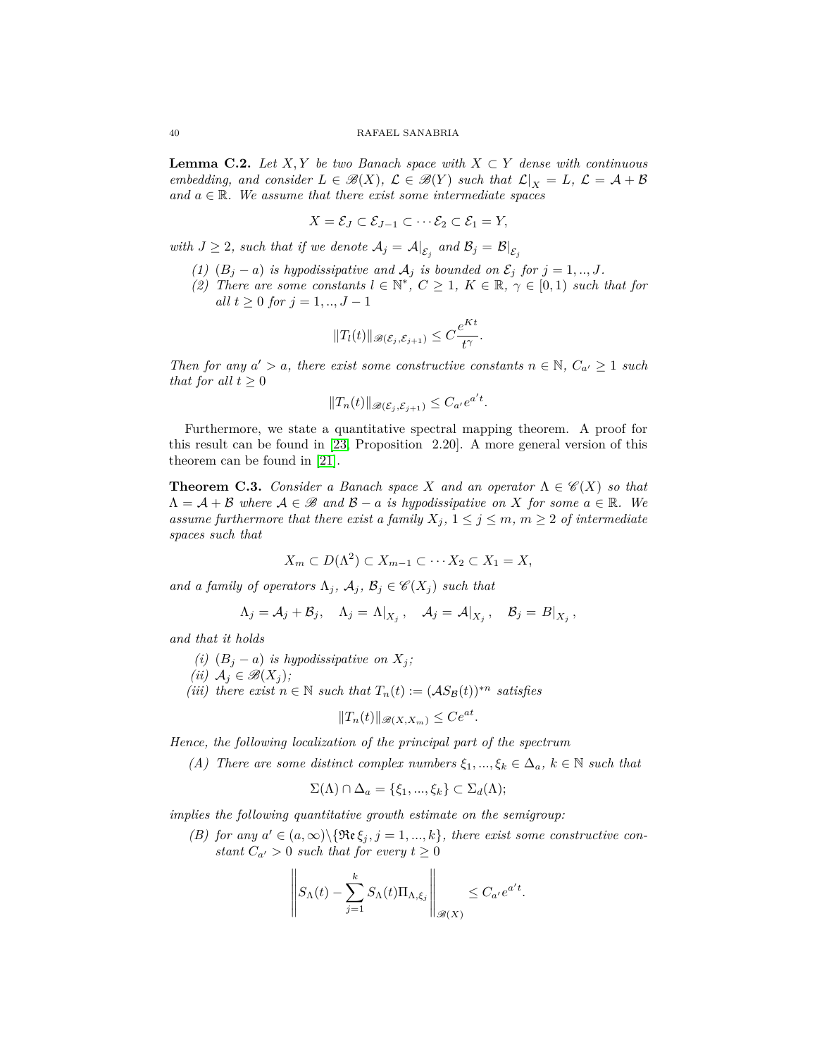**Lemma C.2.** *Let $X, Y$ be two Banach space with $X \subset Y$ dense with continuous embedding, and consider $L \in \mathscr{B}(X)$, $\mathcal{L} \in \mathscr{B}(Y)$ such that $\mathcal{L}|_X = L$, $\mathcal{L} = \mathcal{A} + \mathcal{B}$ and $a \in \mathbb{R}$. We assume that there exist some intermediate spaces*

$$X = \mathcal{E}_J \subset \mathcal{E}_{J-1} \subset \cdots \mathcal{E}_2 \subset \mathcal{E}_1 = Y,$$

*with $J \geq 2$, such that if we denote $\mathcal{A}_j = \mathcal{A}|_{\mathcal{E}_j}$ and $\mathcal{B}_j = \mathcal{B}|_{\mathcal{E}_j}$*

*(1) $(B_j - a)$ is hypodissipative and $\mathcal{A}_j$ is bounded on $\mathcal{E}_j$ for $j = 1, .., J$.*

*(2) There are some constants $l \in \mathbb{N}^*$, $C \geq 1$, $K \in \mathbb{R}$, $\gamma \in [0, 1)$ such that for all $t \geq 0$ for $j = 1, .., J-1$*

$$\|T_l(t)\|_{\mathscr{B}(\mathcal{E}_j, \mathcal{E}_{j+1})} \leq C \frac{e^{Kt}}{t^\gamma}.$$

*Then for any $a' > a$, there exist some constructive constants $n \in \mathbb{N}$, $C_{a'} \geq 1$ such that for all $t \geq 0$*

$$\|T_n(t)\|_{\mathscr{B}(\mathcal{E}_j, \mathcal{E}_{j+1})} \leq C_{a'} e^{a't}.$$

Furthermore, we state a quantitative spectral mapping theorem. A proof for this result can be found in [23, Proposition 2.20]. A more general version of this theorem can be found in [21].

**Theorem C.3.** *Consider a Banach space $X$ and an operator $\Lambda \in \mathscr{C}(X)$ so that $\Lambda = \mathcal{A} + \mathcal{B}$ where $\mathcal{A} \in \mathscr{B}$ and $\mathcal{B} - a$ is hypodissipative on $X$ for some $a \in \mathbb{R}$. We assume furthermore that there exist a family $X_j$, $1 \leq j \leq m$, $m \geq 2$ of intermediate spaces such that*

$$X_m \subset D(\Lambda^2) \subset X_{m-1} \subset \cdots X_2 \subset X_1 = X,$$

*and a family of operators $\Lambda_j$, $\mathcal{A}_j$, $\mathcal{B}_j \in \mathscr{C}(X_j)$ such that*

$$\Lambda_j = \mathcal{A}_j + \mathcal{B}_j, \quad \Lambda_j = \Lambda|_{X_j}, \quad \mathcal{A}_j = \mathcal{A}|_{X_j}, \quad \mathcal{B}_j = B|_{X_j},$$

*and that it holds*

*(i) $(B_j - a)$ is hypodissipative on $X_j$;*

*(ii) $\mathcal{A}_j \in \mathscr{B}(X_j)$;*

*(iii) there exist $n \in \mathbb{N}$ such that $T_n(t) := (\mathcal{A} S_{\mathcal{B}}(t))^{*n}$ satisfies*

$$\|T_n(t)\|_{\mathscr{B}(X, X_m)} \leq C e^{at}.$$

*Hence, the following localization of the principal part of the spectrum*

*(A) There are some distinct complex numbers $\xi_1, ..., \xi_k \in \Delta_a$, $k \in \mathbb{N}$ such that*

$$\Sigma(\Lambda) \cap \Delta_a = \{\xi_1, ..., \xi_k\} \subset \Sigma_d(\Lambda);$$

*implies the following quantitative growth estimate on the semigroup:*

*(B) for any $a' \in (a, \infty) \backslash \{\mathfrak{Re}\, \xi_j, j = 1, ..., k\}$, there exist some constructive constant $C_{a'} > 0$ such that for every $t \geq 0$*

$$\left\| S_\Lambda(t) - \sum_{j=1}^{k} S_\Lambda(t) \Pi_{\Lambda, \xi_j} \right\|_{\mathscr{B}(X)} \leq C_{a'} e^{a't}.$$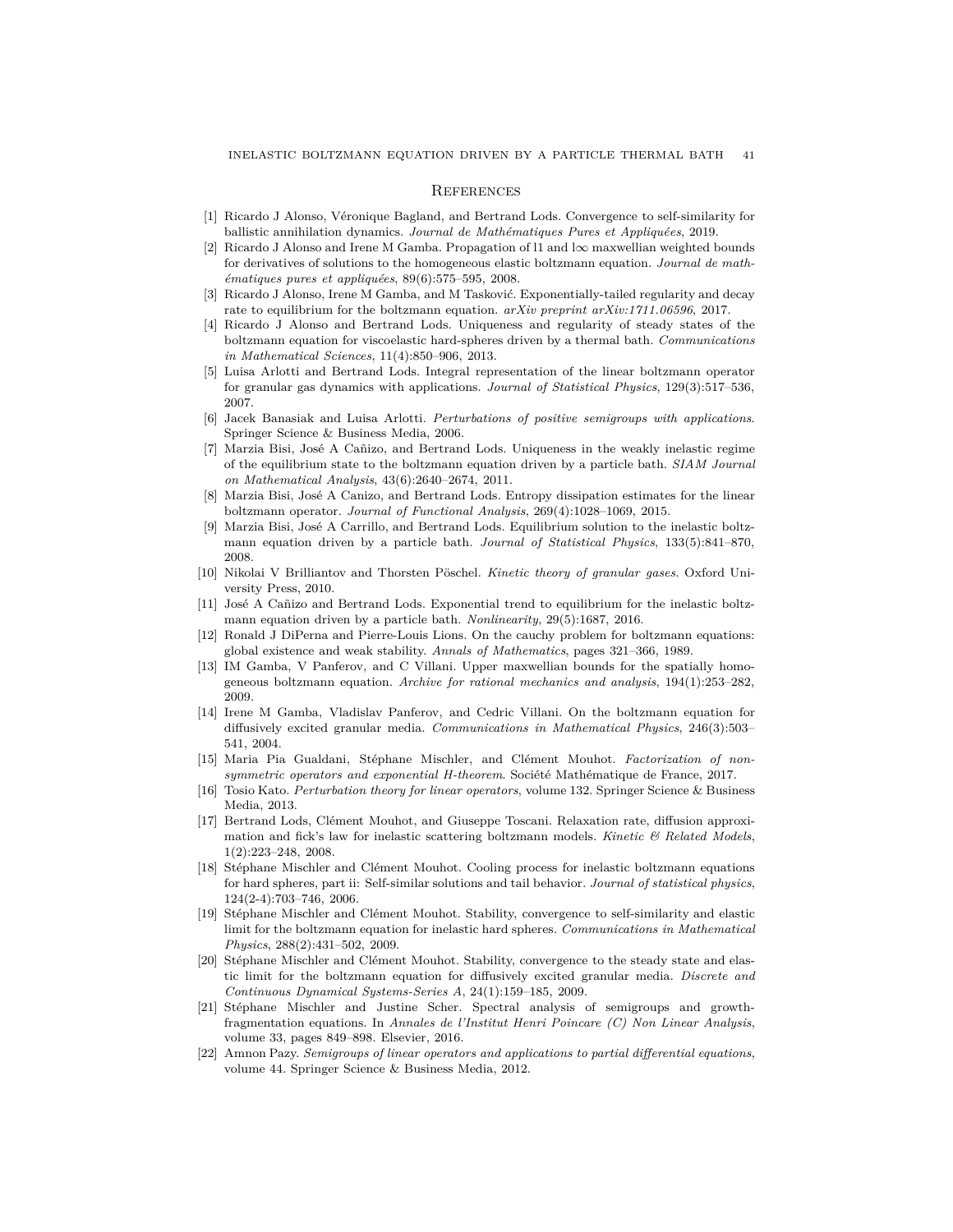## References

[1] Ricardo J Alonso, Véronique Bagland, and Bertrand Lods. Convergence to self-similarity for ballistic annihilation dynamics. *Journal de Mathématiques Pures et Appliquées*, 2019.

[2] Ricardo J Alonso and Irene M Gamba. Propagation of l1 and l$\infty$ maxwellian weighted bounds for derivatives of solutions to the homogeneous elastic boltzmann equation. *Journal de mathématiques pures et appliquées*, 89(6):575–595, 2008.

[3] Ricardo J Alonso, Irene M Gamba, and M Tasković. Exponentially-tailed regularity and decay rate to equilibrium for the boltzmann equation. *arXiv preprint arXiv:1711.06596*, 2017.

[4] Ricardo J Alonso and Bertrand Lods. Uniqueness and regularity of steady states of the boltzmann equation for viscoelastic hard-spheres driven by a thermal bath. *Communications in Mathematical Sciences*, 11(4):850–906, 2013.

[5] Luisa Arlotti and Bertrand Lods. Integral representation of the linear boltzmann operator for granular gas dynamics with applications. *Journal of Statistical Physics*, 129(3):517–536, 2007.

[6] Jacek Banasiak and Luisa Arlotti. *Perturbations of positive semigroups with applications*. Springer Science & Business Media, 2006.

[7] Marzia Bisi, José A Cañizo, and Bertrand Lods. Uniqueness in the weakly inelastic regime of the equilibrium state to the boltzmann equation driven by a particle bath. *SIAM Journal on Mathematical Analysis*, 43(6):2640–2674, 2011.

[8] Marzia Bisi, José A Canizo, and Bertrand Lods. Entropy dissipation estimates for the linear boltzmann operator. *Journal of Functional Analysis*, 269(4):1028–1069, 2015.

[9] Marzia Bisi, José A Carrillo, and Bertrand Lods. Equilibrium solution to the inelastic boltzmann equation driven by a particle bath. *Journal of Statistical Physics*, 133(5):841–870, 2008.

[10] Nikolai V Brilliantov and Thorsten Pöschel. *Kinetic theory of granular gases*. Oxford University Press, 2010.

[11] José A Cañizo and Bertrand Lods. Exponential trend to equilibrium for the inelastic boltzmann equation driven by a particle bath. *Nonlinearity*, 29(5):1687, 2016.

[12] Ronald J DiPerna and Pierre-Louis Lions. On the cauchy problem for boltzmann equations: global existence and weak stability. *Annals of Mathematics*, pages 321–366, 1989.

[13] IM Gamba, V Panferov, and C Villani. Upper maxwellian bounds for the spatially homogeneous boltzmann equation. *Archive for rational mechanics and analysis*, 194(1):253–282, 2009.

[14] Irene M Gamba, Vladislav Panferov, and Cedric Villani. On the boltzmann equation for diffusively excited granular media. *Communications in Mathematical Physics*, 246(3):503–541, 2004.

[15] Maria Pia Gualdani, Stéphane Mischler, and Clément Mouhot. *Factorization of non-symmetric operators and exponential H-theorem*. Société Mathématique de France, 2017.

[16] Tosio Kato. *Perturbation theory for linear operators*, volume 132. Springer Science & Business Media, 2013.

[17] Bertrand Lods, Clément Mouhot, and Giuseppe Toscani. Relaxation rate, diffusion approximation and fick's law for inelastic scattering boltzmann models. *Kinetic & Related Models*, 1(2):223–248, 2008.

[18] Stéphane Mischler and Clément Mouhot. Cooling process for inelastic boltzmann equations for hard spheres, part ii: Self-similar solutions and tail behavior. *Journal of statistical physics*, 124(2-4):703–746, 2006.

[19] Stéphane Mischler and Clément Mouhot. Stability, convergence to self-similarity and elastic limit for the boltzmann equation for inelastic hard spheres. *Communications in Mathematical Physics*, 288(2):431–502, 2009.

[20] Stéphane Mischler and Clément Mouhot. Stability, convergence to the steady state and elastic limit for the boltzmann equation for diffusively excited granular media. *Discrete and Continuous Dynamical Systems-Series A*, 24(1):159–185, 2009.

[21] Stéphane Mischler and Justine Scher. Spectral analysis of semigroups and growth-fragmentation equations. In *Annales de l'Institut Henri Poincare (C) Non Linear Analysis*, volume 33, pages 849–898. Elsevier, 2016.

[22] Amnon Pazy. *Semigroups of linear operators and applications to partial differential equations*, volume 44. Springer Science & Business Media, 2012.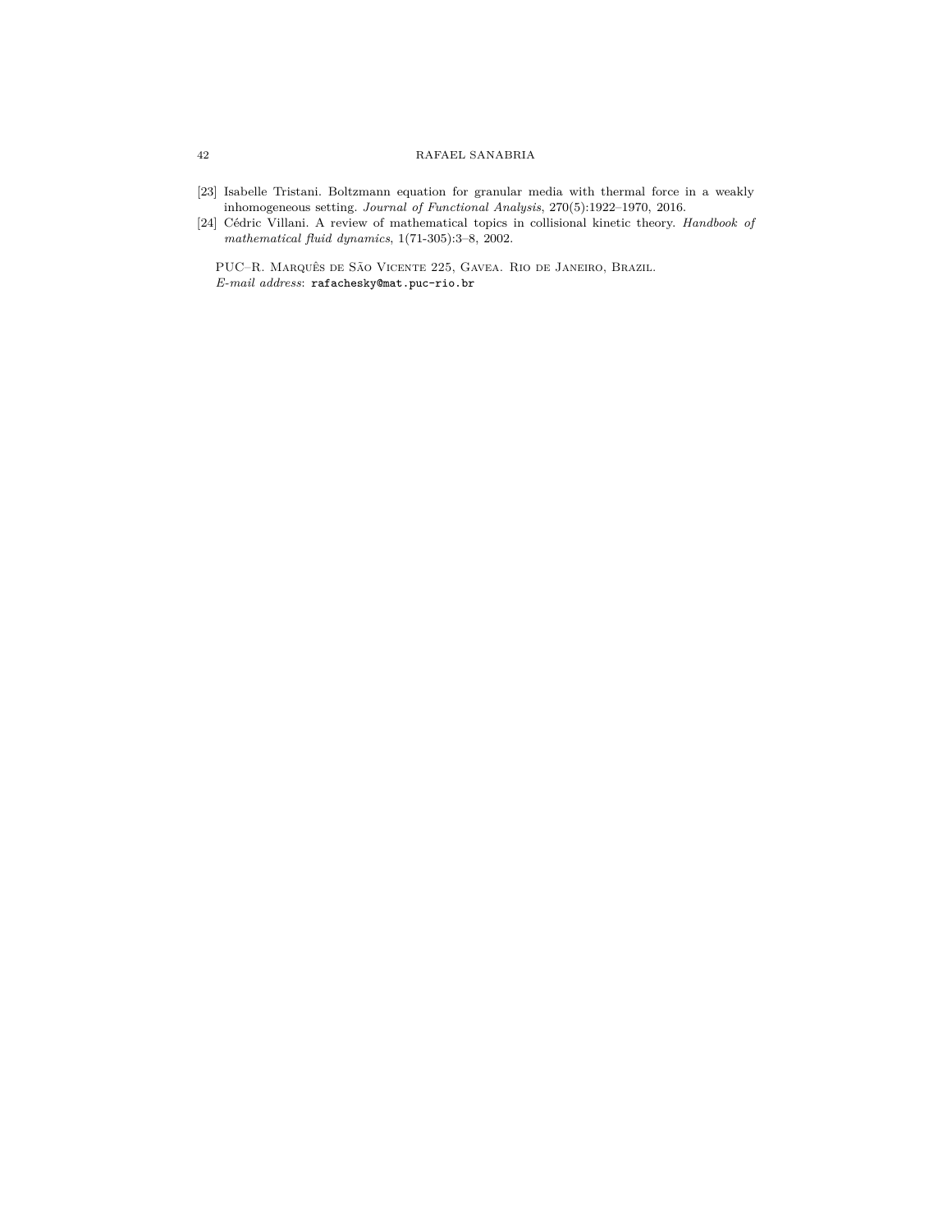[23] Isabelle Tristani. Boltzmann equation for granular media with thermal force in a weakly inhomogeneous setting. *Journal of Functional Analysis*, 270(5):1922–1970, 2016.

[24] Cédric Villani. A review of mathematical topics in collisional kinetic theory. *Handbook of mathematical fluid dynamics*, 1(71-305):3–8, 2002.

PUC–R. Marquês de São Vicente 225, Gavea. Rio de Janeiro, Brazil.
*E-mail address*: `rafachesky@mat.puc-rio.br`